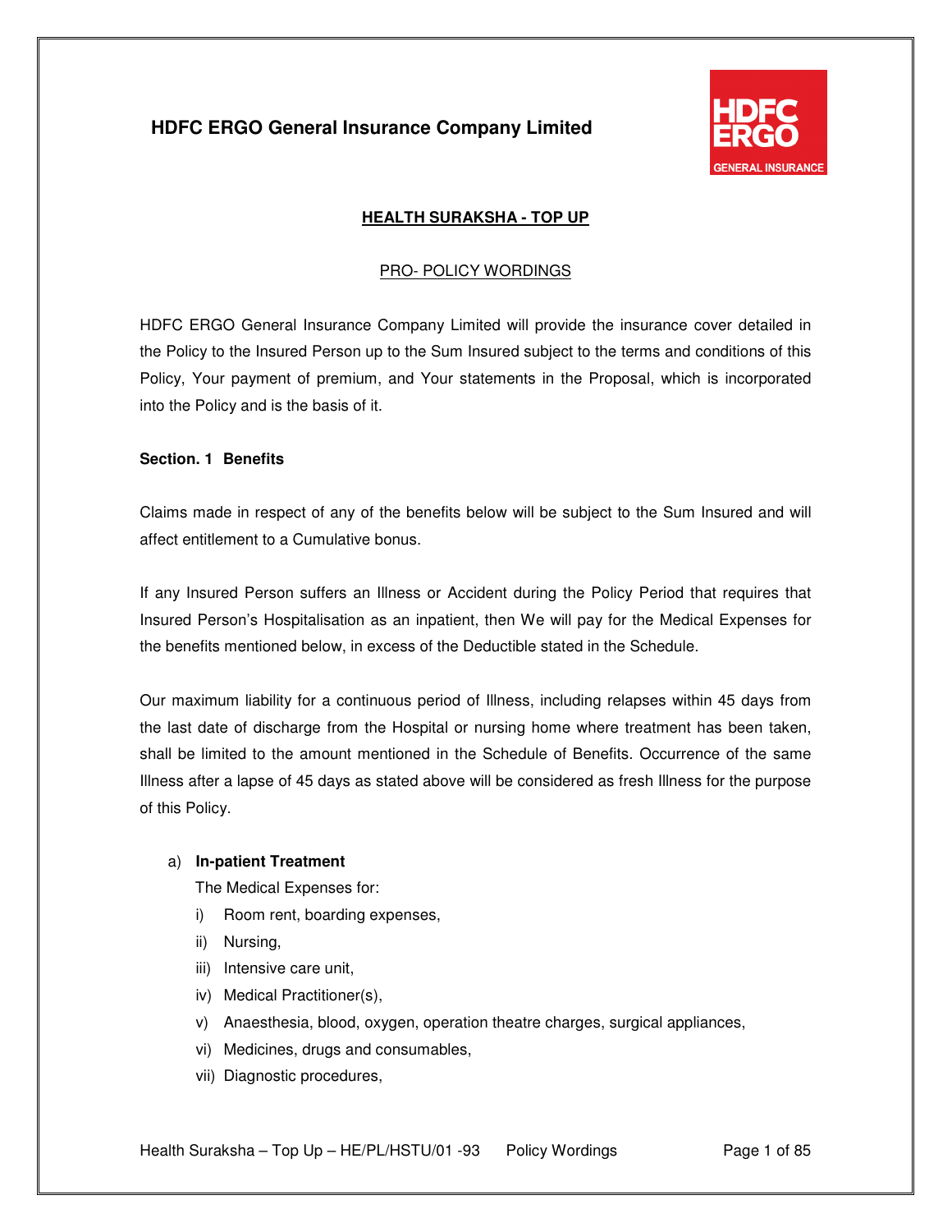# HDFC ERGO General Insurance Company Limited

## HEALTH SURAKSHA - TOP UP

PRO- POLICY WORDINGS

HDFC ERGO General Insurance Company Limited will provide the insurance cover detailed in the Policy to the Insured Person up to the Sum Insured subject to the terms and conditions of this Policy, Your payment of premium, and Your statements in the Proposal, which is incorporated into the Policy and is the basis of it.

### Section. 1 Benefits

Claims made in respect of any of the benefits below will be subject to the Sum Insured and will affect entitlement to a Cumulative bonus.

If any Insured Person suffers an Illness or Accident during the Policy Period that requires that Insured Person's Hospitalisation as an inpatient, then We will pay for the Medical Expenses for the benefits mentioned below, in excess of the Deductible stated in the Schedule.

Our maximum liability for a continuous period of Illness, including relapses within 45 days from the last date of discharge from the Hospital or nursing home where treatment has been taken, shall be limited to the amount mentioned in the Schedule of Benefits. Occurrence of the same Illness after a lapse of 45 days as stated above will be considered as fresh Illness for the purpose of this Policy.

a) **In-patient Treatment**

   The Medical Expenses for:

   i) Room rent, boarding expenses,
   ii) Nursing,
   iii) Intensive care unit,
   iv) Medical Practitioner(s),
   v) Anaesthesia, blood, oxygen, operation theatre charges, surgical appliances,
   vi) Medicines, drugs and consumables,
   vii) Diagnostic procedures,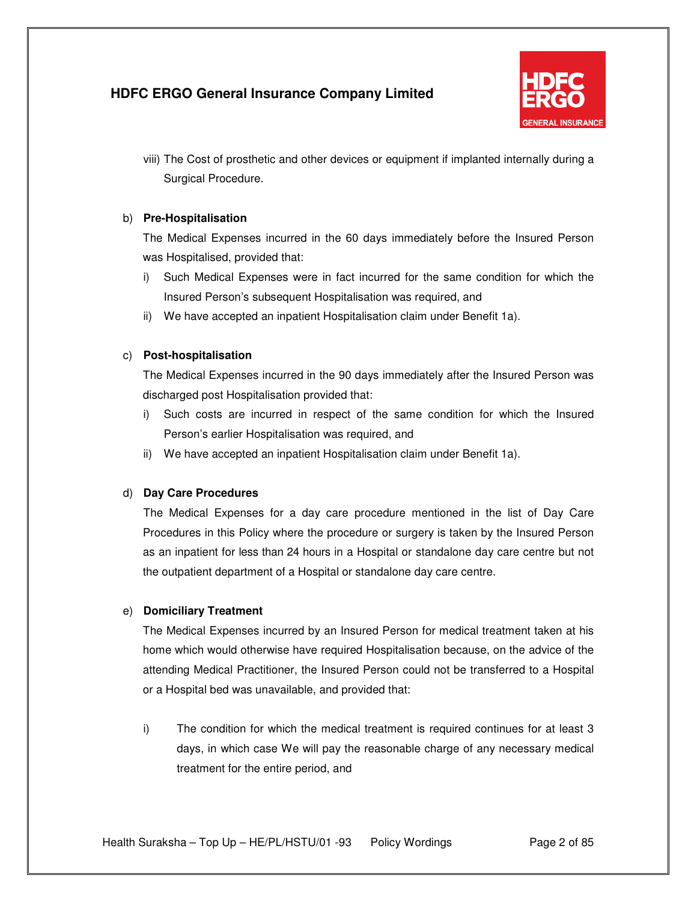viii) The Cost of prosthetic and other devices or equipment if implanted internally during a Surgical Procedure.

b) **Pre-Hospitalisation**

The Medical Expenses incurred in the 60 days immediately before the Insured Person was Hospitalised, provided that:

i) Such Medical Expenses were in fact incurred for the same condition for which the Insured Person's subsequent Hospitalisation was required, and
ii) We have accepted an inpatient Hospitalisation claim under Benefit 1a).

c) **Post-hospitalisation**

The Medical Expenses incurred in the 90 days immediately after the Insured Person was discharged post Hospitalisation provided that:

i) Such costs are incurred in respect of the same condition for which the Insured Person's earlier Hospitalisation was required, and
ii) We have accepted an inpatient Hospitalisation claim under Benefit 1a).

d) **Day Care Procedures**

The Medical Expenses for a day care procedure mentioned in the list of Day Care Procedures in this Policy where the procedure or surgery is taken by the Insured Person as an inpatient for less than 24 hours in a Hospital or standalone day care centre but not the outpatient department of a Hospital or standalone day care centre.

e) **Domiciliary Treatment**

The Medical Expenses incurred by an Insured Person for medical treatment taken at his home which would otherwise have required Hospitalisation because, on the advice of the attending Medical Practitioner, the Insured Person could not be transferred to a Hospital or a Hospital bed was unavailable, and provided that:

i) The condition for which the medical treatment is required continues for at least 3 days, in which case We will pay the reasonable charge of any necessary medical treatment for the entire period, and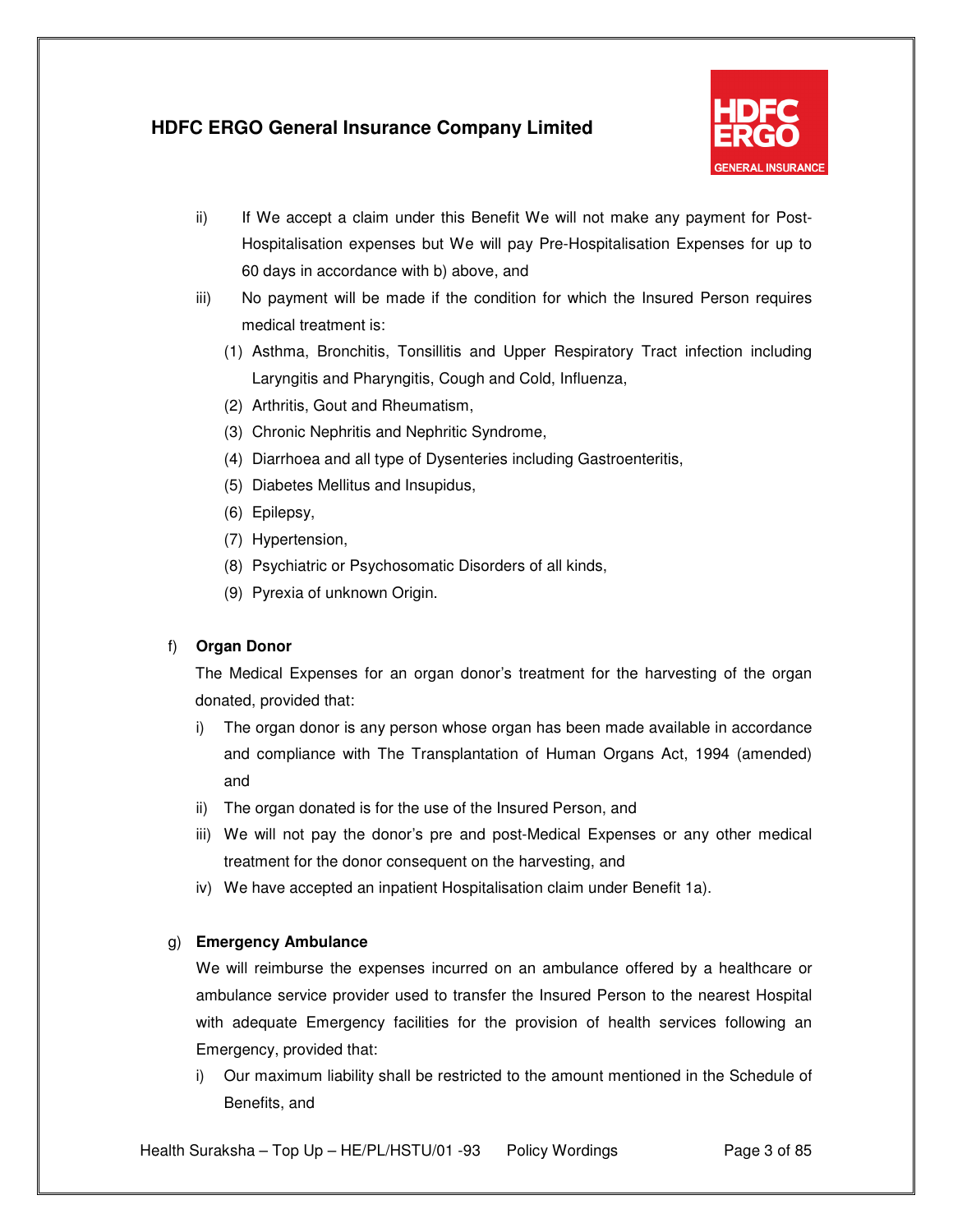ii) If We accept a claim under this Benefit We will not make any payment for Post-Hospitalisation expenses but We will pay Pre-Hospitalisation Expenses for up to 60 days in accordance with b) above, and

iii) No payment will be made if the condition for which the Insured Person requires medical treatment is:

(1) Asthma, Bronchitis, Tonsillitis and Upper Respiratory Tract infection including Laryngitis and Pharyngitis, Cough and Cold, Influenza,

(2) Arthritis, Gout and Rheumatism,

(3) Chronic Nephritis and Nephritic Syndrome,

(4) Diarrhoea and all type of Dysenteries including Gastroenteritis,

(5) Diabetes Mellitus and Insupidus,

(6) Epilepsy,

(7) Hypertension,

(8) Psychiatric or Psychosomatic Disorders of all kinds,

(9) Pyrexia of unknown Origin.

f) **Organ Donor**

The Medical Expenses for an organ donor's treatment for the harvesting of the organ donated, provided that:

i) The organ donor is any person whose organ has been made available in accordance and compliance with The Transplantation of Human Organs Act, 1994 (amended) and

ii) The organ donated is for the use of the Insured Person, and

iii) We will not pay the donor's pre and post-Medical Expenses or any other medical treatment for the donor consequent on the harvesting, and

iv) We have accepted an inpatient Hospitalisation claim under Benefit 1a).

g) **Emergency Ambulance**

We will reimburse the expenses incurred on an ambulance offered by a healthcare or ambulance service provider used to transfer the Insured Person to the nearest Hospital with adequate Emergency facilities for the provision of health services following an Emergency, provided that:

i) Our maximum liability shall be restricted to the amount mentioned in the Schedule of Benefits, and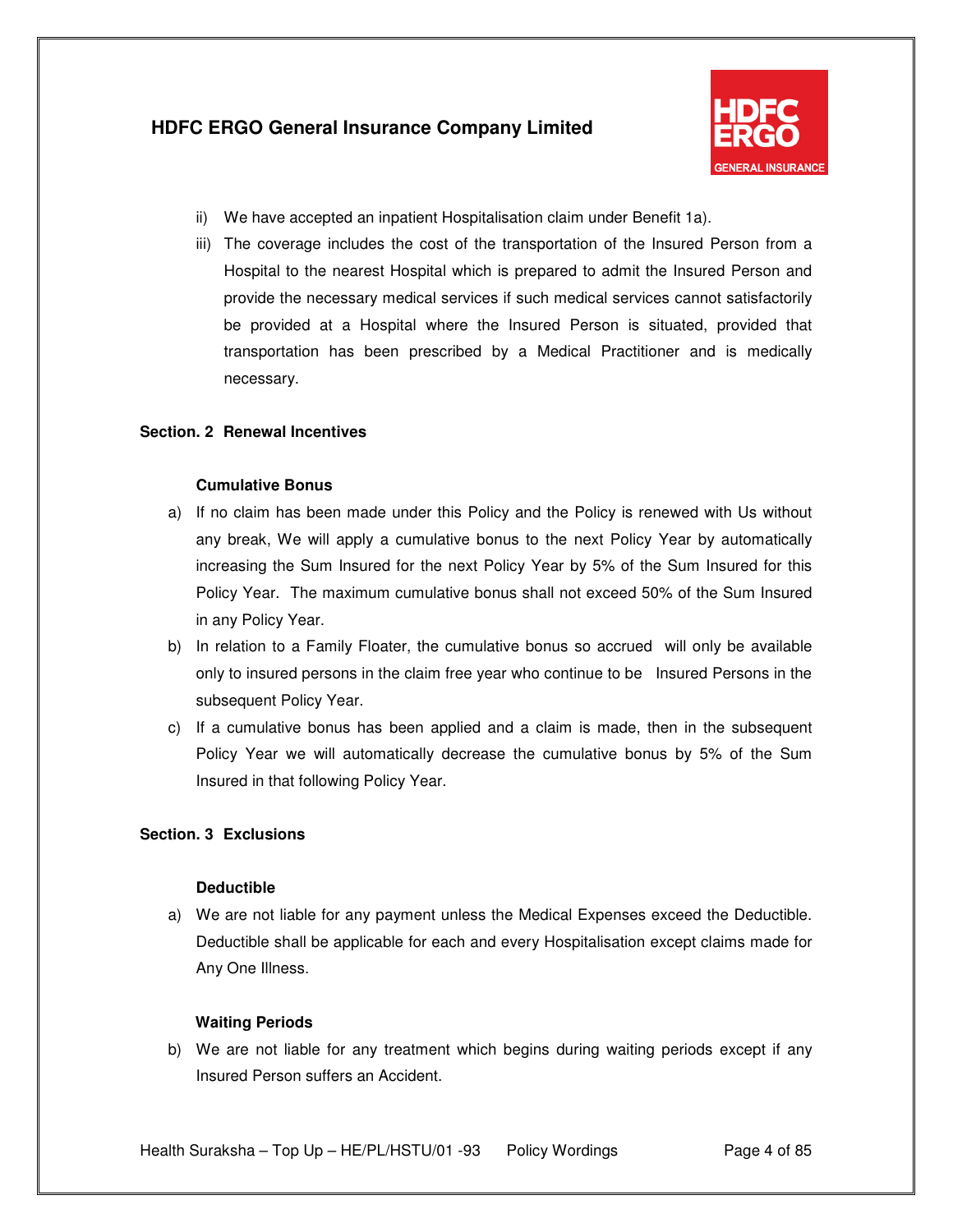ii) We have accepted an inpatient Hospitalisation claim under Benefit 1a).

iii) The coverage includes the cost of the transportation of the Insured Person from a Hospital to the nearest Hospital which is prepared to admit the Insured Person and provide the necessary medical services if such medical services cannot satisfactorily be provided at a Hospital where the Insured Person is situated, provided that transportation has been prescribed by a Medical Practitioner and is medically necessary.

## Section. 2 Renewal Incentives

### Cumulative Bonus

a) If no claim has been made under this Policy and the Policy is renewed with Us without any break, We will apply a cumulative bonus to the next Policy Year by automatically increasing the Sum Insured for the next Policy Year by 5% of the Sum Insured for this Policy Year. The maximum cumulative bonus shall not exceed 50% of the Sum Insured in any Policy Year.

b) In relation to a Family Floater, the cumulative bonus so accrued will only be available only to insured persons in the claim free year who continue to be Insured Persons in the subsequent Policy Year.

c) If a cumulative bonus has been applied and a claim is made, then in the subsequent Policy Year we will automatically decrease the cumulative bonus by 5% of the Sum Insured in that following Policy Year.

## Section. 3 Exclusions

### Deductible

a) We are not liable for any payment unless the Medical Expenses exceed the Deductible. Deductible shall be applicable for each and every Hospitalisation except claims made for Any One Illness.

### Waiting Periods

b) We are not liable for any treatment which begins during waiting periods except if any Insured Person suffers an Accident.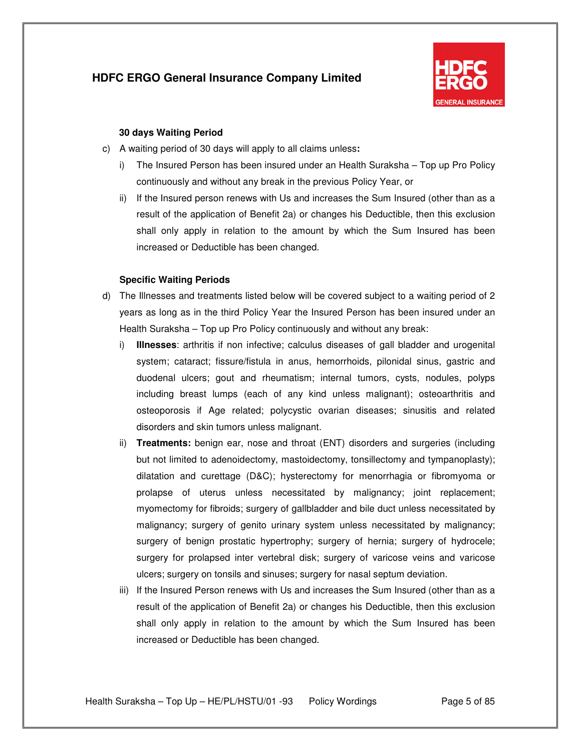**30 days Waiting Period**

c) A waiting period of 30 days will apply to all claims unless**:**

   i) The Insured Person has been insured under an Health Suraksha – Top up Pro Policy continuously and without any break in the previous Policy Year, or

   ii) If the Insured person renews with Us and increases the Sum Insured (other than as a result of the application of Benefit 2a) or changes his Deductible, then this exclusion shall only apply in relation to the amount by which the Sum Insured has been increased or Deductible has been changed.

**Specific Waiting Periods**

d) The Illnesses and treatments listed below will be covered subject to a waiting period of 2 years as long as in the third Policy Year the Insured Person has been insured under an Health Suraksha – Top up Pro Policy continuously and without any break:

   i) **Illnesses**: arthritis if non infective; calculus diseases of gall bladder and urogenital system; cataract; fissure/fistula in anus, hemorrhoids, pilonidal sinus, gastric and duodenal ulcers; gout and rheumatism; internal tumors, cysts, nodules, polyps including breast lumps (each of any kind unless malignant); osteoarthritis and osteoporosis if Age related; polycystic ovarian diseases; sinusitis and related disorders and skin tumors unless malignant.

   ii) **Treatments:** benign ear, nose and throat (ENT) disorders and surgeries (including but not limited to adenoidectomy, mastoidectomy, tonsillectomy and tympanoplasty); dilatation and curettage (D&C); hysterectomy for menorrhagia or fibromyoma or prolapse of uterus unless necessitated by malignancy; joint replacement; myomectomy for fibroids; surgery of gallbladder and bile duct unless necessitated by malignancy; surgery of genito urinary system unless necessitated by malignancy; surgery of benign prostatic hypertrophy; surgery of hernia; surgery of hydrocele; surgery for prolapsed inter vertebral disk; surgery of varicose veins and varicose ulcers; surgery on tonsils and sinuses; surgery for nasal septum deviation.

   iii) If the Insured Person renews with Us and increases the Sum Insured (other than as a result of the application of Benefit 2a) or changes his Deductible, then this exclusion shall only apply in relation to the amount by which the Sum Insured has been increased or Deductible has been changed.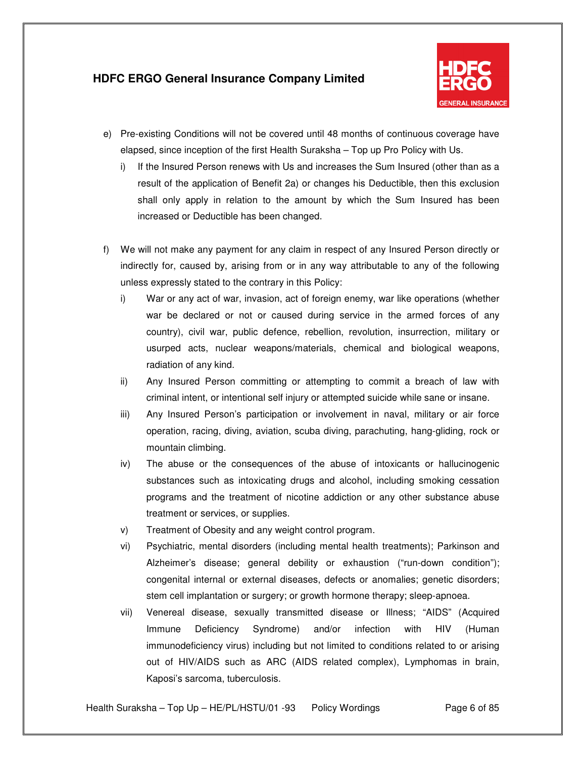e) Pre-existing Conditions will not be covered until 48 months of continuous coverage have elapsed, since inception of the first Health Suraksha – Top up Pro Policy with Us.

   i) If the Insured Person renews with Us and increases the Sum Insured (other than as a result of the application of Benefit 2a) or changes his Deductible, then this exclusion shall only apply in relation to the amount by which the Sum Insured has been increased or Deductible has been changed.

f) We will not make any payment for any claim in respect of any Insured Person directly or indirectly for, caused by, arising from or in any way attributable to any of the following unless expressly stated to the contrary in this Policy:

   i) War or any act of war, invasion, act of foreign enemy, war like operations (whether war be declared or not or caused during service in the armed forces of any country), civil war, public defence, rebellion, revolution, insurrection, military or usurped acts, nuclear weapons/materials, chemical and biological weapons, radiation of any kind.

   ii) Any Insured Person committing or attempting to commit a breach of law with criminal intent, or intentional self injury or attempted suicide while sane or insane.

   iii) Any Insured Person's participation or involvement in naval, military or air force operation, racing, diving, aviation, scuba diving, parachuting, hang-gliding, rock or mountain climbing.

   iv) The abuse or the consequences of the abuse of intoxicants or hallucinogenic substances such as intoxicating drugs and alcohol, including smoking cessation programs and the treatment of nicotine addiction or any other substance abuse treatment or services, or supplies.

   v) Treatment of Obesity and any weight control program.

   vi) Psychiatric, mental disorders (including mental health treatments); Parkinson and Alzheimer's disease; general debility or exhaustion ("run-down condition"); congenital internal or external diseases, defects or anomalies; genetic disorders; stem cell implantation or surgery; or growth hormone therapy; sleep-apnoea.

   vii) Venereal disease, sexually transmitted disease or Illness; "AIDS" (Acquired Immune Deficiency Syndrome) and/or infection with HIV (Human immunodeficiency virus) including but not limited to conditions related to or arising out of HIV/AIDS such as ARC (AIDS related complex), Lymphomas in brain, Kaposi's sarcoma, tuberculosis.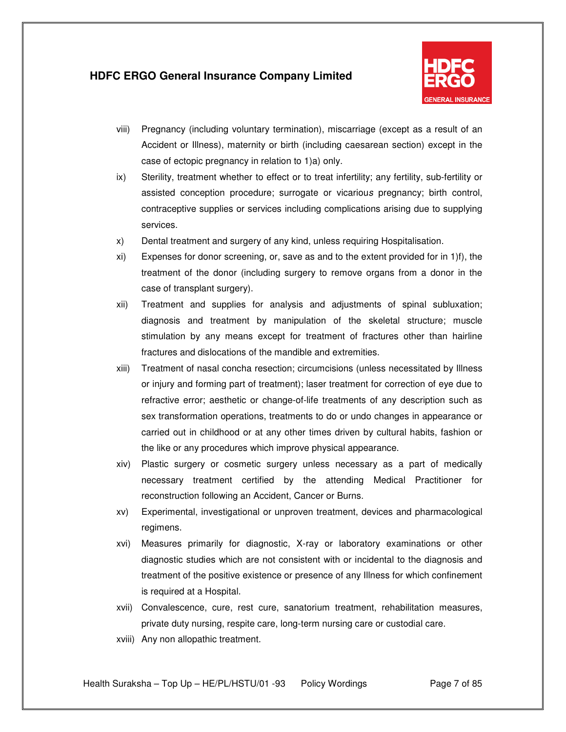viii) Pregnancy (including voluntary termination), miscarriage (except as a result of an Accident or Illness), maternity or birth (including caesarean section) except in the case of ectopic pregnancy in relation to 1)a) only.

ix) Sterility, treatment whether to effect or to treat infertility; any fertility, sub-fertility or assisted conception procedure; surrogate or vicarious pregnancy; birth control, contraceptive supplies or services including complications arising due to supplying services.

x) Dental treatment and surgery of any kind, unless requiring Hospitalisation.

xi) Expenses for donor screening, or, save as and to the extent provided for in 1)f), the treatment of the donor (including surgery to remove organs from a donor in the case of transplant surgery).

xii) Treatment and supplies for analysis and adjustments of spinal subluxation; diagnosis and treatment by manipulation of the skeletal structure; muscle stimulation by any means except for treatment of fractures other than hairline fractures and dislocations of the mandible and extremities.

xiii) Treatment of nasal concha resection; circumcisions (unless necessitated by Illness or injury and forming part of treatment); laser treatment for correction of eye due to refractive error; aesthetic or change-of-life treatments of any description such as sex transformation operations, treatments to do or undo changes in appearance or carried out in childhood or at any other times driven by cultural habits, fashion or the like or any procedures which improve physical appearance.

xiv) Plastic surgery or cosmetic surgery unless necessary as a part of medically necessary treatment certified by the attending Medical Practitioner for reconstruction following an Accident, Cancer or Burns.

xv) Experimental, investigational or unproven treatment, devices and pharmacological regimens.

xvi) Measures primarily for diagnostic, X-ray or laboratory examinations or other diagnostic studies which are not consistent with or incidental to the diagnosis and treatment of the positive existence or presence of any Illness for which confinement is required at a Hospital.

xvii) Convalescence, cure, rest cure, sanatorium treatment, rehabilitation measures, private duty nursing, respite care, long-term nursing care or custodial care.

xviii) Any non allopathic treatment.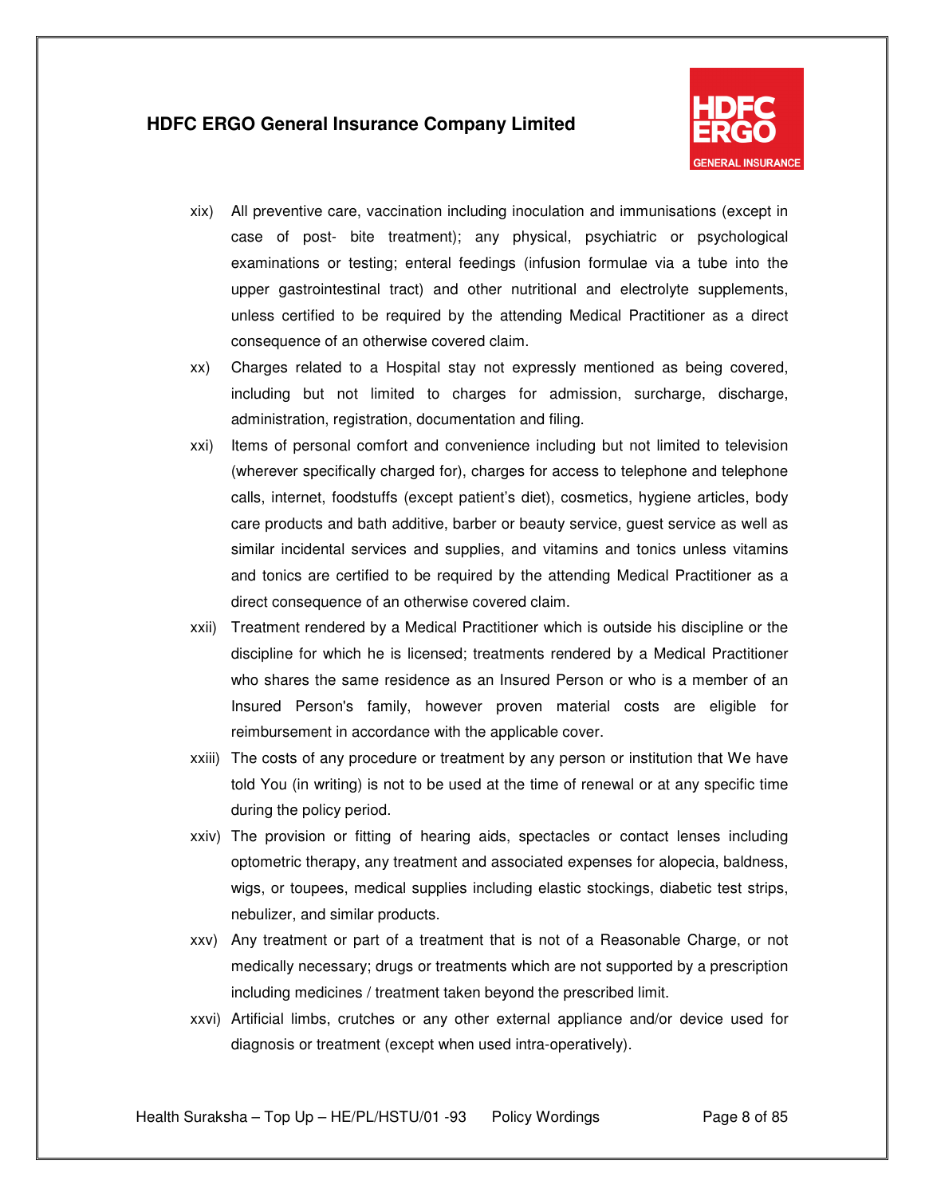xix) All preventive care, vaccination including inoculation and immunisations (except in case of post- bite treatment); any physical, psychiatric or psychological examinations or testing; enteral feedings (infusion formulae via a tube into the upper gastrointestinal tract) and other nutritional and electrolyte supplements, unless certified to be required by the attending Medical Practitioner as a direct consequence of an otherwise covered claim.

xx) Charges related to a Hospital stay not expressly mentioned as being covered, including but not limited to charges for admission, surcharge, discharge, administration, registration, documentation and filing.

xxi) Items of personal comfort and convenience including but not limited to television (wherever specifically charged for), charges for access to telephone and telephone calls, internet, foodstuffs (except patient's diet), cosmetics, hygiene articles, body care products and bath additive, barber or beauty service, guest service as well as similar incidental services and supplies, and vitamins and tonics unless vitamins and tonics are certified to be required by the attending Medical Practitioner as a direct consequence of an otherwise covered claim.

xxii) Treatment rendered by a Medical Practitioner which is outside his discipline or the discipline for which he is licensed; treatments rendered by a Medical Practitioner who shares the same residence as an Insured Person or who is a member of an Insured Person's family, however proven material costs are eligible for reimbursement in accordance with the applicable cover.

xxiii) The costs of any procedure or treatment by any person or institution that We have told You (in writing) is not to be used at the time of renewal or at any specific time during the policy period.

xxiv) The provision or fitting of hearing aids, spectacles or contact lenses including optometric therapy, any treatment and associated expenses for alopecia, baldness, wigs, or toupees, medical supplies including elastic stockings, diabetic test strips, nebulizer, and similar products.

xxv) Any treatment or part of a treatment that is not of a Reasonable Charge, or not medically necessary; drugs or treatments which are not supported by a prescription including medicines / treatment taken beyond the prescribed limit.

xxvi) Artificial limbs, crutches or any other external appliance and/or device used for diagnosis or treatment (except when used intra-operatively).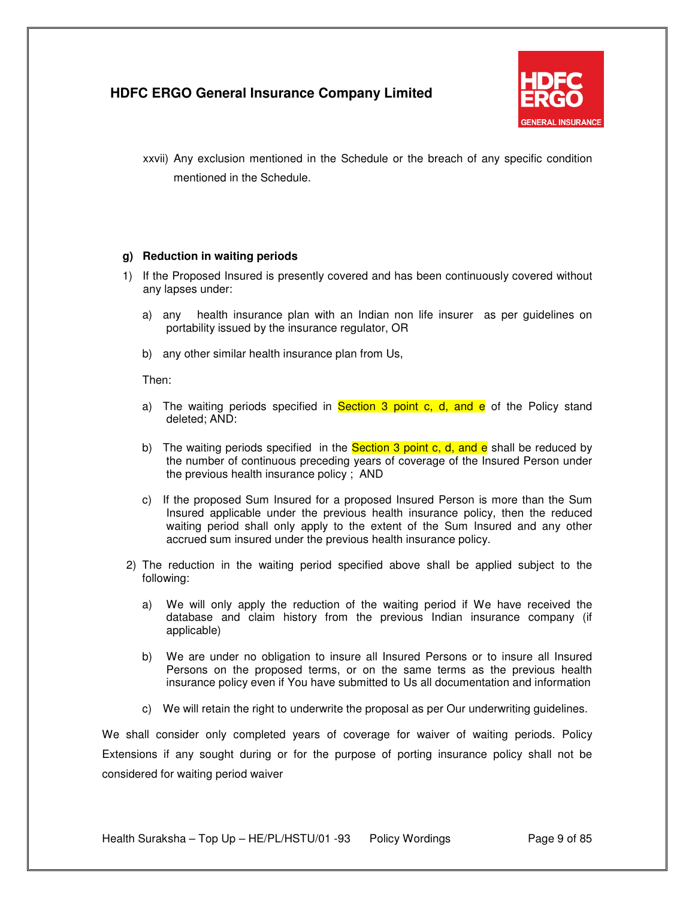xxvii) Any exclusion mentioned in the Schedule or the breach of any specific condition mentioned in the Schedule.

**g) Reduction in waiting periods**

1) If the Proposed Insured is presently covered and has been continuously covered without any lapses under:

   a) any health insurance plan with an Indian non life insurer as per guidelines on portability issued by the insurance regulator, OR

   b) any other similar health insurance plan from Us,

   Then:

   a) The waiting periods specified in Section 3 point c, d, and e of the Policy stand deleted; AND:

   b) The waiting periods specified in the Section 3 point c, d, and e shall be reduced by the number of continuous preceding years of coverage of the Insured Person under the previous health insurance policy ; AND

   c) If the proposed Sum Insured for a proposed Insured Person is more than the Sum Insured applicable under the previous health insurance policy, then the reduced waiting period shall only apply to the extent of the Sum Insured and any other accrued sum insured under the previous health insurance policy.

2) The reduction in the waiting period specified above shall be applied subject to the following:

   a) We will only apply the reduction of the waiting period if We have received the database and claim history from the previous Indian insurance company (if applicable)

   b) We are under no obligation to insure all Insured Persons or to insure all Insured Persons on the proposed terms, or on the same terms as the previous health insurance policy even if You have submitted to Us all documentation and information

   c) We will retain the right to underwrite the proposal as per Our underwriting guidelines.

We shall consider only completed years of coverage for waiver of waiting periods. Policy Extensions if any sought during or for the purpose of porting insurance policy shall not be considered for waiting period waiver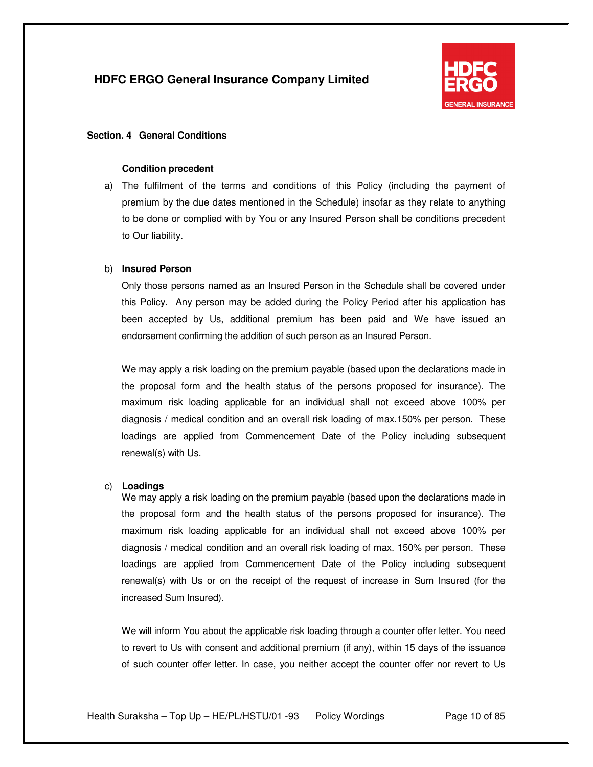## Section. 4 General Conditions

**Condition precedent**

a) The fulfilment of the terms and conditions of this Policy (including the payment of premium by the due dates mentioned in the Schedule) insofar as they relate to anything to be done or complied with by You or any Insured Person shall be conditions precedent to Our liability.

b) **Insured Person**

Only those persons named as an Insured Person in the Schedule shall be covered under this Policy. Any person may be added during the Policy Period after his application has been accepted by Us, additional premium has been paid and We have issued an endorsement confirming the addition of such person as an Insured Person.

We may apply a risk loading on the premium payable (based upon the declarations made in the proposal form and the health status of the persons proposed for insurance). The maximum risk loading applicable for an individual shall not exceed above 100% per diagnosis / medical condition and an overall risk loading of max.150% per person. These loadings are applied from Commencement Date of the Policy including subsequent renewal(s) with Us.

c) **Loadings**

We may apply a risk loading on the premium payable (based upon the declarations made in the proposal form and the health status of the persons proposed for insurance). The maximum risk loading applicable for an individual shall not exceed above 100% per diagnosis / medical condition and an overall risk loading of max. 150% per person. These loadings are applied from Commencement Date of the Policy including subsequent renewal(s) with Us or on the receipt of the request of increase in Sum Insured (for the increased Sum Insured).

We will inform You about the applicable risk loading through a counter offer letter. You need to revert to Us with consent and additional premium (if any), within 15 days of the issuance of such counter offer letter. In case, you neither accept the counter offer nor revert to Us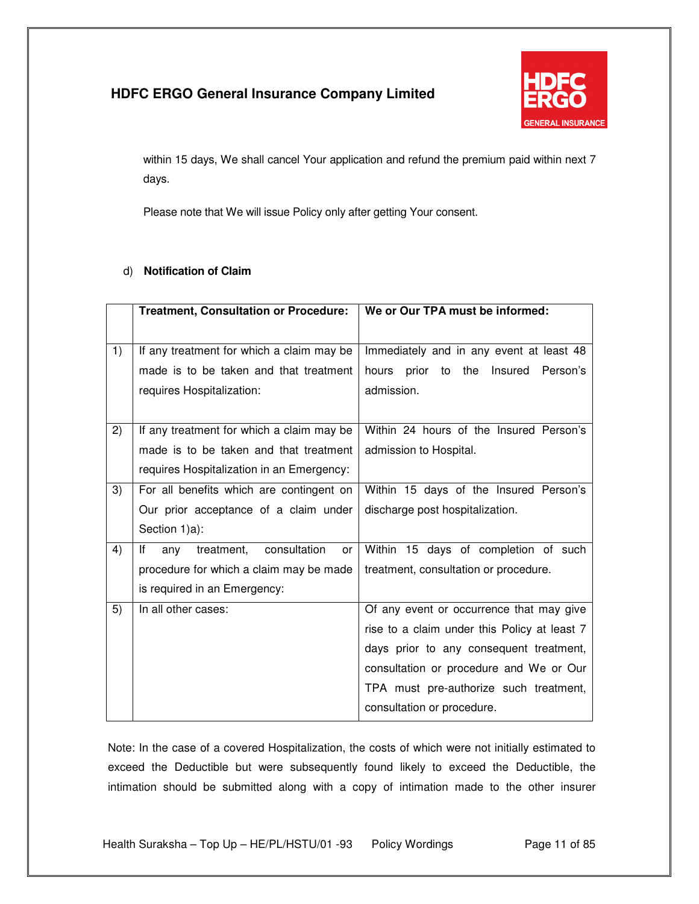within 15 days, We shall cancel Your application and refund the premium paid within next 7 days.

Please note that We will issue Policy only after getting Your consent.

d) **Notification of Claim**

| | **Treatment, Consultation or Procedure:** | **We or Our TPA must be informed:** |
|---|---|---|
| 1) | If any treatment for which a claim may be made is to be taken and that treatment requires Hospitalization: | Immediately and in any event at least 48 hours prior to the Insured Person's admission. |
| 2) | If any treatment for which a claim may be made is to be taken and that treatment requires Hospitalization in an Emergency: | Within 24 hours of the Insured Person's admission to Hospital. |
| 3) | For all benefits which are contingent on Our prior acceptance of a claim under Section 1)a): | Within 15 days of the Insured Person's discharge post hospitalization. |
| 4) | If any treatment, consultation or procedure for which a claim may be made is required in an Emergency: | Within 15 days of completion of such treatment, consultation or procedure. |
| 5) | In all other cases: | Of any event or occurrence that may give rise to a claim under this Policy at least 7 days prior to any consequent treatment, consultation or procedure and We or Our TPA must pre-authorize such treatment, consultation or procedure. |

Note: In the case of a covered Hospitalization, the costs of which were not initially estimated to exceed the Deductible but were subsequently found likely to exceed the Deductible, the intimation should be submitted along with a copy of intimation made to the other insurer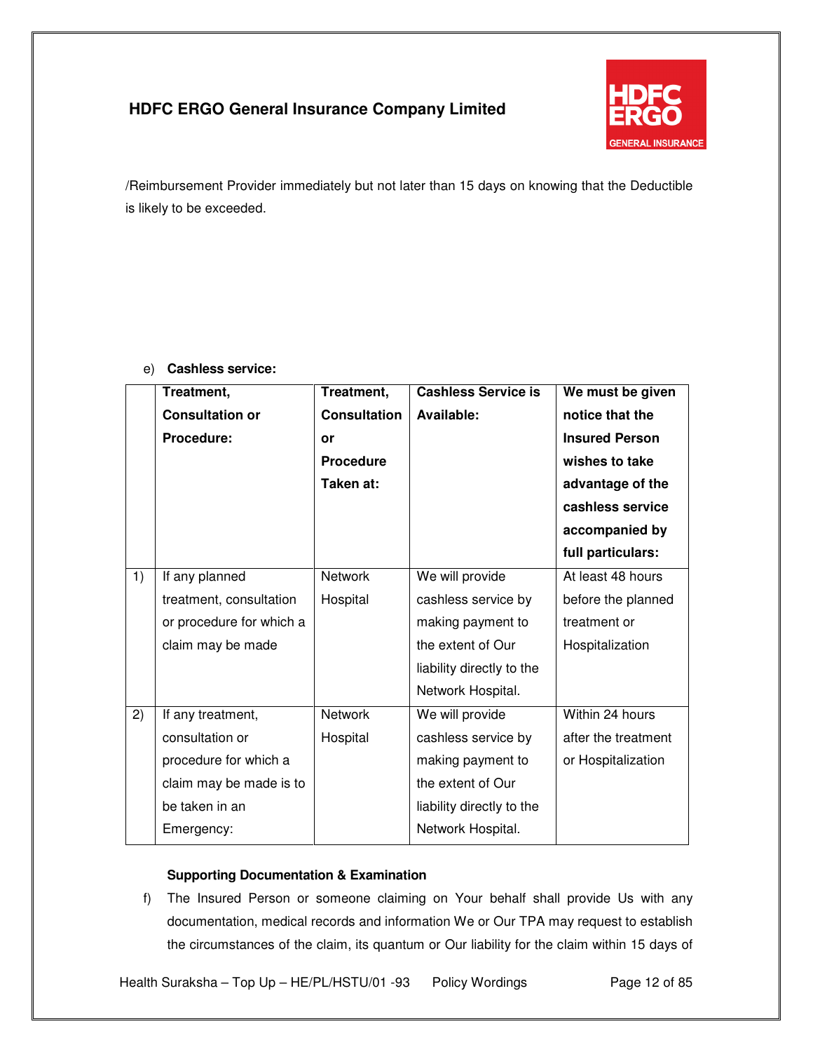/Reimbursement Provider immediately but not later than 15 days on knowing that the Deductible is likely to be exceeded.

e) **Cashless service:**

| | **Treatment, Consultation or Procedure:** | **Treatment, Consultation or Procedure Taken at:** | **Cashless Service is Available:** | **We must be given notice that the Insured Person wishes to take advantage of the cashless service accompanied by full particulars:** |
|---|---|---|---|---|
| 1) | If any planned treatment, consultation or procedure for which a claim may be made | Network Hospital | We will provide cashless service by making payment to the extent of Our liability directly to the Network Hospital. | At least 48 hours before the planned treatment or Hospitalization |
| 2) | If any treatment, consultation or procedure for which a claim may be made is to be taken in an Emergency: | Network Hospital | We will provide cashless service by making payment to the extent of Our liability directly to the Network Hospital. | Within 24 hours after the treatment or Hospitalization |

**Supporting Documentation & Examination**

f) The Insured Person or someone claiming on Your behalf shall provide Us with any documentation, medical records and information We or Our TPA may request to establish the circumstances of the claim, its quantum or Our liability for the claim within 15 days of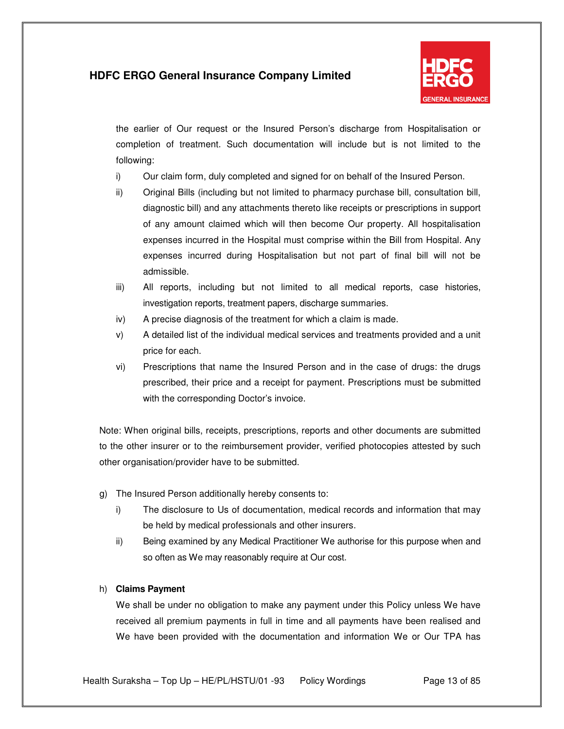the earlier of Our request or the Insured Person's discharge from Hospitalisation or completion of treatment. Such documentation will include but is not limited to the following:

i) Our claim form, duly completed and signed for on behalf of the Insured Person.

ii) Original Bills (including but not limited to pharmacy purchase bill, consultation bill, diagnostic bill) and any attachments thereto like receipts or prescriptions in support of any amount claimed which will then become Our property. All hospitalisation expenses incurred in the Hospital must comprise within the Bill from Hospital. Any expenses incurred during Hospitalisation but not part of final bill will not be admissible.

iii) All reports, including but not limited to all medical reports, case histories, investigation reports, treatment papers, discharge summaries.

iv) A precise diagnosis of the treatment for which a claim is made.

v) A detailed list of the individual medical services and treatments provided and a unit price for each.

vi) Prescriptions that name the Insured Person and in the case of drugs: the drugs prescribed, their price and a receipt for payment. Prescriptions must be submitted with the corresponding Doctor's invoice.

Note: When original bills, receipts, prescriptions, reports and other documents are submitted to the other insurer or to the reimbursement provider, verified photocopies attested by such other organisation/provider have to be submitted.

g) The Insured Person additionally hereby consents to:

i) The disclosure to Us of documentation, medical records and information that may be held by medical professionals and other insurers.

ii) Being examined by any Medical Practitioner We authorise for this purpose when and so often as We may reasonably require at Our cost.

h) **Claims Payment**

We shall be under no obligation to make any payment under this Policy unless We have received all premium payments in full in time and all payments have been realised and We have been provided with the documentation and information We or Our TPA has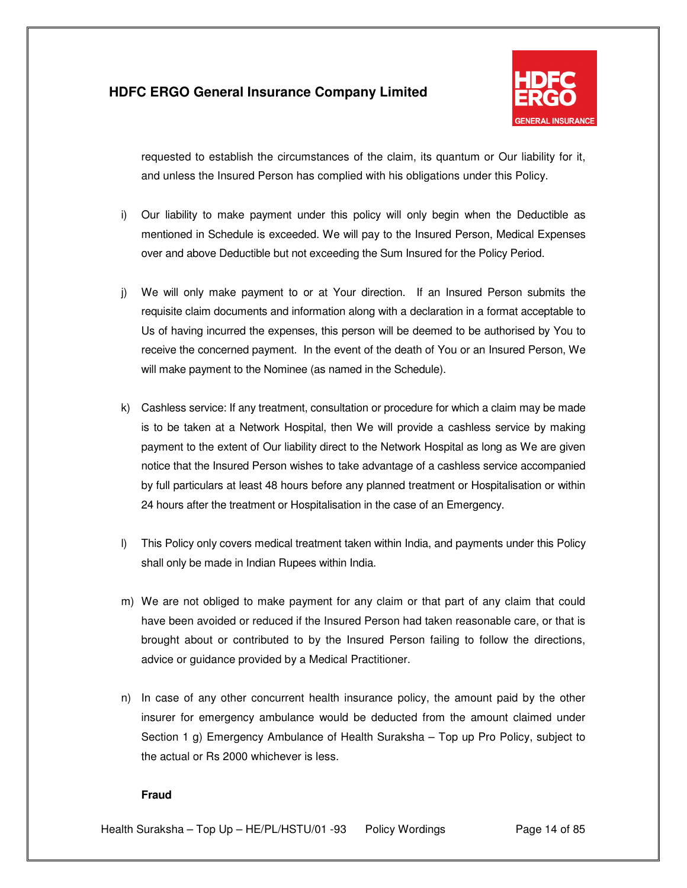requested to establish the circumstances of the claim, its quantum or Our liability for it, and unless the Insured Person has complied with his obligations under this Policy.

i) Our liability to make payment under this policy will only begin when the Deductible as mentioned in Schedule is exceeded. We will pay to the Insured Person, Medical Expenses over and above Deductible but not exceeding the Sum Insured for the Policy Period.

j) We will only make payment to or at Your direction. If an Insured Person submits the requisite claim documents and information along with a declaration in a format acceptable to Us of having incurred the expenses, this person will be deemed to be authorised by You to receive the concerned payment. In the event of the death of You or an Insured Person, We will make payment to the Nominee (as named in the Schedule).

k) Cashless service: If any treatment, consultation or procedure for which a claim may be made is to be taken at a Network Hospital, then We will provide a cashless service by making payment to the extent of Our liability direct to the Network Hospital as long as We are given notice that the Insured Person wishes to take advantage of a cashless service accompanied by full particulars at least 48 hours before any planned treatment or Hospitalisation or within 24 hours after the treatment or Hospitalisation in the case of an Emergency.

l) This Policy only covers medical treatment taken within India, and payments under this Policy shall only be made in Indian Rupees within India.

m) We are not obliged to make payment for any claim or that part of any claim that could have been avoided or reduced if the Insured Person had taken reasonable care, or that is brought about or contributed to by the Insured Person failing to follow the directions, advice or guidance provided by a Medical Practitioner.

n) In case of any other concurrent health insurance policy, the amount paid by the other insurer for emergency ambulance would be deducted from the amount claimed under Section 1 g) Emergency Ambulance of Health Suraksha – Top up Pro Policy, subject to the actual or Rs 2000 whichever is less.

**Fraud**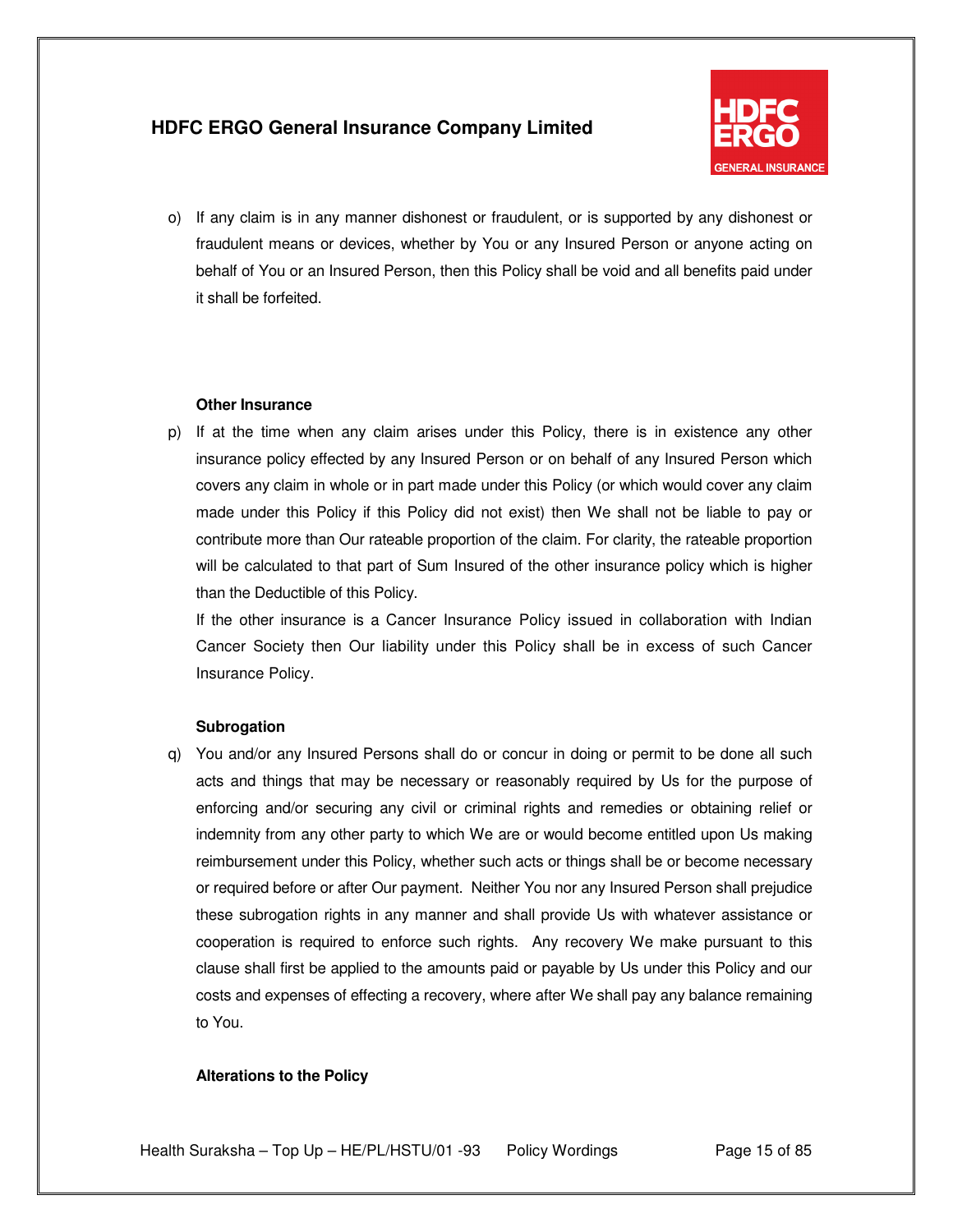o) If any claim is in any manner dishonest or fraudulent, or is supported by any dishonest or fraudulent means or devices, whether by You or any Insured Person or anyone acting on behalf of You or an Insured Person, then this Policy shall be void and all benefits paid under it shall be forfeited.

**Other Insurance**

p) If at the time when any claim arises under this Policy, there is in existence any other insurance policy effected by any Insured Person or on behalf of any Insured Person which covers any claim in whole or in part made under this Policy (or which would cover any claim made under this Policy if this Policy did not exist) then We shall not be liable to pay or contribute more than Our rateable proportion of the claim. For clarity, the rateable proportion will be calculated to that part of Sum Insured of the other insurance policy which is higher than the Deductible of this Policy.

If the other insurance is a Cancer Insurance Policy issued in collaboration with Indian Cancer Society then Our liability under this Policy shall be in excess of such Cancer Insurance Policy.

**Subrogation**

q) You and/or any Insured Persons shall do or concur in doing or permit to be done all such acts and things that may be necessary or reasonably required by Us for the purpose of enforcing and/or securing any civil or criminal rights and remedies or obtaining relief or indemnity from any other party to which We are or would become entitled upon Us making reimbursement under this Policy, whether such acts or things shall be or become necessary or required before or after Our payment. Neither You nor any Insured Person shall prejudice these subrogation rights in any manner and shall provide Us with whatever assistance or cooperation is required to enforce such rights. Any recovery We make pursuant to this clause shall first be applied to the amounts paid or payable by Us under this Policy and our costs and expenses of effecting a recovery, where after We shall pay any balance remaining to You.

**Alterations to the Policy**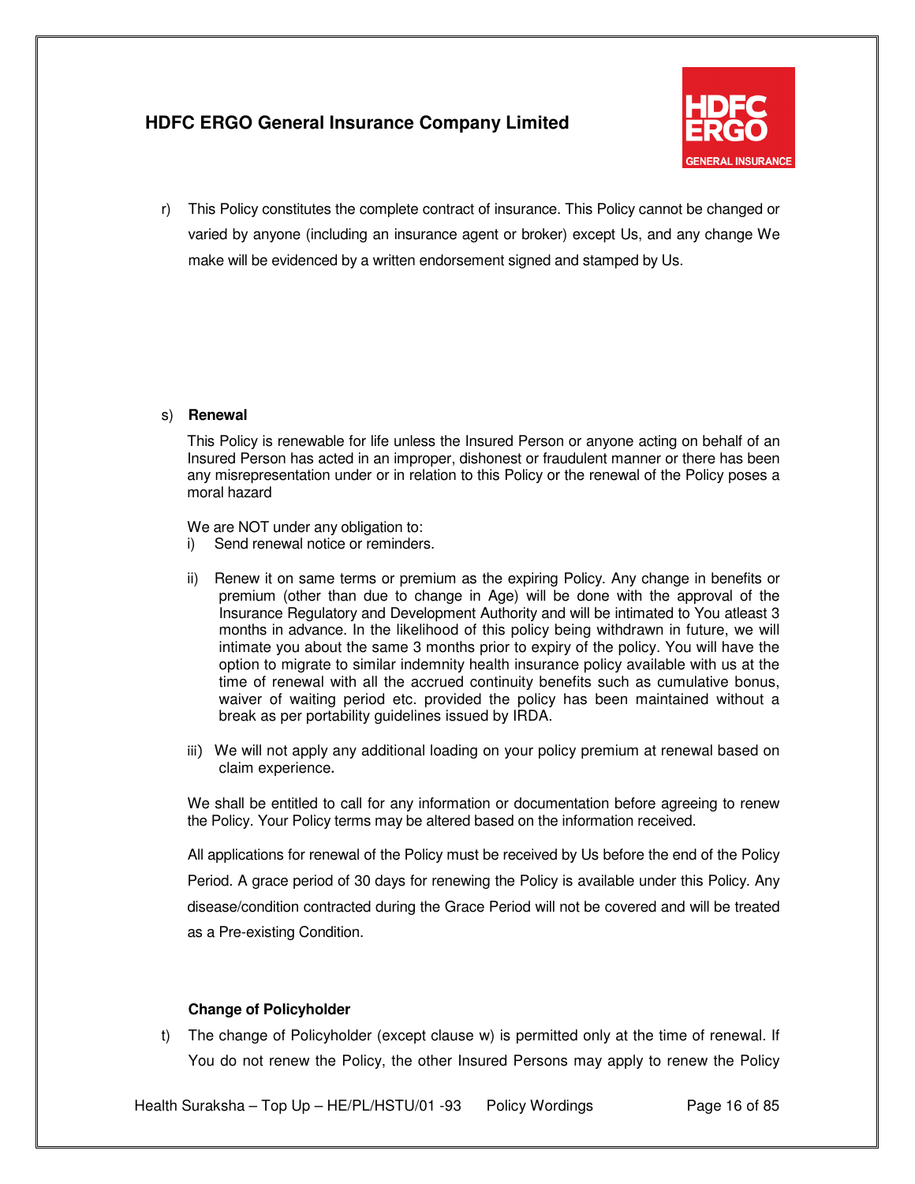r) This Policy constitutes the complete contract of insurance. This Policy cannot be changed or varied by anyone (including an insurance agent or broker) except Us, and any change We make will be evidenced by a written endorsement signed and stamped by Us.

s) **Renewal**

This Policy is renewable for life unless the Insured Person or anyone acting on behalf of an Insured Person has acted in an improper, dishonest or fraudulent manner or there has been any misrepresentation under or in relation to this Policy or the renewal of the Policy poses a moral hazard

We are NOT under any obligation to:

i) Send renewal notice or reminders.

ii) Renew it on same terms or premium as the expiring Policy. Any change in benefits or premium (other than due to change in Age) will be done with the approval of the Insurance Regulatory and Development Authority and will be intimated to You atleast 3 months in advance. In the likelihood of this policy being withdrawn in future, we will intimate you about the same 3 months prior to expiry of the policy. You will have the option to migrate to similar indemnity health insurance policy available with us at the time of renewal with all the accrued continuity benefits such as cumulative bonus, waiver of waiting period etc. provided the policy has been maintained without a break as per portability guidelines issued by IRDA.

iii) We will not apply any additional loading on your policy premium at renewal based on claim experience.

We shall be entitled to call for any information or documentation before agreeing to renew the Policy. Your Policy terms may be altered based on the information received.

All applications for renewal of the Policy must be received by Us before the end of the Policy Period. A grace period of 30 days for renewing the Policy is available under this Policy. Any disease/condition contracted during the Grace Period will not be covered and will be treated as a Pre-existing Condition.

**Change of Policyholder**

t) The change of Policyholder (except clause w) is permitted only at the time of renewal. If You do not renew the Policy, the other Insured Persons may apply to renew the Policy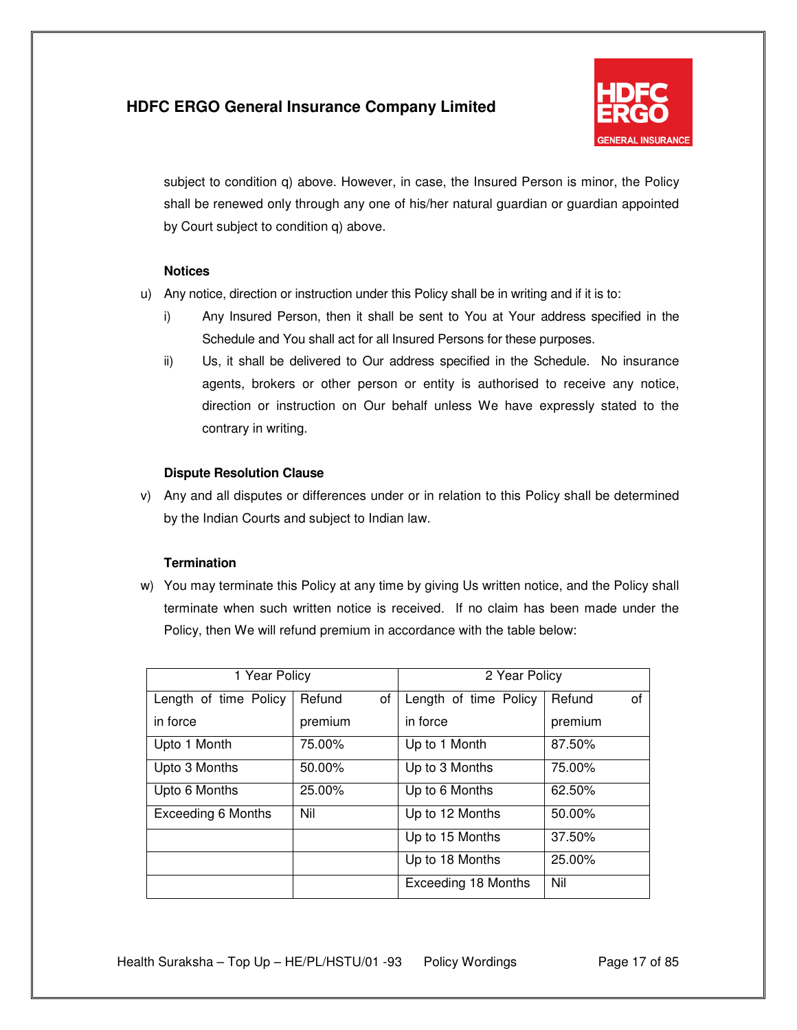subject to condition q) above. However, in case, the Insured Person is minor, the Policy shall be renewed only through any one of his/her natural guardian or guardian appointed by Court subject to condition q) above.

**Notices**

u) Any notice, direction or instruction under this Policy shall be in writing and if it is to:

   i) Any Insured Person, then it shall be sent to You at Your address specified in the Schedule and You shall act for all Insured Persons for these purposes.

   ii) Us, it shall be delivered to Our address specified in the Schedule. No insurance agents, brokers or other person or entity is authorised to receive any notice, direction or instruction on Our behalf unless We have expressly stated to the contrary in writing.

**Dispute Resolution Clause**

v) Any and all disputes or differences under or in relation to this Policy shall be determined by the Indian Courts and subject to Indian law.

**Termination**

w) You may terminate this Policy at any time by giving Us written notice, and the Policy shall terminate when such written notice is received. If no claim has been made under the Policy, then We will refund premium in accordance with the table below:

| 1 Year Policy | | 2 Year Policy | |
|---|---|---|---|
| Length of time Policy in force | Refund of premium | Length of time Policy in force | Refund of premium |
| Upto 1 Month | 75.00% | Up to 1 Month | 87.50% |
| Upto 3 Months | 50.00% | Up to 3 Months | 75.00% |
| Upto 6 Months | 25.00% | Up to 6 Months | 62.50% |
| Exceeding 6 Months | Nil | Up to 12 Months | 50.00% |
| | | Up to 15 Months | 37.50% |
| | | Up to 18 Months | 25.00% |
| | | Exceeding 18 Months | Nil |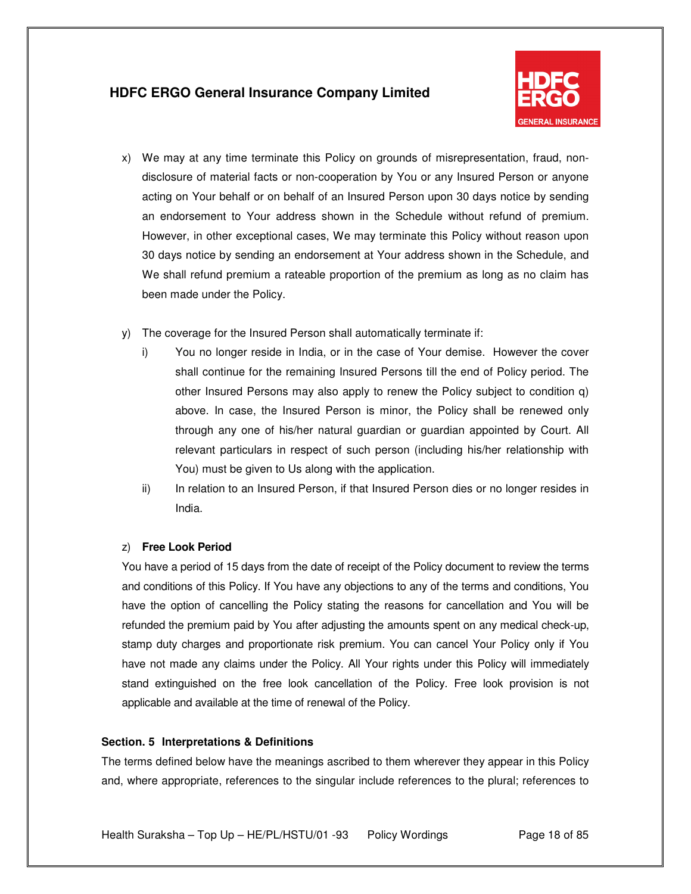x) We may at any time terminate this Policy on grounds of misrepresentation, fraud, non-disclosure of material facts or non-cooperation by You or any Insured Person or anyone acting on Your behalf or on behalf of an Insured Person upon 30 days notice by sending an endorsement to Your address shown in the Schedule without refund of premium. However, in other exceptional cases, We may terminate this Policy without reason upon 30 days notice by sending an endorsement at Your address shown in the Schedule, and We shall refund premium a rateable proportion of the premium as long as no claim has been made under the Policy.

y) The coverage for the Insured Person shall automatically terminate if:

   i) You no longer reside in India, or in the case of Your demise. However the cover shall continue for the remaining Insured Persons till the end of Policy period. The other Insured Persons may also apply to renew the Policy subject to condition q) above. In case, the Insured Person is minor, the Policy shall be renewed only through any one of his/her natural guardian or guardian appointed by Court. All relevant particulars in respect of such person (including his/her relationship with You) must be given to Us along with the application.

   ii) In relation to an Insured Person, if that Insured Person dies or no longer resides in India.

z) **Free Look Period**

You have a period of 15 days from the date of receipt of the Policy document to review the terms and conditions of this Policy. If You have any objections to any of the terms and conditions, You have the option of cancelling the Policy stating the reasons for cancellation and You will be refunded the premium paid by You after adjusting the amounts spent on any medical check-up, stamp duty charges and proportionate risk premium. You can cancel Your Policy only if You have not made any claims under the Policy. All Your rights under this Policy will immediately stand extinguished on the free look cancellation of the Policy. Free look provision is not applicable and available at the time of renewal of the Policy.

### Section. 5 Interpretations & Definitions

The terms defined below have the meanings ascribed to them wherever they appear in this Policy and, where appropriate, references to the singular include references to the plural; references to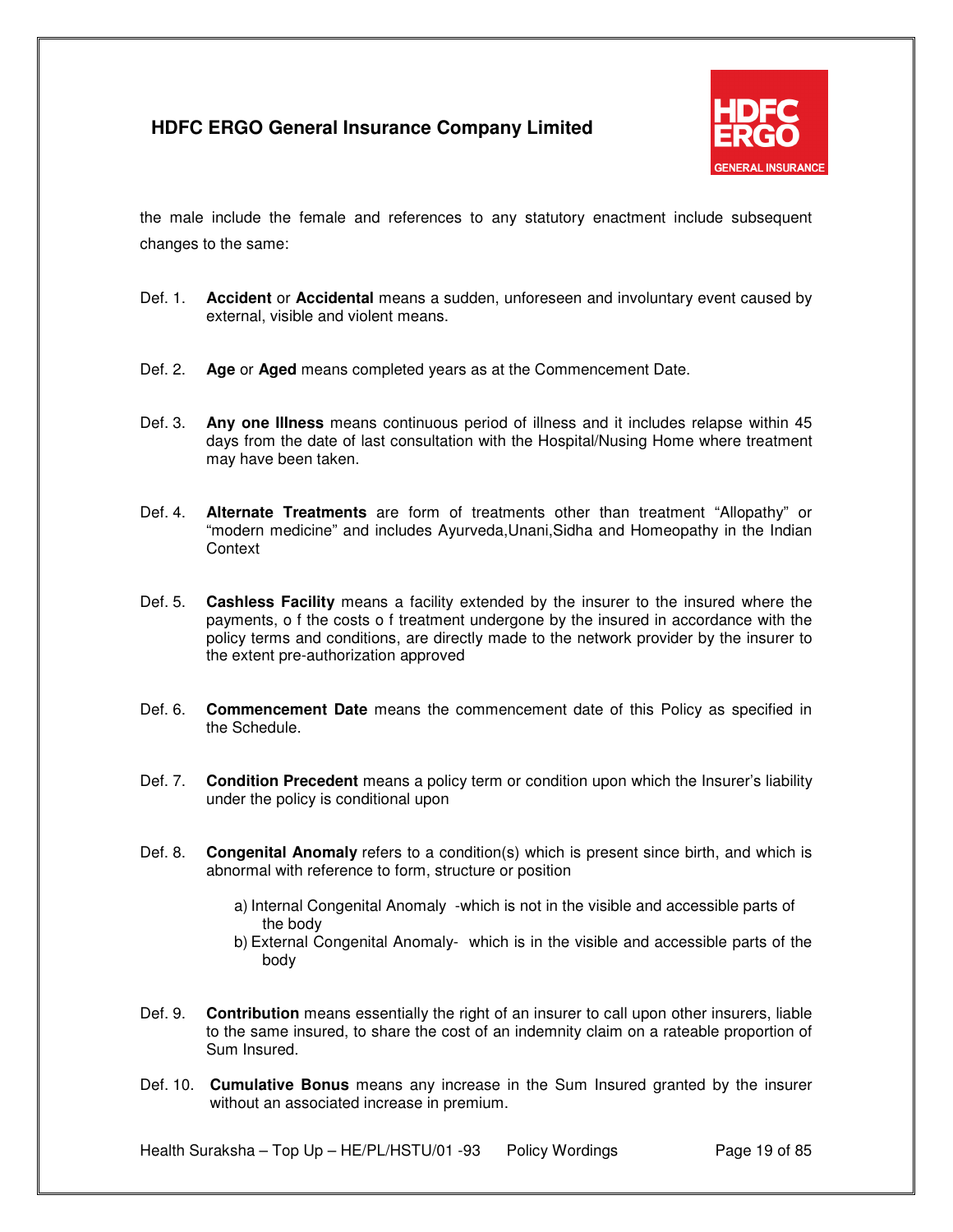the male include the female and references to any statutory enactment include subsequent changes to the same:

Def. 1. **Accident** or **Accidental** means a sudden, unforeseen and involuntary event caused by external, visible and violent means.

Def. 2. **Age** or **Aged** means completed years as at the Commencement Date.

Def. 3. **Any one Illness** means continuous period of illness and it includes relapse within 45 days from the date of last consultation with the Hospital/Nusing Home where treatment may have been taken.

Def. 4. **Alternate Treatments** are form of treatments other than treatment “Allopathy” or “modern medicine” and includes Ayurveda,Unani,Sidha and Homeopathy in the Indian Context

Def. 5. **Cashless Facility** means a facility extended by the insurer to the insured where the payments, o f the costs o f treatment undergone by the insured in accordance with the policy terms and conditions, are directly made to the network provider by the insurer to the extent pre-authorization approved

Def. 6. **Commencement Date** means the commencement date of this Policy as specified in the Schedule.

Def. 7. **Condition Precedent** means a policy term or condition upon which the Insurer’s liability under the policy is conditional upon

Def. 8. **Congenital Anomaly** refers to a condition(s) which is present since birth, and which is abnormal with reference to form, structure or position

a) Internal Congenital Anomaly -which is not in the visible and accessible parts of the body
b) External Congenital Anomaly- which is in the visible and accessible parts of the body

Def. 9. **Contribution** means essentially the right of an insurer to call upon other insurers, liable to the same insured, to share the cost of an indemnity claim on a rateable proportion of Sum Insured.

Def. 10. **Cumulative Bonus** means any increase in the Sum Insured granted by the insurer without an associated increase in premium.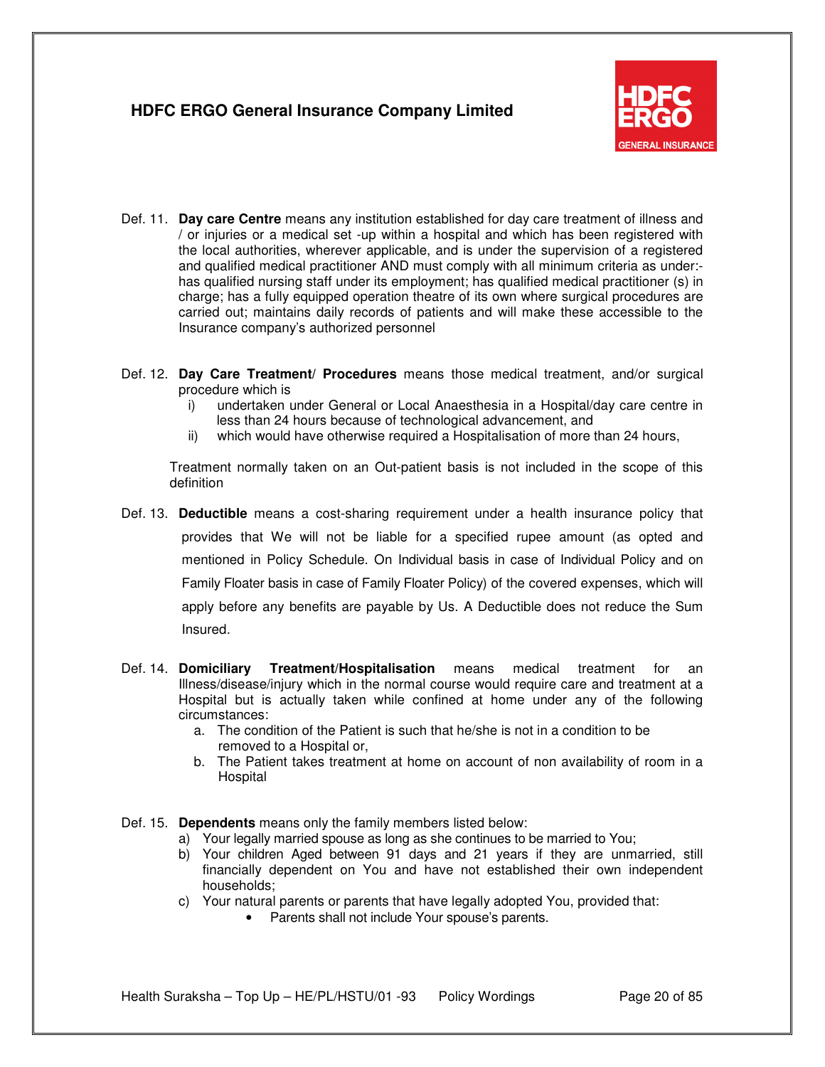Def. 11. **Day care Centre** means any institution established for day care treatment of illness and / or injuries or a medical set -up within a hospital and which has been registered with the local authorities, wherever applicable, and is under the supervision of a registered and qualified medical practitioner AND must comply with all minimum criteria as under:- has qualified nursing staff under its employment; has qualified medical practitioner (s) in charge; has a fully equipped operation theatre of its own where surgical procedures are carried out; maintains daily records of patients and will make these accessible to the Insurance company's authorized personnel

Def. 12. **Day Care Treatment/ Procedures** means those medical treatment, and/or surgical procedure which is

i) undertaken under General or Local Anaesthesia in a Hospital/day care centre in less than 24 hours because of technological advancement, and
ii) which would have otherwise required a Hospitalisation of more than 24 hours,

Treatment normally taken on an Out-patient basis is not included in the scope of this definition

Def. 13. **Deductible** means a cost-sharing requirement under a health insurance policy that provides that We will not be liable for a specified rupee amount (as opted and mentioned in Policy Schedule. On Individual basis in case of Individual Policy and on Family Floater basis in case of Family Floater Policy) of the covered expenses, which will apply before any benefits are payable by Us. A Deductible does not reduce the Sum Insured.

Def. 14. **Domiciliary Treatment/Hospitalisation** means medical treatment for an Illness/disease/injury which in the normal course would require care and treatment at a Hospital but is actually taken while confined at home under any of the following circumstances:

a. The condition of the Patient is such that he/she is not in a condition to be removed to a Hospital or,
b. The Patient takes treatment at home on account of non availability of room in a Hospital

Def. 15. **Dependents** means only the family members listed below:

a) Your legally married spouse as long as she continues to be married to You;
b) Your children Aged between 91 days and 21 years if they are unmarried, still financially dependent on You and have not established their own independent households;
c) Your natural parents or parents that have legally adopted You, provided that:
   - Parents shall not include Your spouse's parents.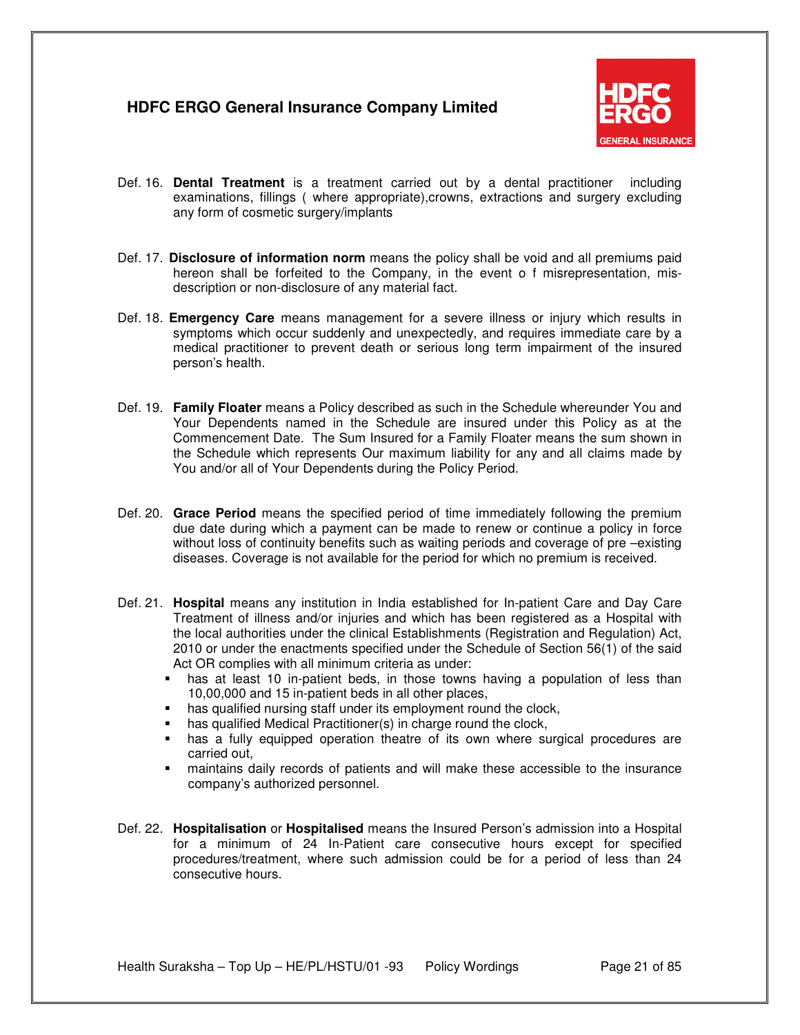Def. 16. **Dental Treatment** is a treatment carried out by a dental practitioner including examinations, fillings ( where appropriate),crowns, extractions and surgery excluding any form of cosmetic surgery/implants

Def. 17. **Disclosure of information norm** means the policy shall be void and all premiums paid hereon shall be forfeited to the Company, in the event o f misrepresentation, mis-description or non-disclosure of any material fact.

Def. 18. **Emergency Care** means management for a severe illness or injury which results in symptoms which occur suddenly and unexpectedly, and requires immediate care by a medical practitioner to prevent death or serious long term impairment of the insured person's health.

Def. 19. **Family Floater** means a Policy described as such in the Schedule whereunder You and Your Dependents named in the Schedule are insured under this Policy as at the Commencement Date. The Sum Insured for a Family Floater means the sum shown in the Schedule which represents Our maximum liability for any and all claims made by You and/or all of Your Dependents during the Policy Period.

Def. 20. **Grace Period** means the specified period of time immediately following the premium due date during which a payment can be made to renew or continue a policy in force without loss of continuity benefits such as waiting periods and coverage of pre –existing diseases. Coverage is not available for the period for which no premium is received.

Def. 21. **Hospital** means any institution in India established for In-patient Care and Day Care Treatment of illness and/or injuries and which has been registered as a Hospital with the local authorities under the clinical Establishments (Registration and Regulation) Act, 2010 or under the enactments specified under the Schedule of Section 56(1) of the said Act OR complies with all minimum criteria as under:

- has at least 10 in-patient beds, in those towns having a population of less than 10,00,000 and 15 in-patient beds in all other places,
- has qualified nursing staff under its employment round the clock,
- has qualified Medical Practitioner(s) in charge round the clock,
- has a fully equipped operation theatre of its own where surgical procedures are carried out,
- maintains daily records of patients and will make these accessible to the insurance company's authorized personnel.

Def. 22. **Hospitalisation** or **Hospitalised** means the Insured Person's admission into a Hospital for a minimum of 24 In-Patient care consecutive hours except for specified procedures/treatment, where such admission could be for a period of less than 24 consecutive hours.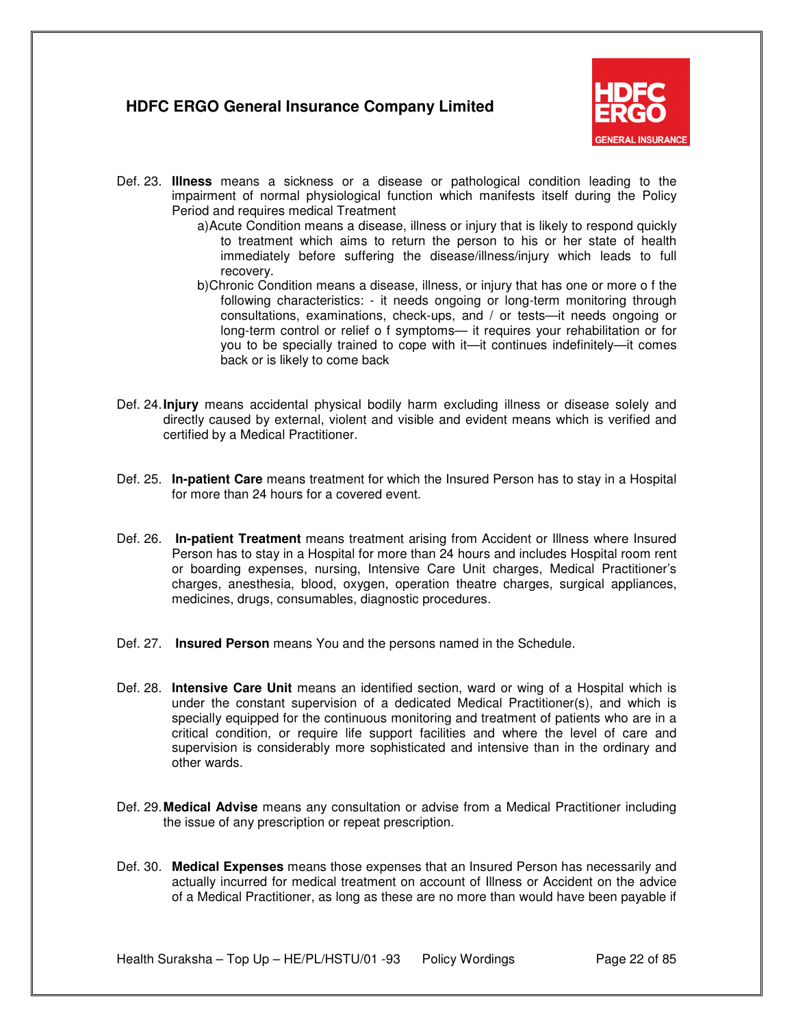Def. 23. **Illness** means a sickness or a disease or pathological condition leading to the impairment of normal physiological function which manifests itself during the Policy Period and requires medical Treatment

a) Acute Condition means a disease, illness or injury that is likely to respond quickly to treatment which aims to return the person to his or her state of health immediately before suffering the disease/illness/injury which leads to full recovery.

b) Chronic Condition means a disease, illness, or injury that has one or more o f the following characteristics: - it needs ongoing or long-term monitoring through consultations, examinations, check-ups, and / or tests—it needs ongoing or long-term control or relief o f symptoms— it requires your rehabilitation or for you to be specially trained to cope with it—it continues indefinitely—it comes back or is likely to come back

Def. 24. **Injury** means accidental physical bodily harm excluding illness or disease solely and directly caused by external, violent and visible and evident means which is verified and certified by a Medical Practitioner.

Def. 25. **In-patient Care** means treatment for which the Insured Person has to stay in a Hospital for more than 24 hours for a covered event.

Def. 26. **In-patient Treatment** means treatment arising from Accident or Illness where Insured Person has to stay in a Hospital for more than 24 hours and includes Hospital room rent or boarding expenses, nursing, Intensive Care Unit charges, Medical Practitioner's charges, anesthesia, blood, oxygen, operation theatre charges, surgical appliances, medicines, drugs, consumables, diagnostic procedures.

Def. 27. **Insured Person** means You and the persons named in the Schedule.

Def. 28. **Intensive Care Unit** means an identified section, ward or wing of a Hospital which is under the constant supervision of a dedicated Medical Practitioner(s), and which is specially equipped for the continuous monitoring and treatment of patients who are in a critical condition, or require life support facilities and where the level of care and supervision is considerably more sophisticated and intensive than in the ordinary and other wards.

Def. 29. **Medical Advise** means any consultation or advise from a Medical Practitioner including the issue of any prescription or repeat prescription.

Def. 30. **Medical Expenses** means those expenses that an Insured Person has necessarily and actually incurred for medical treatment on account of Illness or Accident on the advice of a Medical Practitioner, as long as these are no more than would have been payable if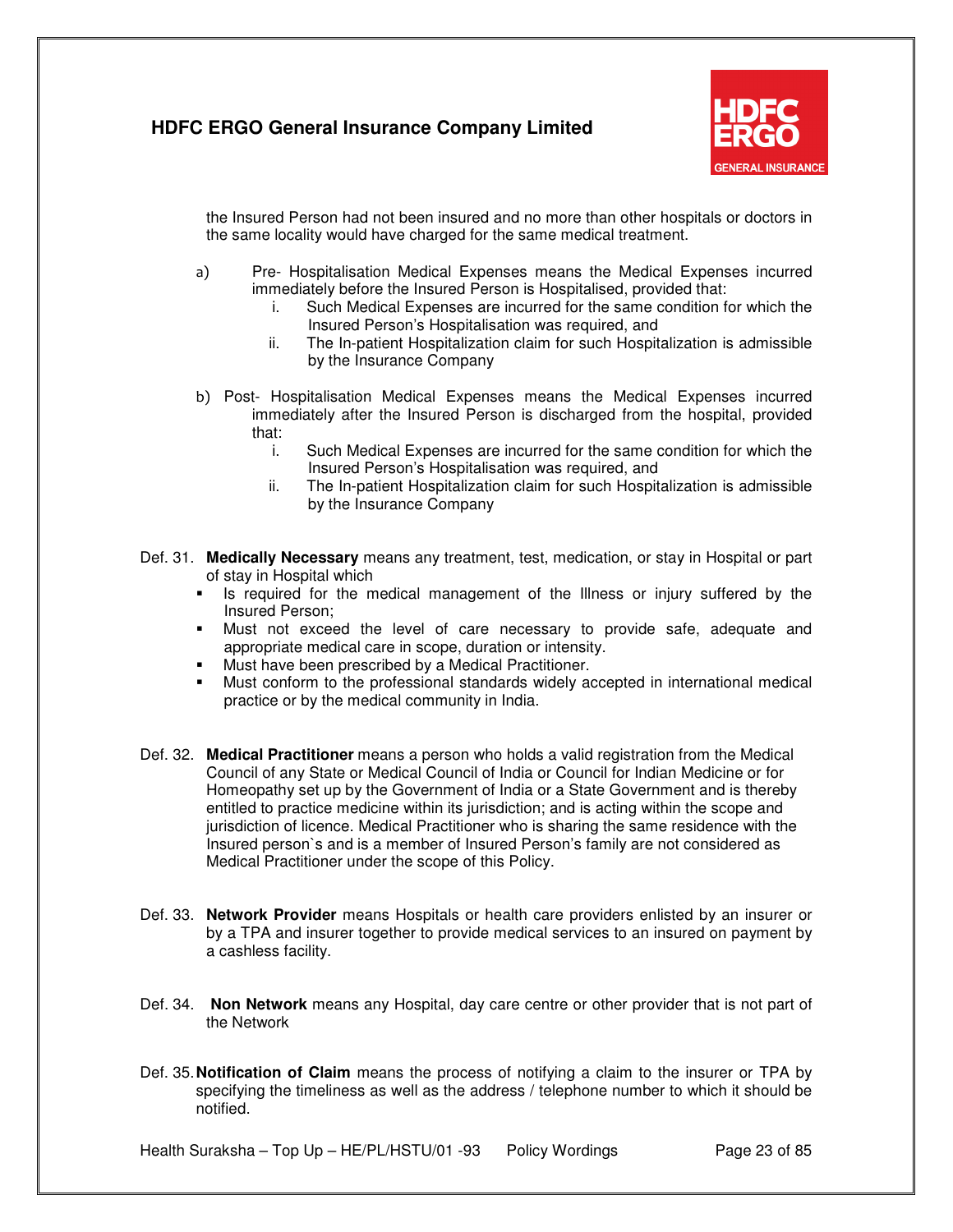the Insured Person had not been insured and no more than other hospitals or doctors in the same locality would have charged for the same medical treatment.

a) Pre- Hospitalisation Medical Expenses means the Medical Expenses incurred immediately before the Insured Person is Hospitalised, provided that:
   i. Such Medical Expenses are incurred for the same condition for which the Insured Person's Hospitalisation was required, and
   ii. The In-patient Hospitalization claim for such Hospitalization is admissible by the Insurance Company

b) Post- Hospitalisation Medical Expenses means the Medical Expenses incurred immediately after the Insured Person is discharged from the hospital, provided that:
   i. Such Medical Expenses are incurred for the same condition for which the Insured Person's Hospitalisation was required, and
   ii. The In-patient Hospitalization claim for such Hospitalization is admissible by the Insurance Company

Def. 31. **Medically Necessary** means any treatment, test, medication, or stay in Hospital or part of stay in Hospital which

- Is required for the medical management of the Illness or injury suffered by the Insured Person;
- Must not exceed the level of care necessary to provide safe, adequate and appropriate medical care in scope, duration or intensity.
- Must have been prescribed by a Medical Practitioner.
- Must conform to the professional standards widely accepted in international medical practice or by the medical community in India.

Def. 32. **Medical Practitioner** means a person who holds a valid registration from the Medical Council of any State or Medical Council of India or Council for Indian Medicine or for Homeopathy set up by the Government of India or a State Government and is thereby entitled to practice medicine within its jurisdiction; and is acting within the scope and jurisdiction of licence. Medical Practitioner who is sharing the same residence with the Insured person`s and is a member of Insured Person's family are not considered as Medical Practitioner under the scope of this Policy.

Def. 33. **Network Provider** means Hospitals or health care providers enlisted by an insurer or by a TPA and insurer together to provide medical services to an insured on payment by a cashless facility.

Def. 34. **Non Network** means any Hospital, day care centre or other provider that is not part of the Network

Def. 35. **Notification of Claim** means the process of notifying a claim to the insurer or TPA by specifying the timeliness as well as the address / telephone number to which it should be notified.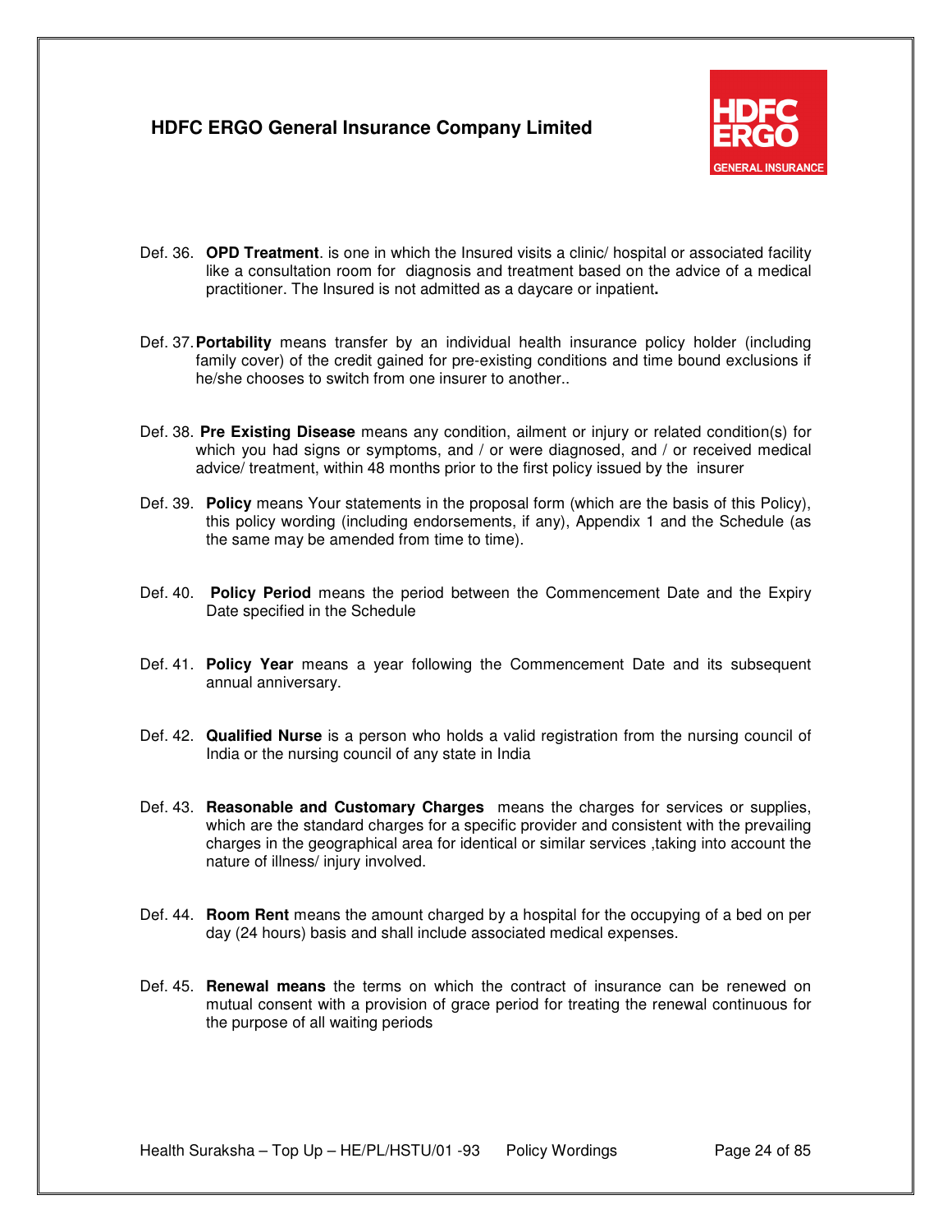Def. 36. **OPD Treatment**. is one in which the Insured visits a clinic/ hospital or associated facility like a consultation room for diagnosis and treatment based on the advice of a medical practitioner. The Insured is not admitted as a daycare or inpatient**.**

Def. 37. **Portability** means transfer by an individual health insurance policy holder (including family cover) of the credit gained for pre-existing conditions and time bound exclusions if he/she chooses to switch from one insurer to another..

Def. 38. **Pre Existing Disease** means any condition, ailment or injury or related condition(s) for which you had signs or symptoms, and / or were diagnosed, and / or received medical advice/ treatment, within 48 months prior to the first policy issued by the insurer

Def. 39. **Policy** means Your statements in the proposal form (which are the basis of this Policy), this policy wording (including endorsements, if any), Appendix 1 and the Schedule (as the same may be amended from time to time).

Def. 40. **Policy Period** means the period between the Commencement Date and the Expiry Date specified in the Schedule

Def. 41. **Policy Year** means a year following the Commencement Date and its subsequent annual anniversary.

Def. 42. **Qualified Nurse** is a person who holds a valid registration from the nursing council of India or the nursing council of any state in India

Def. 43. **Reasonable and Customary Charges** means the charges for services or supplies, which are the standard charges for a specific provider and consistent with the prevailing charges in the geographical area for identical or similar services ,taking into account the nature of illness/ injury involved.

Def. 44. **Room Rent** means the amount charged by a hospital for the occupying of a bed on per day (24 hours) basis and shall include associated medical expenses.

Def. 45. **Renewal means** the terms on which the contract of insurance can be renewed on mutual consent with a provision of grace period for treating the renewal continuous for the purpose of all waiting periods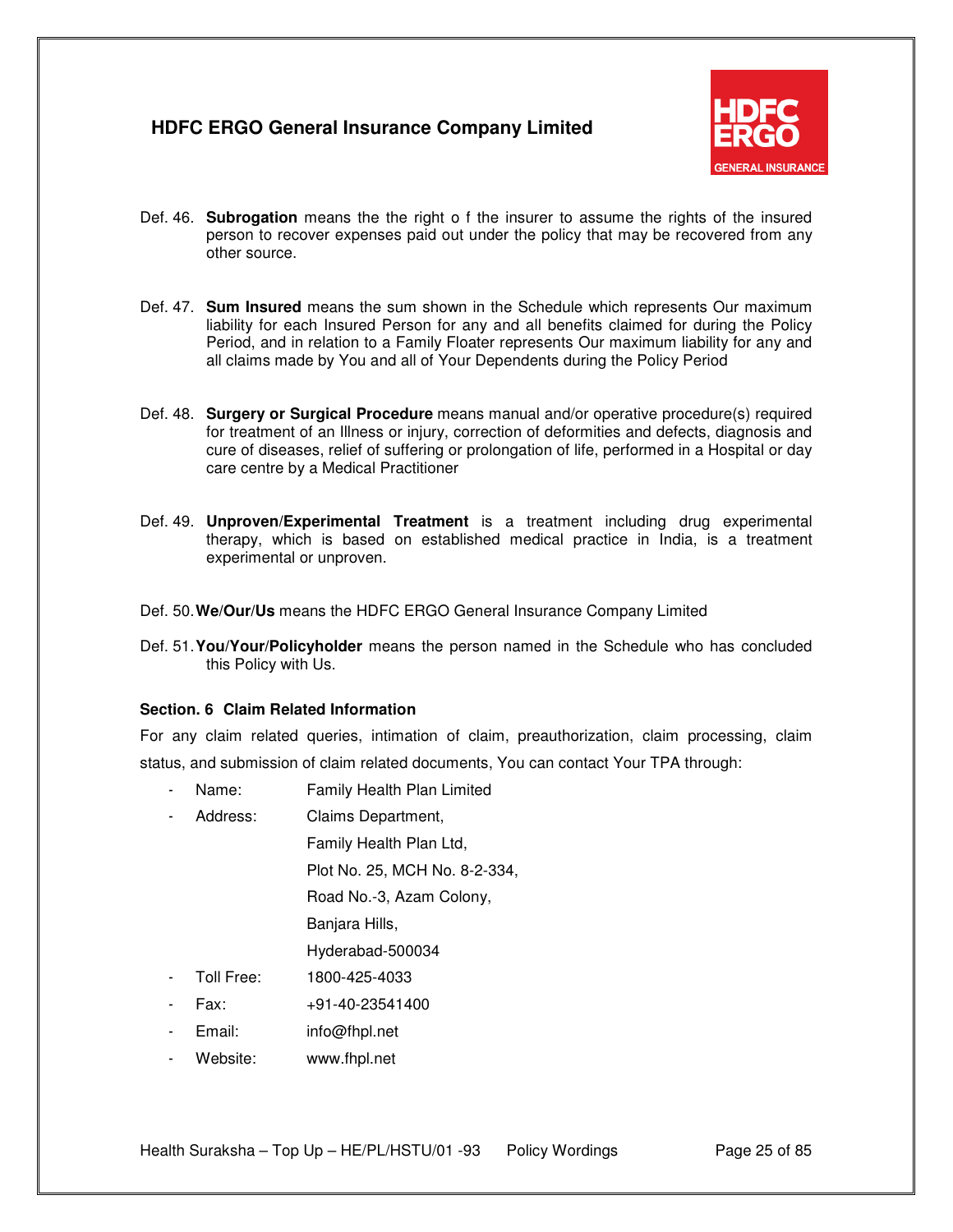Def. 46. **Subrogation** means the the right o f the insurer to assume the rights of the insured person to recover expenses paid out under the policy that may be recovered from any other source.

Def. 47. **Sum Insured** means the sum shown in the Schedule which represents Our maximum liability for each Insured Person for any and all benefits claimed for during the Policy Period, and in relation to a Family Floater represents Our maximum liability for any and all claims made by You and all of Your Dependents during the Policy Period

Def. 48. **Surgery or Surgical Procedure** means manual and/or operative procedure(s) required for treatment of an Illness or injury, correction of deformities and defects, diagnosis and cure of diseases, relief of suffering or prolongation of life, performed in a Hospital or day care centre by a Medical Practitioner

Def. 49. **Unproven/Experimental Treatment** is a treatment including drug experimental therapy, which is based on established medical practice in India, is a treatment experimental or unproven.

Def. 50. **We/Our/Us** means the HDFC ERGO General Insurance Company Limited

Def. 51. **You/Your/Policyholder** means the person named in the Schedule who has concluded this Policy with Us.

**Section. 6 Claim Related Information**

For any claim related queries, intimation of claim, preauthorization, claim processing, claim status, and submission of claim related documents, You can contact Your TPA through:

- Name: Family Health Plan Limited
- Address: Claims Department,
  Family Health Plan Ltd,
  Plot No. 25, MCH No. 8-2-334,
  Road No.-3, Azam Colony,
  Banjara Hills,
  Hyderabad-500034
- Toll Free: 1800-425-4033
- Fax: +91-40-23541400
- Email: info@fhpl.net
- Website: www.fhpl.net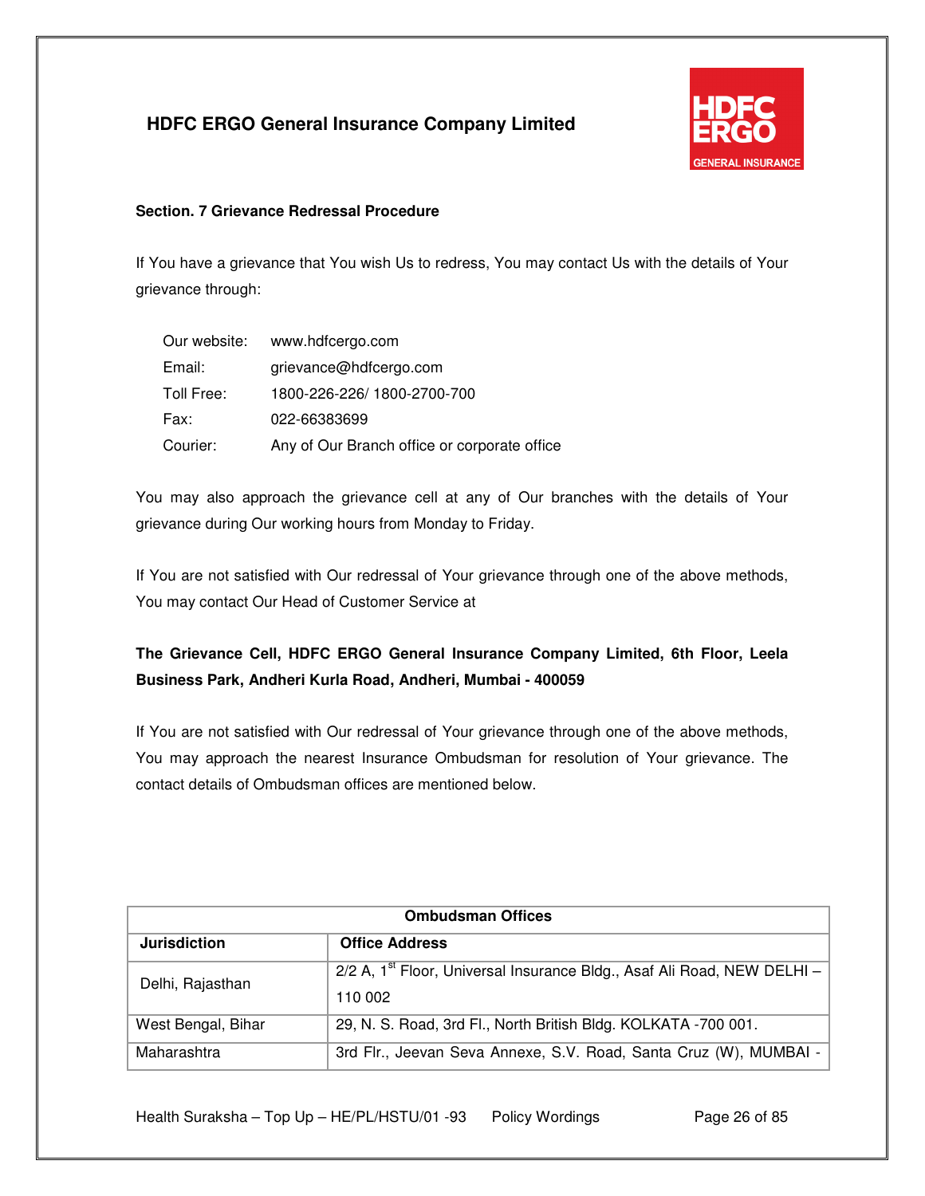**HDFC ERGO General Insurance Company Limited**

**Section. 7 Grievance Redressal Procedure**

If You have a grievance that You wish Us to redress, You may contact Us with the details of Your grievance through:

| | |
|---|---|
| Our website: | www.hdfcergo.com |
| Email: | grievance@hdfcergo.com |
| Toll Free: | 1800-226-226/ 1800-2700-700 |
| Fax: | 022-66383699 |
| Courier: | Any of Our Branch office or corporate office |

You may also approach the grievance cell at any of Our branches with the details of Your grievance during Our working hours from Monday to Friday.

If You are not satisfied with Our redressal of Your grievance through one of the above methods, You may contact Our Head of Customer Service at

**The Grievance Cell, HDFC ERGO General Insurance Company Limited, 6th Floor, Leela Business Park, Andheri Kurla Road, Andheri, Mumbai - 400059**

If You are not satisfied with Our redressal of Your grievance through one of the above methods, You may approach the nearest Insurance Ombudsman for resolution of Your grievance. The contact details of Ombudsman offices are mentioned below.

| **Ombudsman Offices** | |
|---|---|
| **Jurisdiction** | **Office Address** |
| Delhi, Rajasthan | 2/2 A, 1st Floor, Universal Insurance Bldg., Asaf Ali Road, NEW DELHI – 110 002 |
| West Bengal, Bihar | 29, N. S. Road, 3rd Fl., North British Bldg. KOLKATA -700 001. |
| Maharashtra | 3rd Flr., Jeevan Seva Annexe, S.V. Road, Santa Cruz (W), MUMBAI - |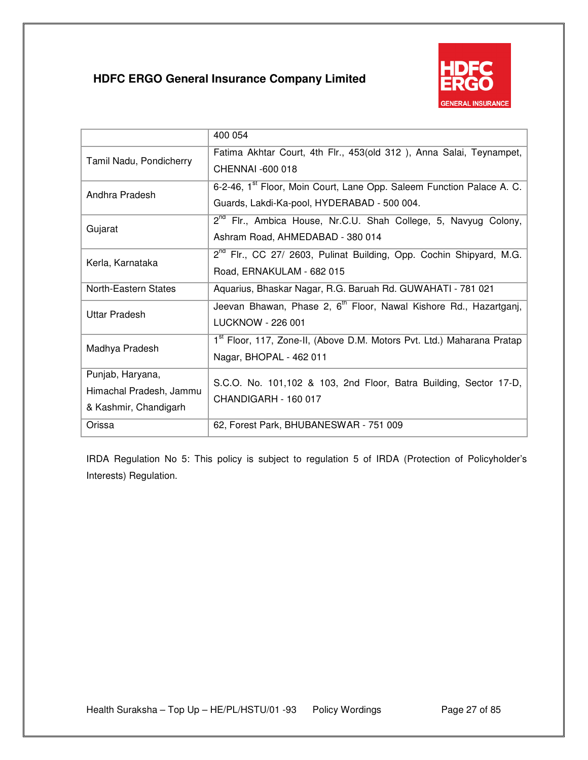| | |
|---|---|
| | 400 054 |
| Tamil Nadu, Pondicherry | Fatima Akhtar Court, 4th Flr., 453(old 312 ), Anna Salai, Teynampet, CHENNAI -600 018 |
| Andhra Pradesh | 6-2-46, 1st Floor, Moin Court, Lane Opp. Saleem Function Palace A. C. Guards, Lakdi-Ka-pool, HYDERABAD - 500 004. |
| Gujarat | 2nd Flr., Ambica House, Nr.C.U. Shah College, 5, Navyug Colony, Ashram Road, AHMEDABAD - 380 014 |
| Kerla, Karnataka | 2nd Flr., CC 27/ 2603, Pulinat Building, Opp. Cochin Shipyard, M.G. Road, ERNAKULAM - 682 015 |
| North-Eastern States | Aquarius, Bhaskar Nagar, R.G. Baruah Rd. GUWAHATI - 781 021 |
| Uttar Pradesh | Jeevan Bhawan, Phase 2, 6th Floor, Nawal Kishore Rd., Hazartganj, LUCKNOW - 226 001 |
| Madhya Pradesh | 1st Floor, 117, Zone-II, (Above D.M. Motors Pvt. Ltd.) Maharana Pratap Nagar, BHOPAL - 462 011 |
| Punjab, Haryana, Himachal Pradesh, Jammu & Kashmir, Chandigarh | S.C.O. No. 101,102 & 103, 2nd Floor, Batra Building, Sector 17-D, CHANDIGARH - 160 017 |
| Orissa | 62, Forest Park, BHUBANESWAR - 751 009 |

IRDA Regulation No 5: This policy is subject to regulation 5 of IRDA (Protection of Policyholder's Interests) Regulation.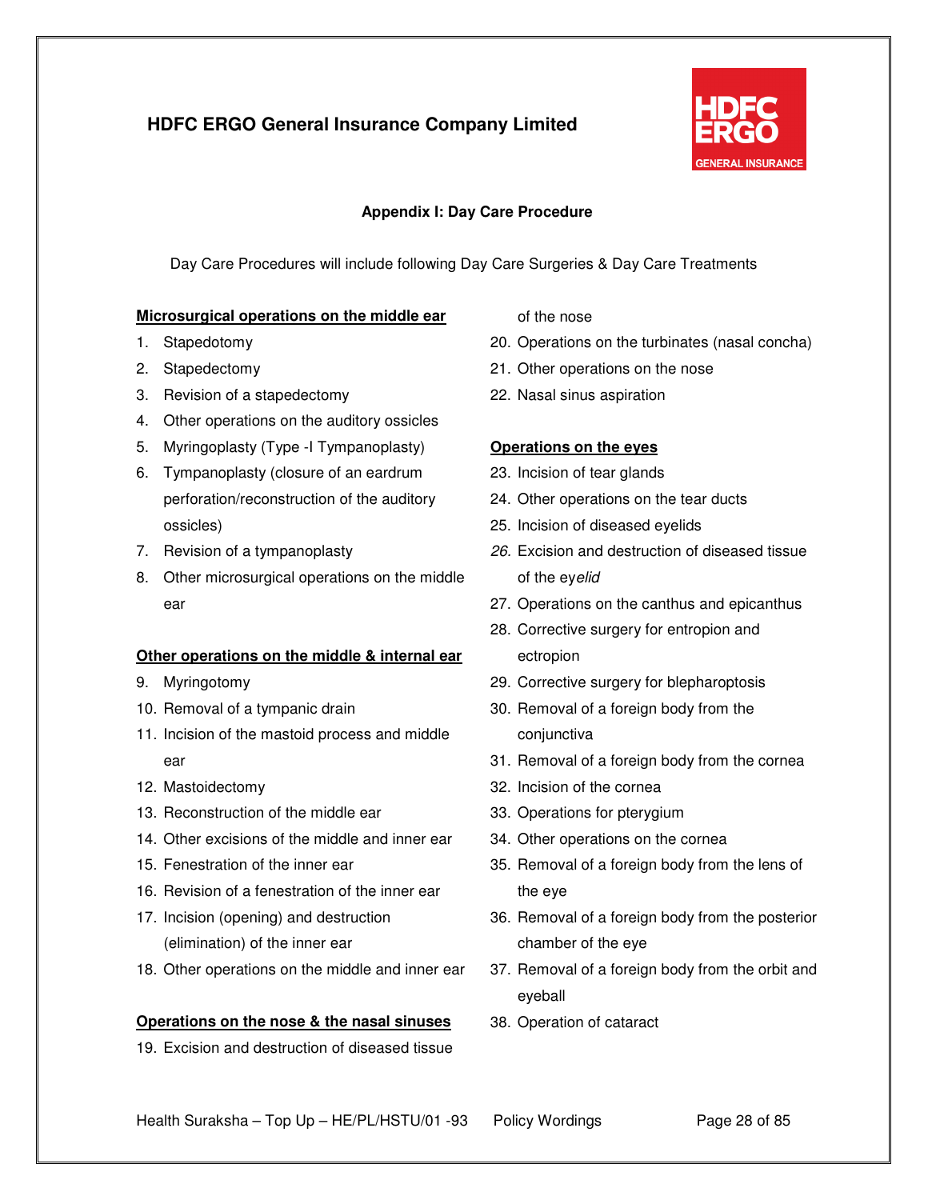## Appendix I: Day Care Procedure

Day Care Procedures will include following Day Care Surgeries & Day Care Treatments

**Microsurgical operations on the middle ear**

1. Stapedotomy
2. Stapedectomy
3. Revision of a stapedectomy
4. Other operations on the auditory ossicles
5. Myringoplasty (Type -I Tympanoplasty)
6. Tympanoplasty (closure of an eardrum perforation/reconstruction of the auditory ossicles)
7. Revision of a tympanoplasty
8. Other microsurgical operations on the middle ear

**Other operations on the middle & internal ear**

9. Myringotomy
10. Removal of a tympanic drain
11. Incision of the mastoid process and middle ear
12. Mastoidectomy
13. Reconstruction of the middle ear
14. Other excisions of the middle and inner ear
15. Fenestration of the inner ear
16. Revision of a fenestration of the inner ear
17. Incision (opening) and destruction (elimination) of the inner ear
18. Other operations on the middle and inner ear

**Operations on the nose & the nasal sinuses**

19. Excision and destruction of diseased tissue of the nose
20. Operations on the turbinates (nasal concha)
21. Other operations on the nose
22. Nasal sinus aspiration

**Operations on the eyes**

23. Incision of tear glands
24. Other operations on the tear ducts
25. Incision of diseased eyelids
26. Excision and destruction of diseased tissue of the eye*lid*
27. Operations on the canthus and epicanthus
28. Corrective surgery for entropion and ectropion
29. Corrective surgery for blepharoptosis
30. Removal of a foreign body from the conjunctiva
31. Removal of a foreign body from the cornea
32. Incision of the cornea
33. Operations for pterygium
34. Other operations on the cornea
35. Removal of a foreign body from the lens of the eye
36. Removal of a foreign body from the posterior chamber of the eye
37. Removal of a foreign body from the orbit and eyeball
38. Operation of cataract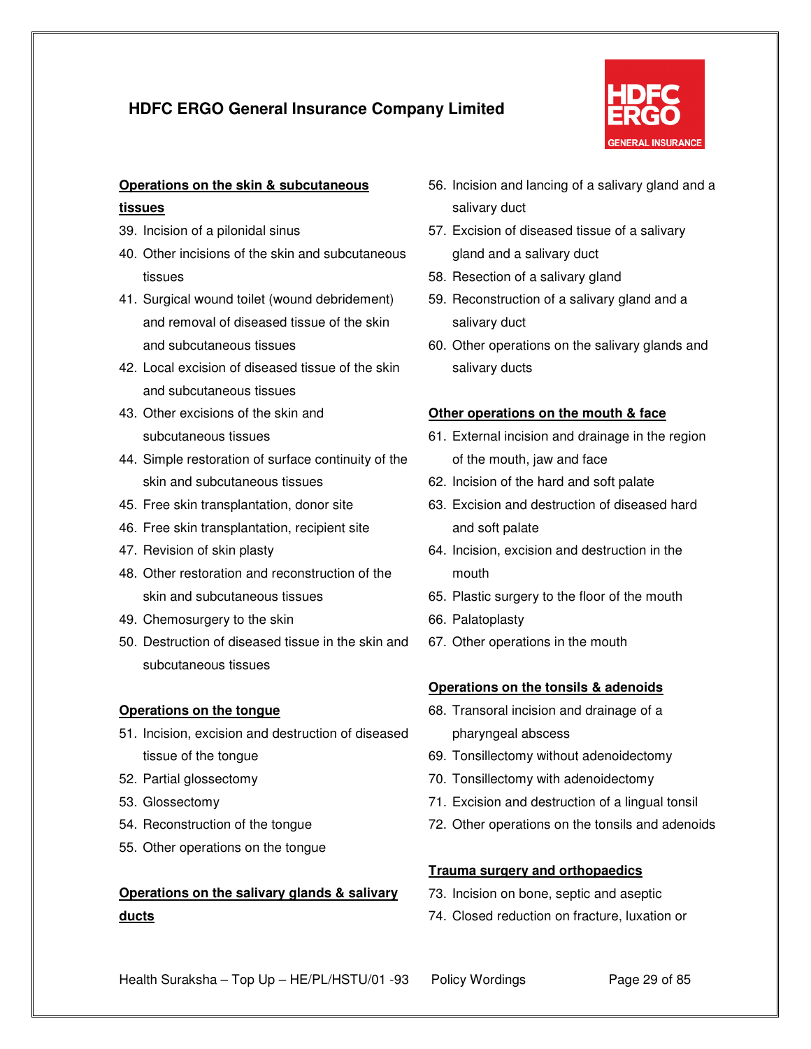**Operations on the skin & subcutaneous tissues**

39. Incision of a pilonidal sinus
40. Other incisions of the skin and subcutaneous tissues
41. Surgical wound toilet (wound debridement) and removal of diseased tissue of the skin and subcutaneous tissues
42. Local excision of diseased tissue of the skin and subcutaneous tissues
43. Other excisions of the skin and subcutaneous tissues
44. Simple restoration of surface continuity of the skin and subcutaneous tissues
45. Free skin transplantation, donor site
46. Free skin transplantation, recipient site
47. Revision of skin plasty
48. Other restoration and reconstruction of the skin and subcutaneous tissues
49. Chemosurgery to the skin
50. Destruction of diseased tissue in the skin and subcutaneous tissues

**Operations on the tongue**

51. Incision, excision and destruction of diseased tissue of the tongue
52. Partial glossectomy
53. Glossectomy
54. Reconstruction of the tongue
55. Other operations on the tongue

**Operations on the salivary glands & salivary ducts**

56. Incision and lancing of a salivary gland and a salivary duct
57. Excision of diseased tissue of a salivary gland and a salivary duct
58. Resection of a salivary gland
59. Reconstruction of a salivary gland and a salivary duct
60. Other operations on the salivary glands and salivary ducts

**Other operations on the mouth & face**

61. External incision and drainage in the region of the mouth, jaw and face
62. Incision of the hard and soft palate
63. Excision and destruction of diseased hard and soft palate
64. Incision, excision and destruction in the mouth
65. Plastic surgery to the floor of the mouth
66. Palatoplasty
67. Other operations in the mouth

**Operations on the tonsils & adenoids**

68. Transoral incision and drainage of a pharyngeal abscess
69. Tonsillectomy without adenoidectomy
70. Tonsillectomy with adenoidectomy
71. Excision and destruction of a lingual tonsil
72. Other operations on the tonsils and adenoids

**Trauma surgery and orthopaedics**

73. Incision on bone, septic and aseptic
74. Closed reduction on fracture, luxation or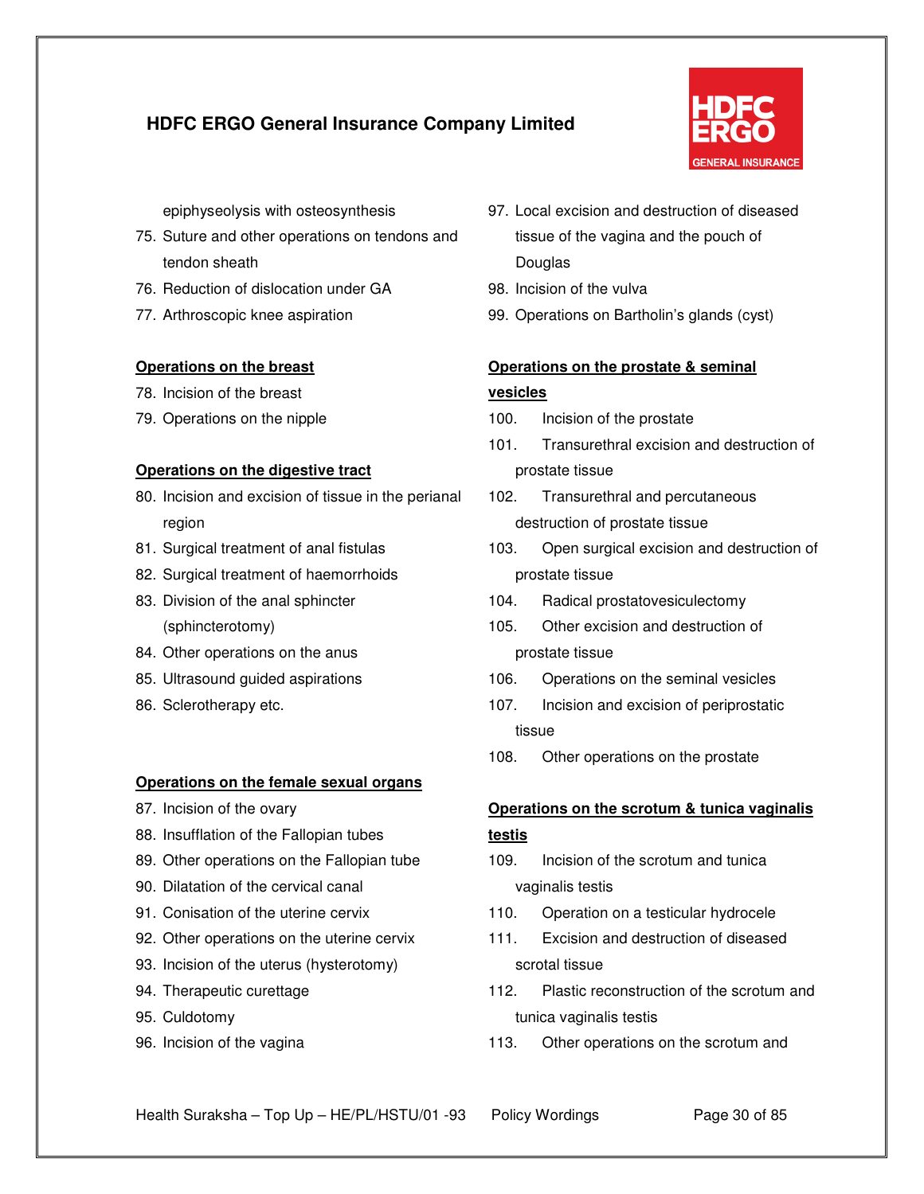epiphyseolysis with osteosynthesis

75. Suture and other operations on tendons and tendon sheath
76. Reduction of dislocation under GA
77. Arthroscopic knee aspiration

**Operations on the breast**

78. Incision of the breast
79. Operations on the nipple

**Operations on the digestive tract**

80. Incision and excision of tissue in the perianal region
81. Surgical treatment of anal fistulas
82. Surgical treatment of haemorrhoids
83. Division of the anal sphincter (sphincterotomy)
84. Other operations on the anus
85. Ultrasound guided aspirations
86. Sclerotherapy etc.

**Operations on the female sexual organs**

87. Incision of the ovary
88. Insufflation of the Fallopian tubes
89. Other operations on the Fallopian tube
90. Dilatation of the cervical canal
91. Conisation of the uterine cervix
92. Other operations on the uterine cervix
93. Incision of the uterus (hysterotomy)
94. Therapeutic curettage
95. Culdotomy
96. Incision of the vagina
97. Local excision and destruction of diseased tissue of the vagina and the pouch of Douglas
98. Incision of the vulva
99. Operations on Bartholin's glands (cyst)

**Operations on the prostate & seminal vesicles**

100. Incision of the prostate
101. Transurethral excision and destruction of prostate tissue
102. Transurethral and percutaneous destruction of prostate tissue
103. Open surgical excision and destruction of prostate tissue
104. Radical prostatovesiculectomy
105. Other excision and destruction of prostate tissue
106. Operations on the seminal vesicles
107. Incision and excision of periprostatic tissue
108. Other operations on the prostate

**Operations on the scrotum & tunica vaginalis testis**

109. Incision of the scrotum and tunica vaginalis testis
110. Operation on a testicular hydrocele
111. Excision and destruction of diseased scrotal tissue
112. Plastic reconstruction of the scrotum and tunica vaginalis testis
113. Other operations on the scrotum and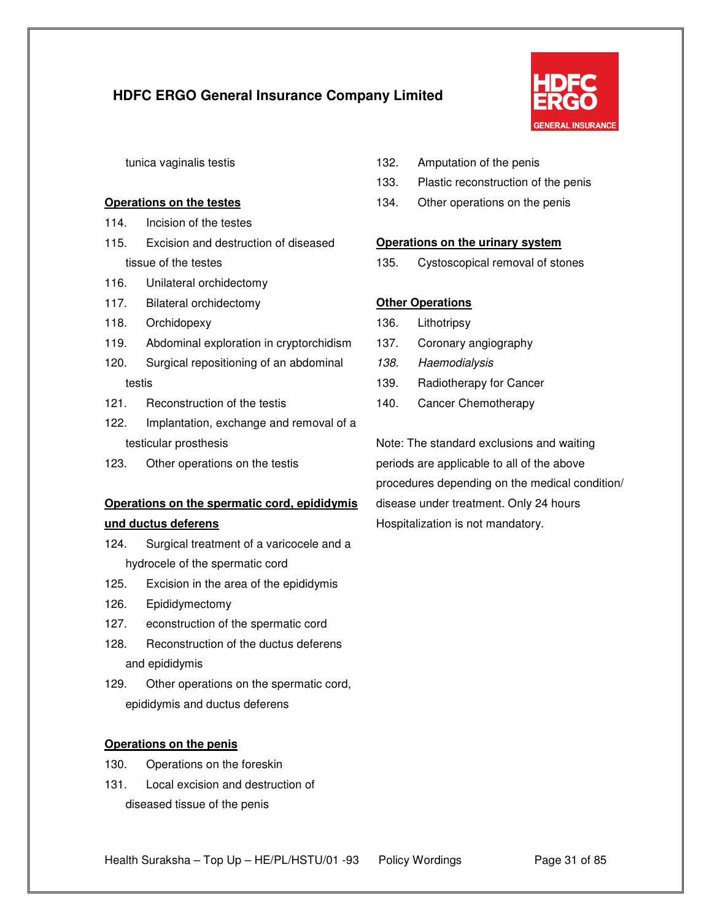tunica vaginalis testis

**Operations on the testes**

114. Incision of the testes
115. Excision and destruction of diseased tissue of the testes
116. Unilateral orchidectomy
117. Bilateral orchidectomy
118. Orchidopexy
119. Abdominal exploration in cryptorchidism
120. Surgical repositioning of an abdominal testis
121. Reconstruction of the testis
122. Implantation, exchange and removal of a testicular prosthesis
123. Other operations on the testis

**Operations on the spermatic cord, epididymis und ductus deferens**

124. Surgical treatment of a varicocele and a hydrocele of the spermatic cord
125. Excision in the area of the epididymis
126. Epididymectomy
127. econstruction of the spermatic cord
128. Reconstruction of the ductus deferens and epididymis
129. Other operations on the spermatic cord, epididymis and ductus deferens

**Operations on the penis**

130. Operations on the foreskin
131. Local excision and destruction of diseased tissue of the penis
132. Amputation of the penis
133. Plastic reconstruction of the penis
134. Other operations on the penis

**Operations on the urinary system**

135. Cystoscopical removal of stones

**Other Operations**

136. Lithotripsy
137. Coronary angiography
138. *Haemodialysis*
139. Radiotherapy for Cancer
140. Cancer Chemotherapy

Note: The standard exclusions and waiting periods are applicable to all of the above procedures depending on the medical condition/ disease under treatment. Only 24 hours Hospitalization is not mandatory.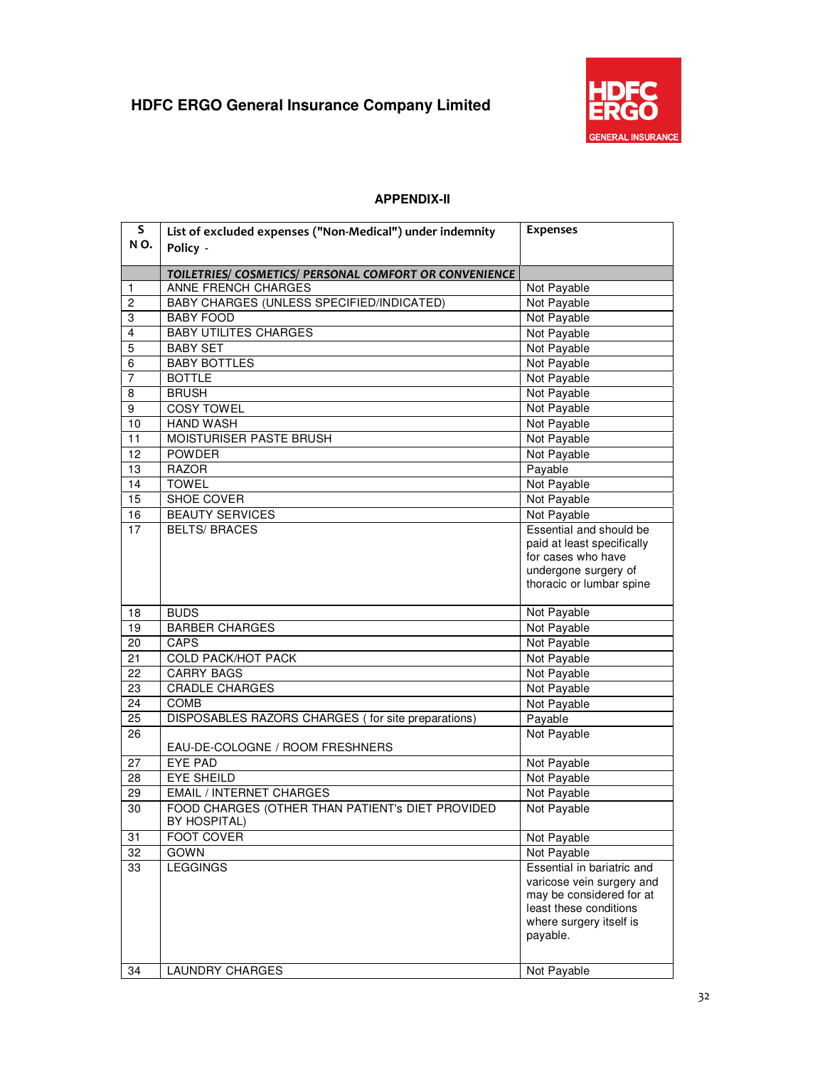## APPENDIX-II

| S NO. | List of excluded expenses ("Non-Medical") under indemnity Policy - | Expenses |
|---|---|---|
| | *TOILETRIES/ COSMETICS/ PERSONAL COMFORT OR CONVENIENCE* | |
| 1 | ANNE FRENCH CHARGES | Not Payable |
| 2 | BABY CHARGES (UNLESS SPECIFIED/INDICATED) | Not Payable |
| 3 | BABY FOOD | Not Payable |
| 4 | BABY UTILITES CHARGES | Not Payable |
| 5 | BABY SET | Not Payable |
| 6 | BABY BOTTLES | Not Payable |
| 7 | BOTTLE | Not Payable |
| 8 | BRUSH | Not Payable |
| 9 | COSY TOWEL | Not Payable |
| 10 | HAND WASH | Not Payable |
| 11 | MOISTURISER PASTE BRUSH | Not Payable |
| 12 | POWDER | Not Payable |
| 13 | RAZOR | Payable |
| 14 | TOWEL | Not Payable |
| 15 | SHOE COVER | Not Payable |
| 16 | BEAUTY SERVICES | Not Payable |
| 17 | BELTS/ BRACES | Essential and should be paid at least specifically for cases who have undergone surgery of thoracic or lumbar spine |
| 18 | BUDS | Not Payable |
| 19 | BARBER CHARGES | Not Payable |
| 20 | CAPS | Not Payable |
| 21 | COLD PACK/HOT PACK | Not Payable |
| 22 | CARRY BAGS | Not Payable |
| 23 | CRADLE CHARGES | Not Payable |
| 24 | COMB | Not Payable |
| 25 | DISPOSABLES RAZORS CHARGES ( for site preparations) | Payable |
| 26 | EAU-DE-COLOGNE / ROOM FRESHNERS | Not Payable |
| 27 | EYE PAD | Not Payable |
| 28 | EYE SHEILD | Not Payable |
| 29 | EMAIL / INTERNET CHARGES | Not Payable |
| 30 | FOOD CHARGES (OTHER THAN PATIENT's DIET PROVIDED BY HOSPITAL) | Not Payable |
| 31 | FOOT COVER | Not Payable |
| 32 | GOWN | Not Payable |
| 33 | LEGGINGS | Essential in bariatric and varicose vein surgery and may be considered for at least these conditions where surgery itself is payable. |
| 34 | LAUNDRY CHARGES | Not Payable |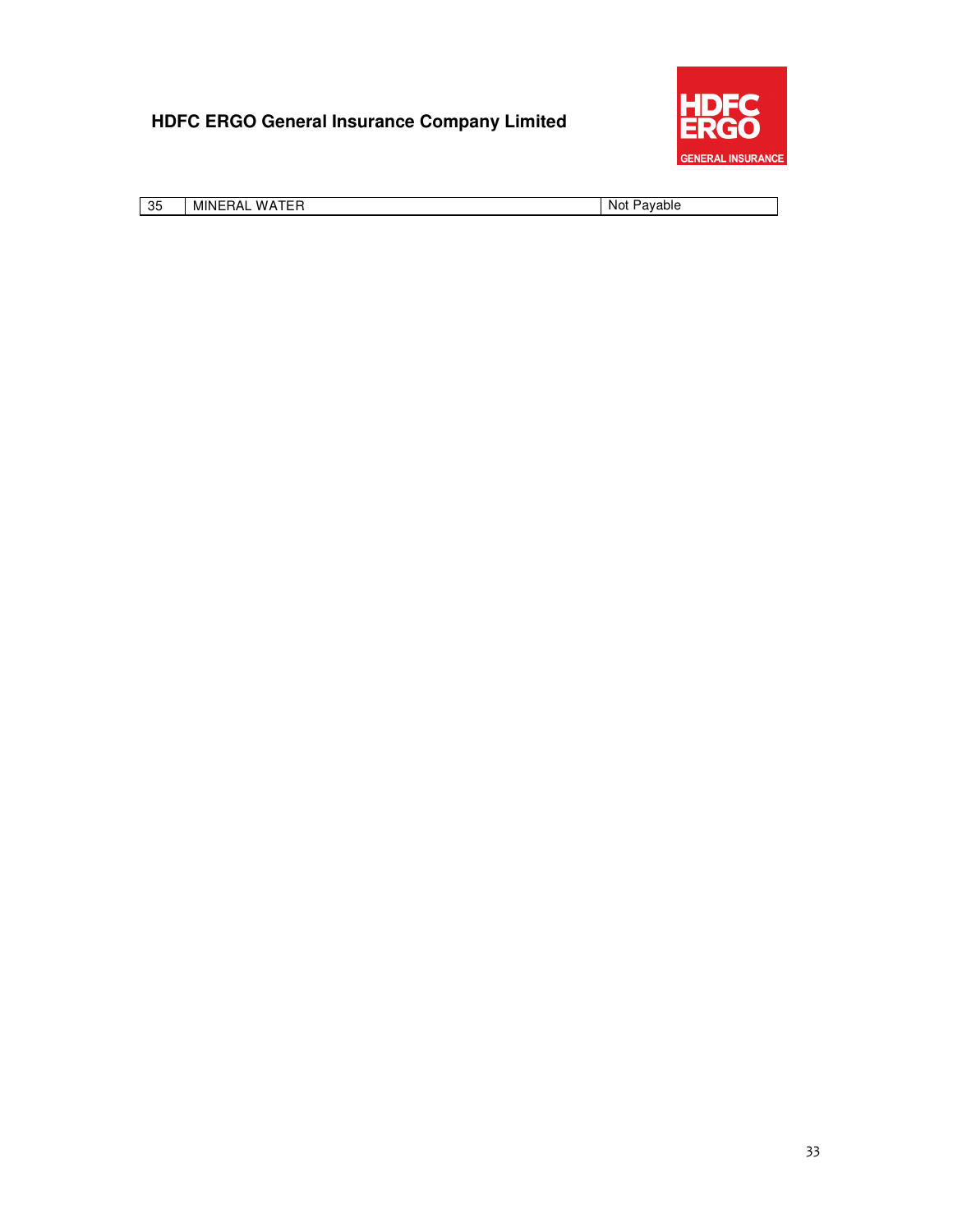| 35 | MINERAL WATER | Not Payable |
|---|---|---|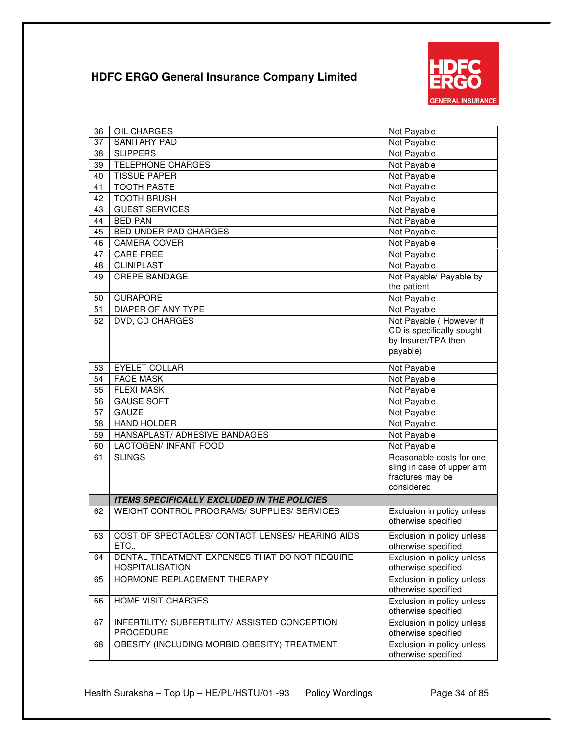## HDFC ERGO General Insurance Company Limited

| | | |
|---|---|---|
| 36 | OIL CHARGES | Not Payable |
| 37 | SANITARY PAD | Not Payable |
| 38 | SLIPPERS | Not Payable |
| 39 | TELEPHONE CHARGES | Not Payable |
| 40 | TISSUE PAPER | Not Payable |
| 41 | TOOTH PASTE | Not Payable |
| 42 | TOOTH BRUSH | Not Payable |
| 43 | GUEST SERVICES | Not Payable |
| 44 | BED PAN | Not Payable |
| 45 | BED UNDER PAD CHARGES | Not Payable |
| 46 | CAMERA COVER | Not Payable |
| 47 | CARE FREE | Not Payable |
| 48 | CLINIPLAST | Not Payable |
| 49 | CREPE BANDAGE | Not Payable/ Payable by the patient |
| 50 | CURAPORE | Not Payable |
| 51 | DIAPER OF ANY TYPE | Not Payable |
| 52 | DVD, CD CHARGES | Not Payable ( However if CD is specifically sought by Insurer/TPA then payable) |
| 53 | EYELET COLLAR | Not Payable |
| 54 | FACE MASK | Not Payable |
| 55 | FLEXI MASK | Not Payable |
| 56 | GAUSE SOFT | Not Payable |
| 57 | GAUZE | Not Payable |
| 58 | HAND HOLDER | Not Payable |
| 59 | HANSAPLAST/ ADHESIVE BANDAGES | Not Payable |
| 60 | LACTOGEN/ INFANT FOOD | Not Payable |
| 61 | SLINGS | Reasonable costs for one sling in case of upper arm fractures may be considered |
| | ***ITEMS SPECIFICALLY EXCLUDED IN THE POLICIES*** | |
| 62 | WEIGHT CONTROL PROGRAMS/ SUPPLIES/ SERVICES | Exclusion in policy unless otherwise specified |
| 63 | COST OF SPECTACLES/ CONTACT LENSES/ HEARING AIDS ETC., | Exclusion in policy unless otherwise specified |
| 64 | DENTAL TREATMENT EXPENSES THAT DO NOT REQUIRE HOSPITALISATION | Exclusion in policy unless otherwise specified |
| 65 | HORMONE REPLACEMENT THERAPY | Exclusion in policy unless otherwise specified |
| 66 | HOME VISIT CHARGES | Exclusion in policy unless otherwise specified |
| 67 | INFERTILITY/ SUBFERTILITY/ ASSISTED CONCEPTION PROCEDURE | Exclusion in policy unless otherwise specified |
| 68 | OBESITY (INCLUDING MORBID OBESITY) TREATMENT | Exclusion in policy unless otherwise specified |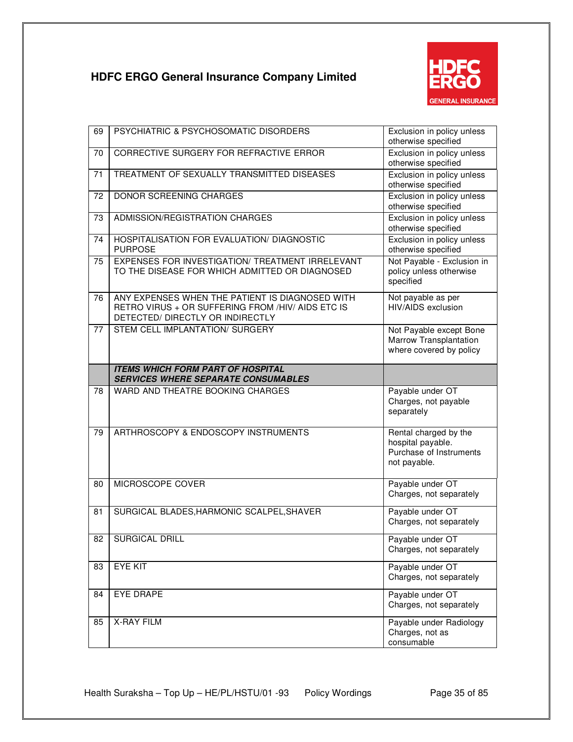| | | |
|---|---|---|
| 69 | PSYCHIATRIC & PSYCHOSOMATIC DISORDERS | Exclusion in policy unless otherwise specified |
| 70 | CORRECTIVE SURGERY FOR REFRACTIVE ERROR | Exclusion in policy unless otherwise specified |
| 71 | TREATMENT OF SEXUALLY TRANSMITTED DISEASES | Exclusion in policy unless otherwise specified |
| 72 | DONOR SCREENING CHARGES | Exclusion in policy unless otherwise specified |
| 73 | ADMISSION/REGISTRATION CHARGES | Exclusion in policy unless otherwise specified |
| 74 | HOSPITALISATION FOR EVALUATION/ DIAGNOSTIC PURPOSE | Exclusion in policy unless otherwise specified |
| 75 | EXPENSES FOR INVESTIGATION/ TREATMENT IRRELEVANT TO THE DISEASE FOR WHICH ADMITTED OR DIAGNOSED | Not Payable - Exclusion in policy unless otherwise specified |
| 76 | ANY EXPENSES WHEN THE PATIENT IS DIAGNOSED WITH RETRO VIRUS + OR SUFFERING FROM /HIV/ AIDS ETC IS DETECTED/ DIRECTLY OR INDIRECTLY | Not payable as per HIV/AIDS exclusion |
| 77 | STEM CELL IMPLANTATION/ SURGERY | Not Payable except Bone Marrow Transplantation where covered by policy |
| | ***ITEMS WHICH FORM PART OF HOSPITAL SERVICES WHERE SEPARATE CONSUMABLES*** | |
| 78 | WARD AND THEATRE BOOKING CHARGES | Payable under OT Charges, not payable separately |
| 79 | ARTHROSCOPY & ENDOSCOPY INSTRUMENTS | Rental charged by the hospital payable. Purchase of Instruments not payable. |
| 80 | MICROSCOPE COVER | Payable under OT Charges, not separately |
| 81 | SURGICAL BLADES,HARMONIC SCALPEL,SHAVER | Payable under OT Charges, not separately |
| 82 | SURGICAL DRILL | Payable under OT Charges, not separately |
| 83 | EYE KIT | Payable under OT Charges, not separately |
| 84 | EYE DRAPE | Payable under OT Charges, not separately |
| 85 | X-RAY FILM | Payable under Radiology Charges, not as consumable |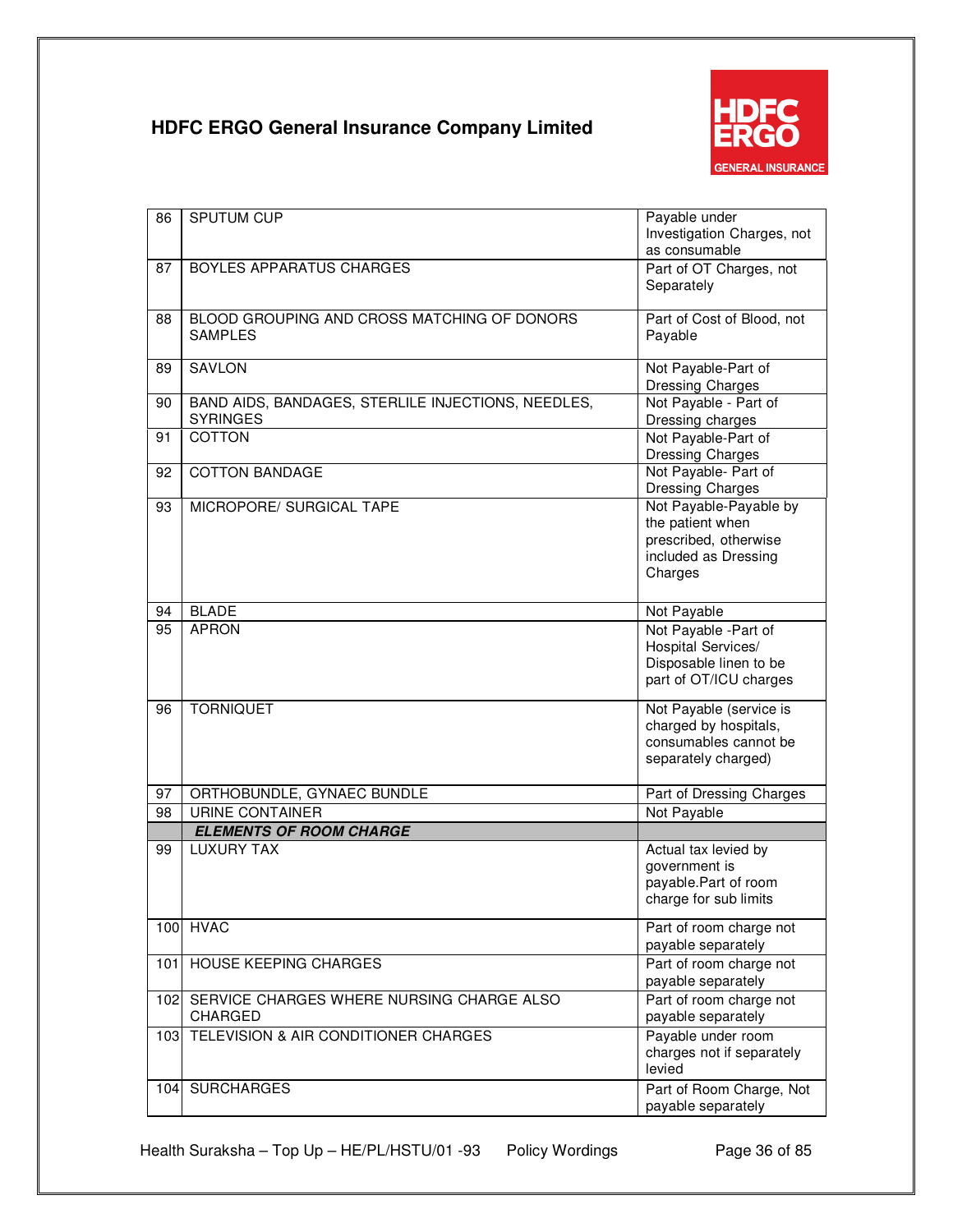**HDFC ERGO General Insurance Company Limited**

| | | |
|---|---|---|
| 86 | SPUTUM CUP | Payable under Investigation Charges, not as consumable |
| 87 | BOYLES APPARATUS CHARGES | Part of OT Charges, not Separately |
| 88 | BLOOD GROUPING AND CROSS MATCHING OF DONORS SAMPLES | Part of Cost of Blood, not Payable |
| 89 | SAVLON | Not Payable-Part of Dressing Charges |
| 90 | BAND AIDS, BANDAGES, STERLILE INJECTIONS, NEEDLES, SYRINGES | Not Payable - Part of Dressing charges |
| 91 | COTTON | Not Payable-Part of Dressing Charges |
| 92 | COTTON BANDAGE | Not Payable- Part of Dressing Charges |
| 93 | MICROPORE/ SURGICAL TAPE | Not Payable-Payable by the patient when prescribed, otherwise included as Dressing Charges |
| 94 | BLADE | Not Payable |
| 95 | APRON | Not Payable -Part of Hospital Services/ Disposable linen to be part of OT/ICU charges |
| 96 | TORNIQUET | Not Payable (service is charged by hospitals, consumables cannot be separately charged) |
| 97 | ORTHOBUNDLE, GYNAEC BUNDLE | Part of Dressing Charges |
| 98 | URINE CONTAINER | Not Payable |
| | ***ELEMENTS OF ROOM CHARGE*** | |
| 99 | LUXURY TAX | Actual tax levied by government is payable.Part of room charge for sub limits |
| 100 | HVAC | Part of room charge not payable separately |
| 101 | HOUSE KEEPING CHARGES | Part of room charge not payable separately |
| 102 | SERVICE CHARGES WHERE NURSING CHARGE ALSO CHARGED | Part of room charge not payable separately |
| 103 | TELEVISION & AIR CONDITIONER CHARGES | Payable under room charges not if separately levied |
| 104 | SURCHARGES | Part of Room Charge, Not payable separately |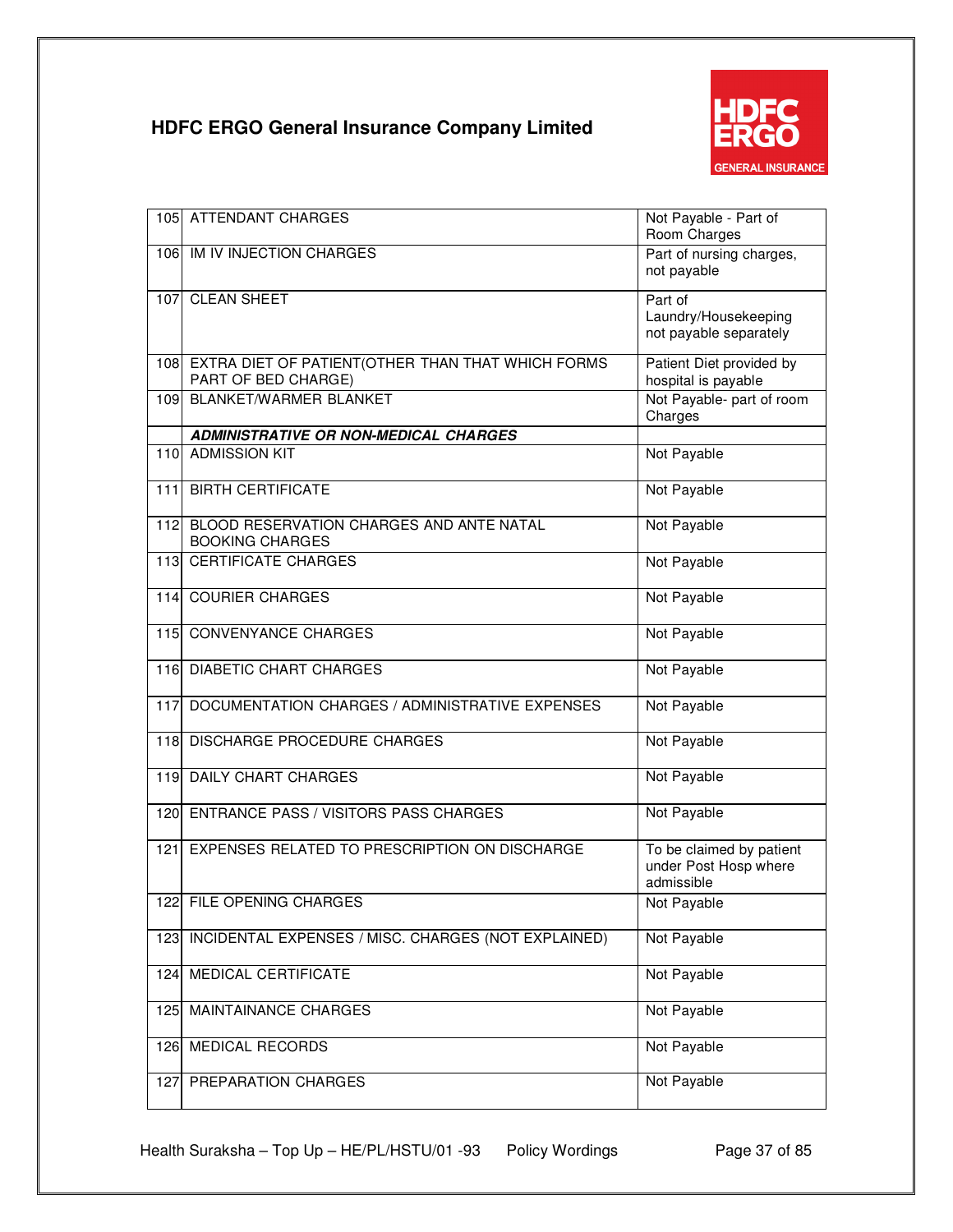## HDFC ERGO General Insurance Company Limited

| | | |
|---|---|---|
| 105 | ATTENDANT CHARGES | Not Payable - Part of Room Charges |
| 106 | IM IV INJECTION CHARGES | Part of nursing charges, not payable |
| 107 | CLEAN SHEET | Part of Laundry/Housekeeping not payable separately |
| 108 | EXTRA DIET OF PATIENT(OTHER THAN THAT WHICH FORMS PART OF BED CHARGE) | Patient Diet provided by hospital is payable |
| 109 | BLANKET/WARMER BLANKET | Not Payable- part of room Charges |
| | ***ADMINISTRATIVE OR NON-MEDICAL CHARGES*** | |
| 110 | ADMISSION KIT | Not Payable |
| 111 | BIRTH CERTIFICATE | Not Payable |
| 112 | BLOOD RESERVATION CHARGES AND ANTE NATAL BOOKING CHARGES | Not Payable |
| 113 | CERTIFICATE CHARGES | Not Payable |
| 114 | COURIER CHARGES | Not Payable |
| 115 | CONVENYANCE CHARGES | Not Payable |
| 116 | DIABETIC CHART CHARGES | Not Payable |
| 117 | DOCUMENTATION CHARGES / ADMINISTRATIVE EXPENSES | Not Payable |
| 118 | DISCHARGE PROCEDURE CHARGES | Not Payable |
| 119 | DAILY CHART CHARGES | Not Payable |
| 120 | ENTRANCE PASS / VISITORS PASS CHARGES | Not Payable |
| 121 | EXPENSES RELATED TO PRESCRIPTION ON DISCHARGE | To be claimed by patient under Post Hosp where admissible |
| 122 | FILE OPENING CHARGES | Not Payable |
| 123 | INCIDENTAL EXPENSES / MISC. CHARGES (NOT EXPLAINED) | Not Payable |
| 124 | MEDICAL CERTIFICATE | Not Payable |
| 125 | MAINTAINANCE CHARGES | Not Payable |
| 126 | MEDICAL RECORDS | Not Payable |
| 127 | PREPARATION CHARGES | Not Payable |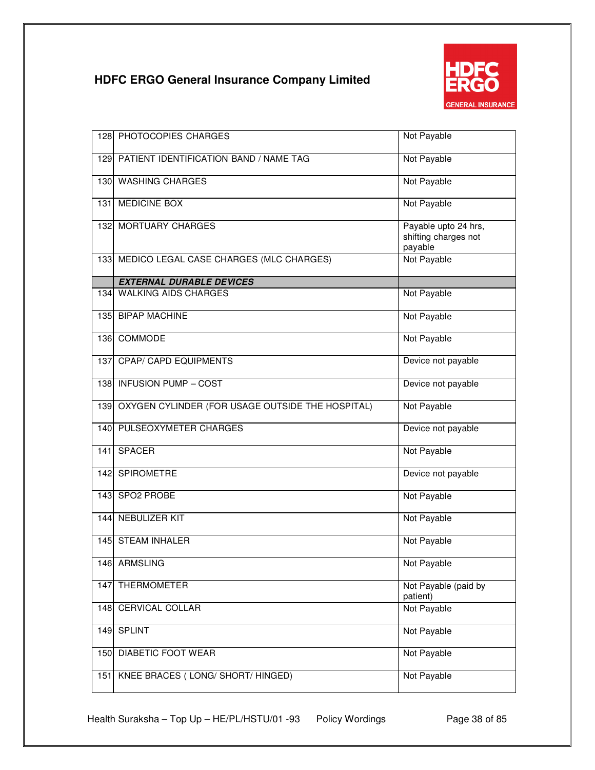| | | |
|---|---|---|
| 128 | PHOTOCOPIES CHARGES | Not Payable |
| 129 | PATIENT IDENTIFICATION BAND / NAME TAG | Not Payable |
| 130 | WASHING CHARGES | Not Payable |
| 131 | MEDICINE BOX | Not Payable |
| 132 | MORTUARY CHARGES | Payable upto 24 hrs, shifting charges not payable |
| 133 | MEDICO LEGAL CASE CHARGES (MLC CHARGES) | Not Payable |
| | ***EXTERNAL DURABLE DEVICES*** | |
| 134 | WALKING AIDS CHARGES | Not Payable |
| 135 | BIPAP MACHINE | Not Payable |
| 136 | COMMODE | Not Payable |
| 137 | CPAP/ CAPD EQUIPMENTS | Device not payable |
| 138 | INFUSION PUMP – COST | Device not payable |
| 139 | OXYGEN CYLINDER (FOR USAGE OUTSIDE THE HOSPITAL) | Not Payable |
| 140 | PULSEOXYMETER CHARGES | Device not payable |
| 141 | SPACER | Not Payable |
| 142 | SPIROMETRE | Device not payable |
| 143 | SPO2 PROBE | Not Payable |
| 144 | NEBULIZER KIT | Not Payable |
| 145 | STEAM INHALER | Not Payable |
| 146 | ARMSLING | Not Payable |
| 147 | THERMOMETER | Not Payable (paid by patient) |
| 148 | CERVICAL COLLAR | Not Payable |
| 149 | SPLINT | Not Payable |
| 150 | DIABETIC FOOT WEAR | Not Payable |
| 151 | KNEE BRACES ( LONG/ SHORT/ HINGED) | Not Payable |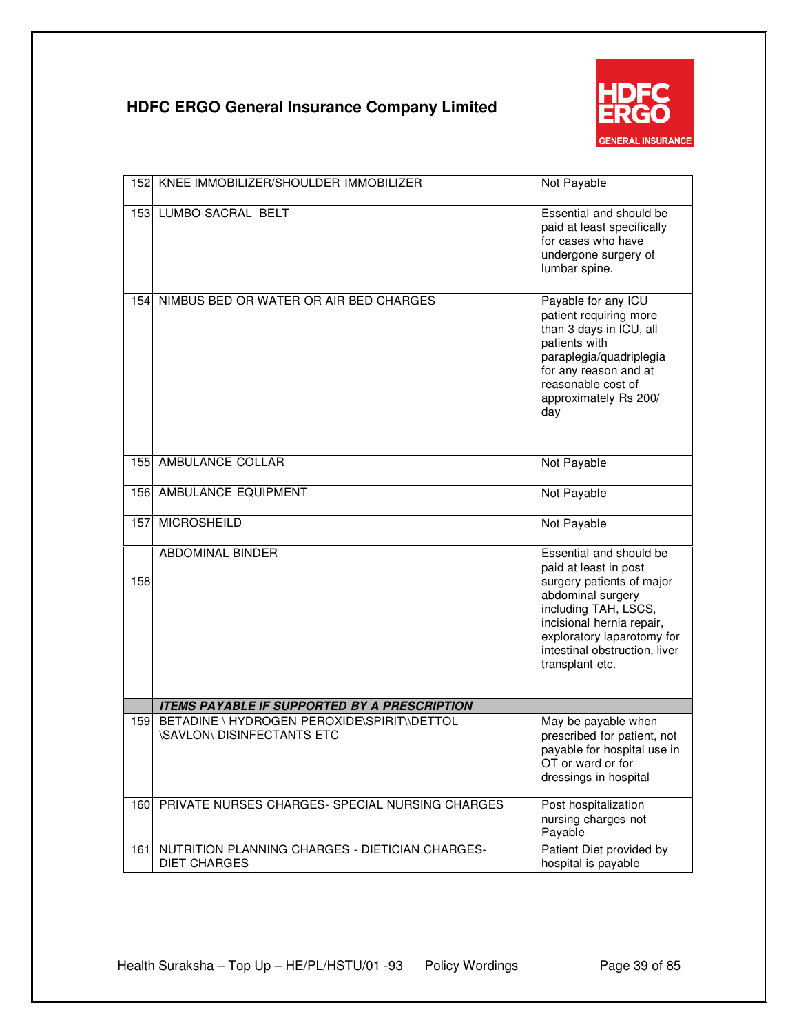| | | |
|---|---|---|
| 152 | KNEE IMMOBILIZER/SHOULDER IMMOBILIZER | Not Payable |
| 153 | LUMBO SACRAL BELT | Essential and should be paid at least specifically for cases who have undergone surgery of lumbar spine. |
| 154 | NIMBUS BED OR WATER OR AIR BED CHARGES | Payable for any ICU patient requiring more than 3 days in ICU, all patients with paraplegia/quadriplegia for any reason and at reasonable cost of approximately Rs 200/ day |
| 155 | AMBULANCE COLLAR | Not Payable |
| 156 | AMBULANCE EQUIPMENT | Not Payable |
| 157 | MICROSHEILD | Not Payable |
| 158 | ABDOMINAL BINDER | Essential and should be paid at least in post surgery patients of major abdominal surgery including TAH, LSCS, incisional hernia repair, exploratory laparotomy for intestinal obstruction, liver transplant etc. |
| | ***ITEMS PAYABLE IF SUPPORTED BY A PRESCRIPTION*** | |
| 159 | BETADINE \ HYDROGEN PEROXIDE\SPIRIT\\DETTOL \SAVLON\ DISINFECTANTS ETC | May be payable when prescribed for patient, not payable for hospital use in OT or ward or for dressings in hospital |
| 160 | PRIVATE NURSES CHARGES- SPECIAL NURSING CHARGES | Post hospitalization nursing charges not Payable |
| 161 | NUTRITION PLANNING CHARGES - DIETICIAN CHARGES- DIET CHARGES | Patient Diet provided by hospital is payable |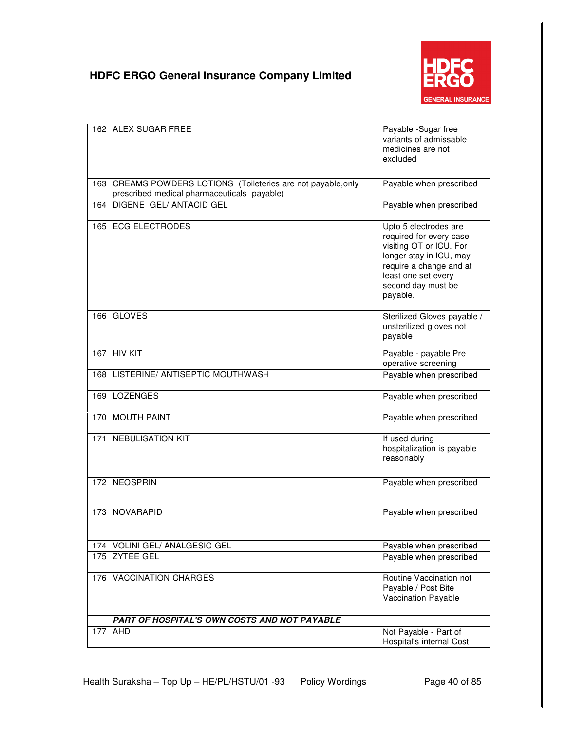| | | |
|---|---|---|
| 162 | ALEX SUGAR FREE | Payable -Sugar free variants of admissable medicines are not excluded |
| 163 | CREAMS POWDERS LOTIONS (Toileteries are not payable,only prescribed medical pharmaceuticals payable) | Payable when prescribed |
| 164 | DIGENE GEL/ ANTACID GEL | Payable when prescribed |
| 165 | ECG ELECTRODES | Upto 5 electrodes are required for every case visiting OT or ICU. For longer stay in ICU, may require a change and at least one set every second day must be payable. |
| 166 | GLOVES | Sterilized Gloves payable / unsterilized gloves not payable |
| 167 | HIV KIT | Payable - payable Pre operative screening |
| 168 | LISTERINE/ ANTISEPTIC MOUTHWASH | Payable when prescribed |
| 169 | LOZENGES | Payable when prescribed |
| 170 | MOUTH PAINT | Payable when prescribed |
| 171 | NEBULISATION KIT | If used during hospitalization is payable reasonably |
| 172 | NEOSPRIN | Payable when prescribed |
| 173 | NOVARAPID | Payable when prescribed |
| 174 | VOLINI GEL/ ANALGESIC GEL | Payable when prescribed |
| 175 | ZYTEE GEL | Payable when prescribed |
| 176 | VACCINATION CHARGES | Routine Vaccination not Payable / Post Bite Vaccination Payable |
| | | |
| | ***PART OF HOSPITAL'S OWN COSTS AND NOT PAYABLE*** | |
| 177 | AHD | Not Payable - Part of Hospital's internal Cost |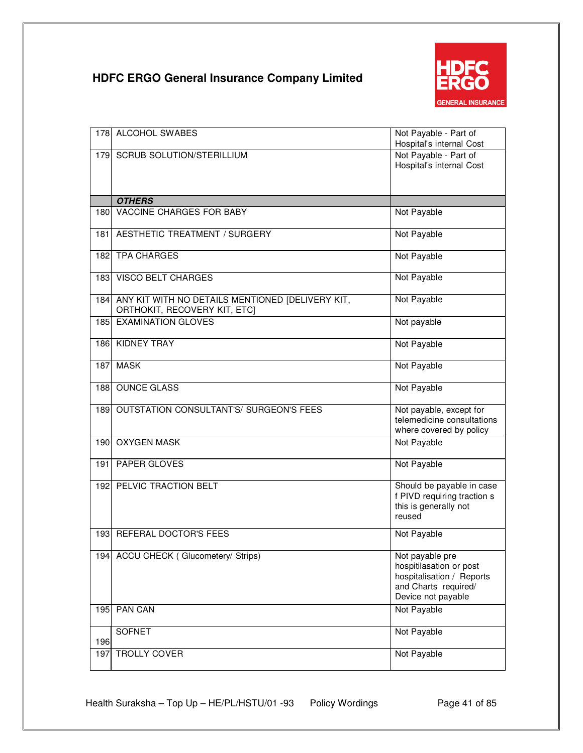## HDFC ERGO General Insurance Company Limited

| | | |
|---|---|---|
| 178 | ALCOHOL SWABES | Not Payable - Part of Hospital's internal Cost |
| 179 | SCRUB SOLUTION/STERILLIUM | Not Payable - Part of Hospital's internal Cost |
| | ***OTHERS*** | |
| 180 | VACCINE CHARGES FOR BABY | Not Payable |
| 181 | AESTHETIC TREATMENT / SURGERY | Not Payable |
| 182 | TPA CHARGES | Not Payable |
| 183 | VISCO BELT CHARGES | Not Payable |
| 184 | ANY KIT WITH NO DETAILS MENTIONED [DELIVERY KIT, ORTHOKIT, RECOVERY KIT, ETC] | Not Payable |
| 185 | EXAMINATION GLOVES | Not payable |
| 186 | KIDNEY TRAY | Not Payable |
| 187 | MASK | Not Payable |
| 188 | OUNCE GLASS | Not Payable |
| 189 | OUTSTATION CONSULTANT'S/ SURGEON'S FEES | Not payable, except for telemedicine consultations where covered by policy |
| 190 | OXYGEN MASK | Not Payable |
| 191 | PAPER GLOVES | Not Payable |
| 192 | PELVIC TRACTION BELT | Should be payable in case f PIVD requiring traction s this is generally not reused |
| 193 | REFERAL DOCTOR'S FEES | Not Payable |
| 194 | ACCU CHECK ( Glucometery/ Strips) | Not payable pre hospitilasation or post hospitalisation / Reports and Charts required/ Device not payable |
| 195 | PAN CAN | Not Payable |
| 196 | SOFNET | Not Payable |
| 197 | TROLLY COVER | Not Payable |

Health Suraksha – Top Up – HE/PL/HSTU/01 -93 Policy Wordings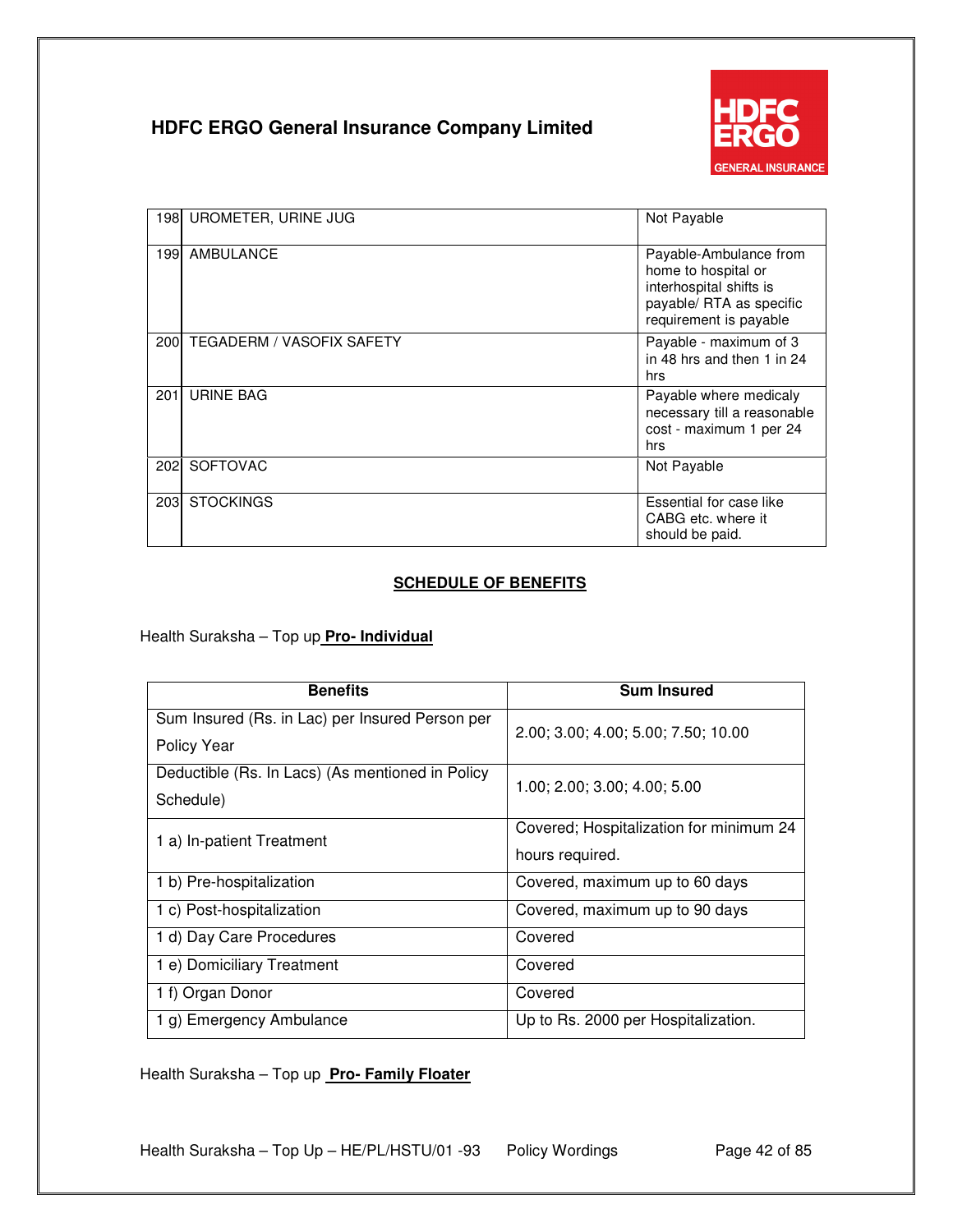| | | |
|---|---|---|
| 198 | UROMETER, URINE JUG | Not Payable |
| 199 | AMBULANCE | Payable-Ambulance from home to hospital or interhospital shifts is payable/ RTA as specific requirement is payable |
| 200 | TEGADERM / VASOFIX SAFETY | Payable - maximum of 3 in 48 hrs and then 1 in 24 hrs |
| 201 | URINE BAG | Payable where medicaly necessary till a reasonable cost - maximum 1 per 24 hrs |
| 202 | SOFTOVAC | Not Payable |
| 203 | STOCKINGS | Essential for case like CABG etc. where it should be paid. |

## SCHEDULE OF BENEFITS

Health Suraksha – Top up **Pro- Individual**

| Benefits | Sum Insured |
|---|---|
| Sum Insured (Rs. in Lac) per Insured Person per Policy Year | 2.00; 3.00; 4.00; 5.00; 7.50; 10.00 |
| Deductible (Rs. In Lacs) (As mentioned in Policy Schedule) | 1.00; 2.00; 3.00; 4.00; 5.00 |
| 1 a) In-patient Treatment | Covered; Hospitalization for minimum 24 hours required. |
| 1 b) Pre-hospitalization | Covered, maximum up to 60 days |
| 1 c) Post-hospitalization | Covered, maximum up to 90 days |
| 1 d) Day Care Procedures | Covered |
| 1 e) Domiciliary Treatment | Covered |
| 1 f) Organ Donor | Covered |
| 1 g) Emergency Ambulance | Up to Rs. 2000 per Hospitalization. |

Health Suraksha – Top up **Pro- Family Floater**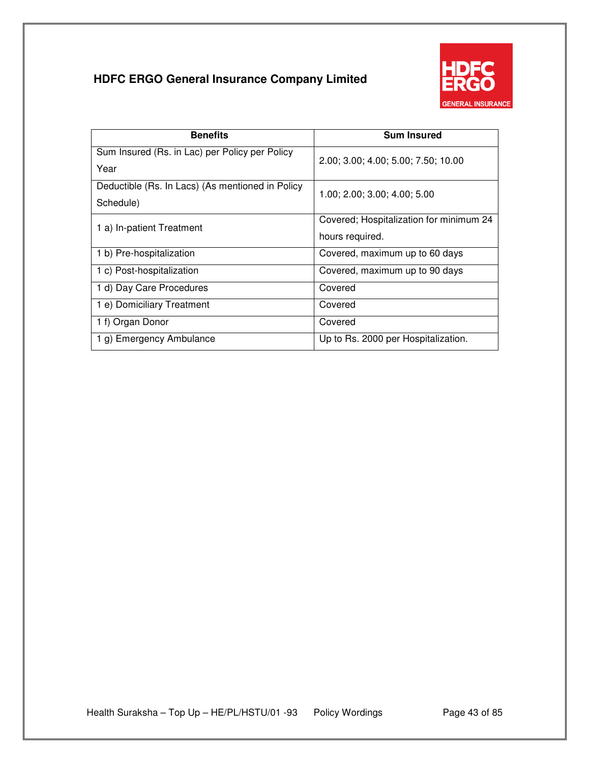**HDFC ERGO General Insurance Company Limited**

| Benefits | Sum Insured |
|---|---|
| Sum Insured (Rs. in Lac) per Policy per Policy Year | 2.00; 3.00; 4.00; 5.00; 7.50; 10.00 |
| Deductible (Rs. In Lacs) (As mentioned in Policy Schedule) | 1.00; 2.00; 3.00; 4.00; 5.00 |
| 1 a) In-patient Treatment | Covered; Hospitalization for minimum 24 hours required. |
| 1 b) Pre-hospitalization | Covered, maximum up to 60 days |
| 1 c) Post-hospitalization | Covered, maximum up to 90 days |
| 1 d) Day Care Procedures | Covered |
| 1 e) Domiciliary Treatment | Covered |
| 1 f) Organ Donor | Covered |
| 1 g) Emergency Ambulance | Up to Rs. 2000 per Hospitalization. |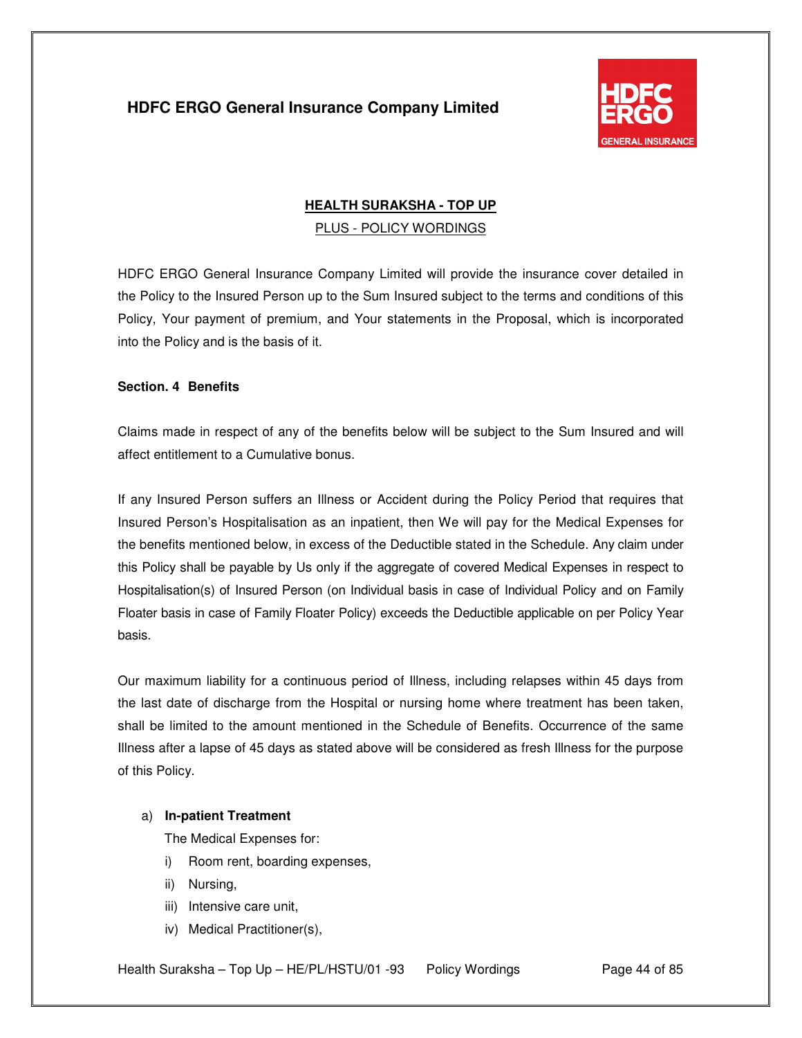## HDFC ERGO General Insurance Company Limited

### HEALTH SURAKSHA - TOP UP

PLUS - POLICY WORDINGS

HDFC ERGO General Insurance Company Limited will provide the insurance cover detailed in the Policy to the Insured Person up to the Sum Insured subject to the terms and conditions of this Policy, Your payment of premium, and Your statements in the Proposal, which is incorporated into the Policy and is the basis of it.

**Section. 4 Benefits**

Claims made in respect of any of the benefits below will be subject to the Sum Insured and will affect entitlement to a Cumulative bonus.

If any Insured Person suffers an Illness or Accident during the Policy Period that requires that Insured Person's Hospitalisation as an inpatient, then We will pay for the Medical Expenses for the benefits mentioned below, in excess of the Deductible stated in the Schedule. Any claim under this Policy shall be payable by Us only if the aggregate of covered Medical Expenses in respect to Hospitalisation(s) of Insured Person (on Individual basis in case of Individual Policy and on Family Floater basis in case of Family Floater Policy) exceeds the Deductible applicable on per Policy Year basis.

Our maximum liability for a continuous period of Illness, including relapses within 45 days from the last date of discharge from the Hospital or nursing home where treatment has been taken, shall be limited to the amount mentioned in the Schedule of Benefits. Occurrence of the same Illness after a lapse of 45 days as stated above will be considered as fresh Illness for the purpose of this Policy.

a) **In-patient Treatment**

The Medical Expenses for:

i) Room rent, boarding expenses,
ii) Nursing,
iii) Intensive care unit,
iv) Medical Practitioner(s),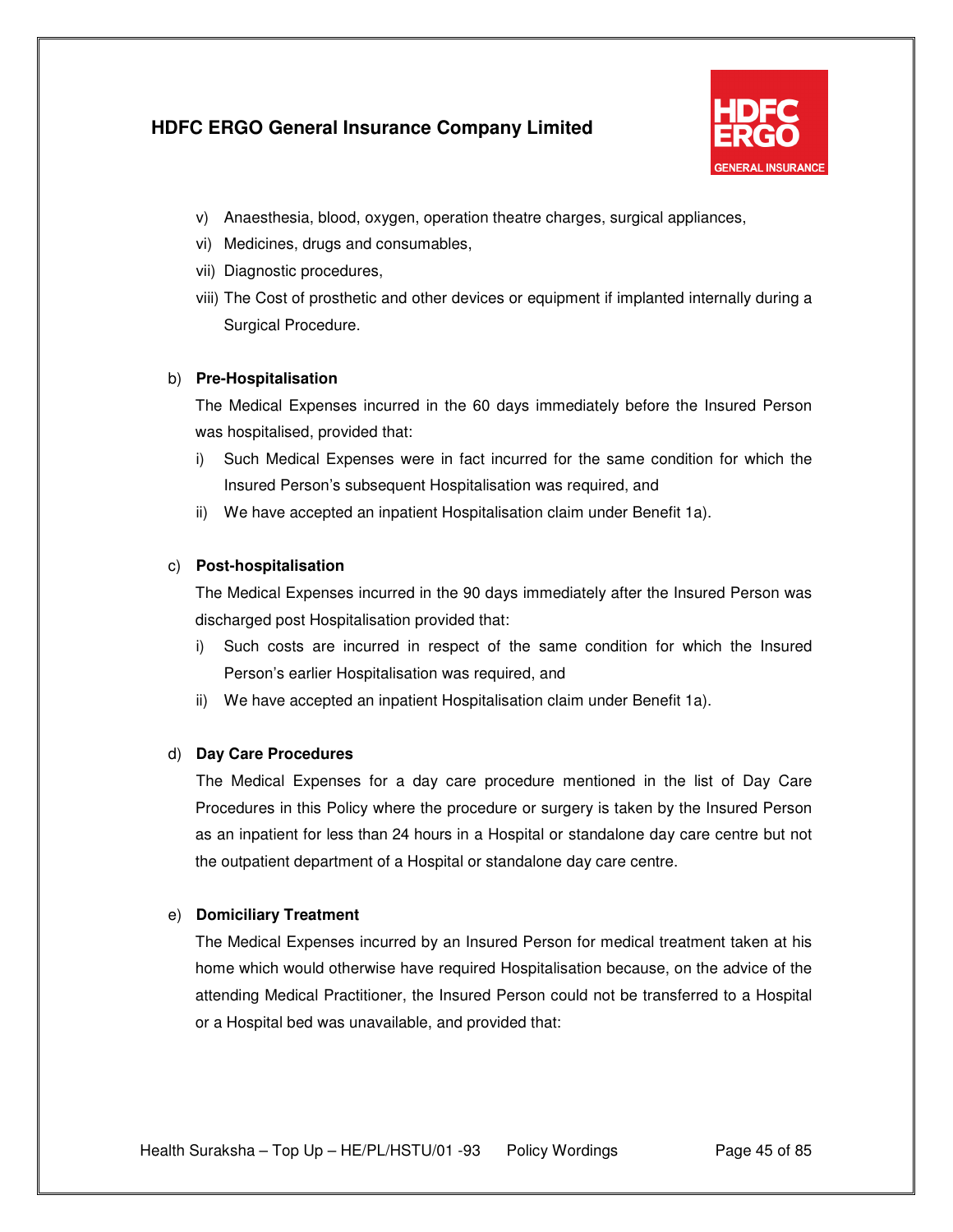v) Anaesthesia, blood, oxygen, operation theatre charges, surgical appliances,
vi) Medicines, drugs and consumables,
vii) Diagnostic procedures,
viii) The Cost of prosthetic and other devices or equipment if implanted internally during a Surgical Procedure.

b) **Pre-Hospitalisation**

The Medical Expenses incurred in the 60 days immediately before the Insured Person was hospitalised, provided that:

i) Such Medical Expenses were in fact incurred for the same condition for which the Insured Person's subsequent Hospitalisation was required, and
ii) We have accepted an inpatient Hospitalisation claim under Benefit 1a).

c) **Post-hospitalisation**

The Medical Expenses incurred in the 90 days immediately after the Insured Person was discharged post Hospitalisation provided that:

i) Such costs are incurred in respect of the same condition for which the Insured Person's earlier Hospitalisation was required, and
ii) We have accepted an inpatient Hospitalisation claim under Benefit 1a).

d) **Day Care Procedures**

The Medical Expenses for a day care procedure mentioned in the list of Day Care Procedures in this Policy where the procedure or surgery is taken by the Insured Person as an inpatient for less than 24 hours in a Hospital or standalone day care centre but not the outpatient department of a Hospital or standalone day care centre.

e) **Domiciliary Treatment**

The Medical Expenses incurred by an Insured Person for medical treatment taken at his home which would otherwise have required Hospitalisation because, on the advice of the attending Medical Practitioner, the Insured Person could not be transferred to a Hospital or a Hospital bed was unavailable, and provided that: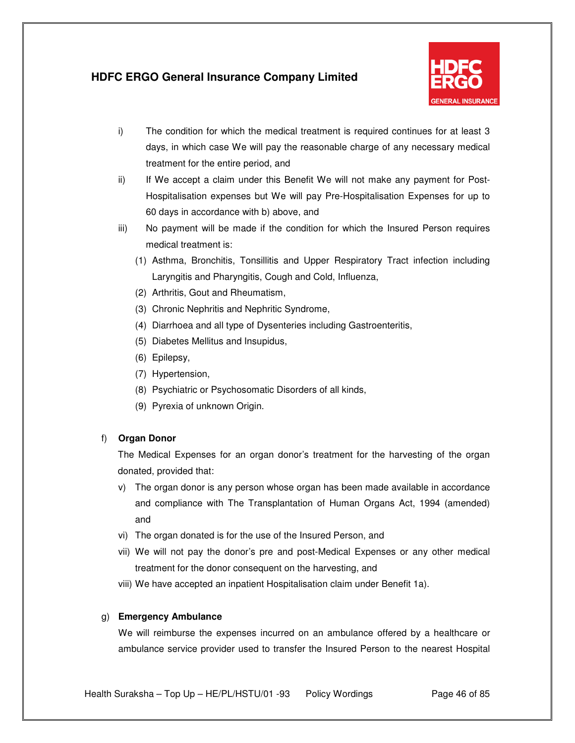i) The condition for which the medical treatment is required continues for at least 3 days, in which case We will pay the reasonable charge of any necessary medical treatment for the entire period, and

ii) If We accept a claim under this Benefit We will not make any payment for Post-Hospitalisation expenses but We will pay Pre-Hospitalisation Expenses for up to 60 days in accordance with b) above, and

iii) No payment will be made if the condition for which the Insured Person requires medical treatment is:

   (1) Asthma, Bronchitis, Tonsillitis and Upper Respiratory Tract infection including Laryngitis and Pharyngitis, Cough and Cold, Influenza,
   (2) Arthritis, Gout and Rheumatism,
   (3) Chronic Nephritis and Nephritic Syndrome,
   (4) Diarrhoea and all type of Dysenteries including Gastroenteritis,
   (5) Diabetes Mellitus and Insupidus,
   (6) Epilepsy,
   (7) Hypertension,
   (8) Psychiatric or Psychosomatic Disorders of all kinds,
   (9) Pyrexia of unknown Origin.

f) **Organ Donor**

The Medical Expenses for an organ donor's treatment for the harvesting of the organ donated, provided that:

v) The organ donor is any person whose organ has been made available in accordance and compliance with The Transplantation of Human Organs Act, 1994 (amended) and

vi) The organ donated is for the use of the Insured Person, and

vii) We will not pay the donor's pre and post-Medical Expenses or any other medical treatment for the donor consequent on the harvesting, and

viii) We have accepted an inpatient Hospitalisation claim under Benefit 1a).

g) **Emergency Ambulance**

We will reimburse the expenses incurred on an ambulance offered by a healthcare or ambulance service provider used to transfer the Insured Person to the nearest Hospital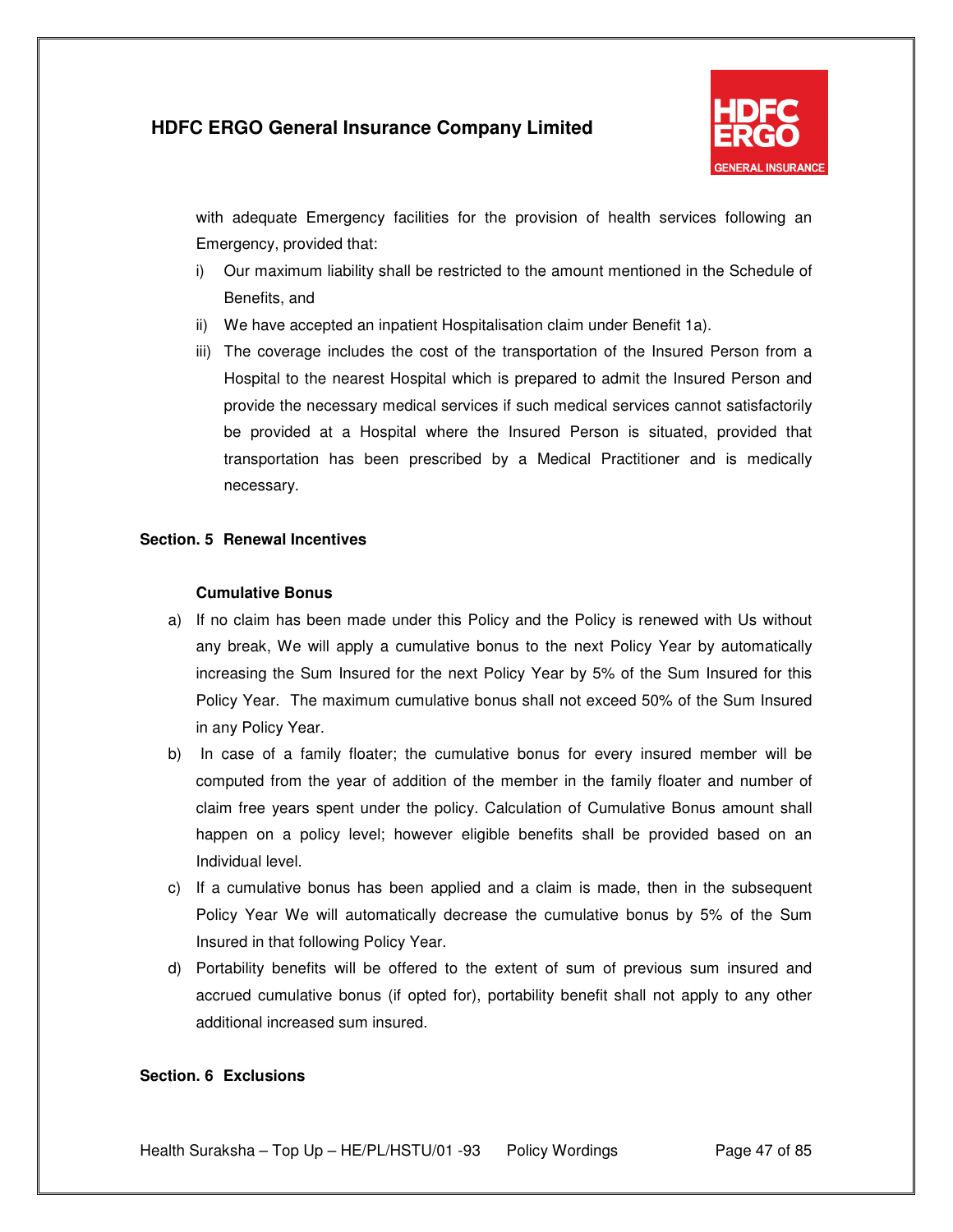with adequate Emergency facilities for the provision of health services following an Emergency, provided that:

i) Our maximum liability shall be restricted to the amount mentioned in the Schedule of Benefits, and
ii) We have accepted an inpatient Hospitalisation claim under Benefit 1a).
iii) The coverage includes the cost of the transportation of the Insured Person from a Hospital to the nearest Hospital which is prepared to admit the Insured Person and provide the necessary medical services if such medical services cannot satisfactorily be provided at a Hospital where the Insured Person is situated, provided that transportation has been prescribed by a Medical Practitioner and is medically necessary.

## Section. 5 Renewal Incentives

### Cumulative Bonus

a) If no claim has been made under this Policy and the Policy is renewed with Us without any break, We will apply a cumulative bonus to the next Policy Year by automatically increasing the Sum Insured for the next Policy Year by 5% of the Sum Insured for this Policy Year. The maximum cumulative bonus shall not exceed 50% of the Sum Insured in any Policy Year.
b) In case of a family floater; the cumulative bonus for every insured member will be computed from the year of addition of the member in the family floater and number of claim free years spent under the policy. Calculation of Cumulative Bonus amount shall happen on a policy level; however eligible benefits shall be provided based on an Individual level.
c) If a cumulative bonus has been applied and a claim is made, then in the subsequent Policy Year We will automatically decrease the cumulative bonus by 5% of the Sum Insured in that following Policy Year.
d) Portability benefits will be offered to the extent of sum of previous sum insured and accrued cumulative bonus (if opted for), portability benefit shall not apply to any other additional increased sum insured.

## Section. 6 Exclusions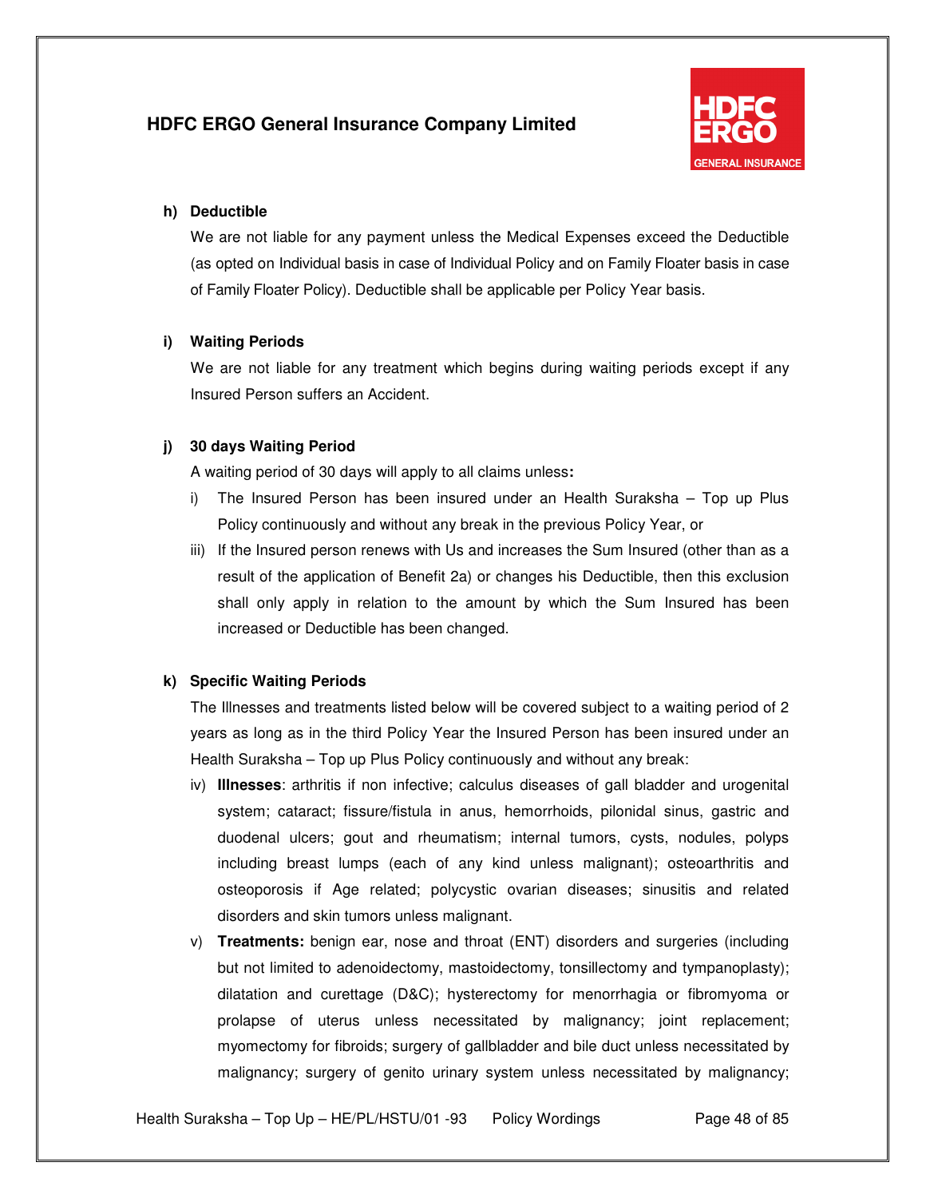**h) Deductible**

We are not liable for any payment unless the Medical Expenses exceed the Deductible (as opted on Individual basis in case of Individual Policy and on Family Floater basis in case of Family Floater Policy). Deductible shall be applicable per Policy Year basis.

**i) Waiting Periods**

We are not liable for any treatment which begins during waiting periods except if any Insured Person suffers an Accident.

**j) 30 days Waiting Period**

A waiting period of 30 days will apply to all claims unless**:**

i) The Insured Person has been insured under an Health Suraksha – Top up Plus Policy continuously and without any break in the previous Policy Year, or

iii) If the Insured person renews with Us and increases the Sum Insured (other than as a result of the application of Benefit 2a) or changes his Deductible, then this exclusion shall only apply in relation to the amount by which the Sum Insured has been increased or Deductible has been changed.

**k) Specific Waiting Periods**

The Illnesses and treatments listed below will be covered subject to a waiting period of 2 years as long as in the third Policy Year the Insured Person has been insured under an Health Suraksha – Top up Plus Policy continuously and without any break:

iv) **Illnesses**: arthritis if non infective; calculus diseases of gall bladder and urogenital system; cataract; fissure/fistula in anus, hemorrhoids, pilonidal sinus, gastric and duodenal ulcers; gout and rheumatism; internal tumors, cysts, nodules, polyps including breast lumps (each of any kind unless malignant); osteoarthritis and osteoporosis if Age related; polycystic ovarian diseases; sinusitis and related disorders and skin tumors unless malignant.

v) **Treatments:** benign ear, nose and throat (ENT) disorders and surgeries (including but not limited to adenoidectomy, mastoidectomy, tonsillectomy and tympanoplasty); dilatation and curettage (D&C); hysterectomy for menorrhagia or fibromyoma or prolapse of uterus unless necessitated by malignancy; joint replacement; myomectomy for fibroids; surgery of gallbladder and bile duct unless necessitated by malignancy; surgery of genito urinary system unless necessitated by malignancy;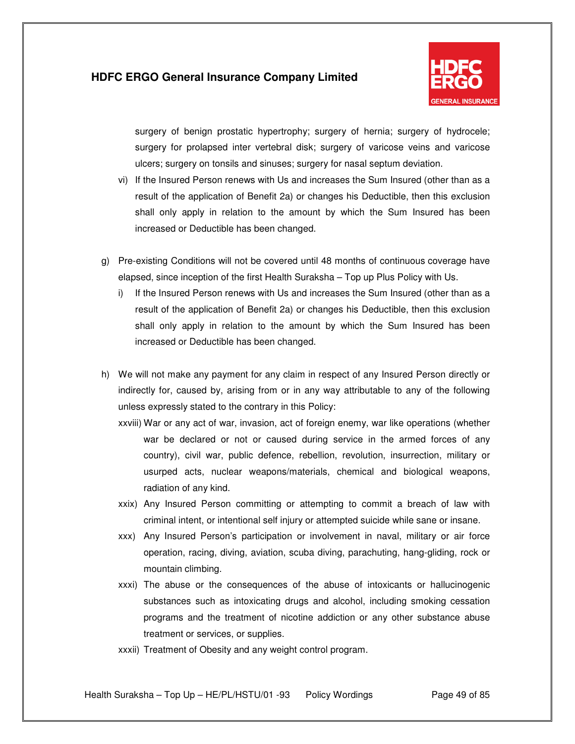surgery of benign prostatic hypertrophy; surgery of hernia; surgery of hydrocele; surgery for prolapsed inter vertebral disk; surgery of varicose veins and varicose ulcers; surgery on tonsils and sinuses; surgery for nasal septum deviation.

vi) If the Insured Person renews with Us and increases the Sum Insured (other than as a result of the application of Benefit 2a) or changes his Deductible, then this exclusion shall only apply in relation to the amount by which the Sum Insured has been increased or Deductible has been changed.

g) Pre-existing Conditions will not be covered until 48 months of continuous coverage have elapsed, since inception of the first Health Suraksha – Top up Plus Policy with Us.

i) If the Insured Person renews with Us and increases the Sum Insured (other than as a result of the application of Benefit 2a) or changes his Deductible, then this exclusion shall only apply in relation to the amount by which the Sum Insured has been increased or Deductible has been changed.

h) We will not make any payment for any claim in respect of any Insured Person directly or indirectly for, caused by, arising from or in any way attributable to any of the following unless expressly stated to the contrary in this Policy:

xxviii) War or any act of war, invasion, act of foreign enemy, war like operations (whether war be declared or not or caused during service in the armed forces of any country), civil war, public defence, rebellion, revolution, insurrection, military or usurped acts, nuclear weapons/materials, chemical and biological weapons, radiation of any kind.

xxix) Any Insured Person committing or attempting to commit a breach of law with criminal intent, or intentional self injury or attempted suicide while sane or insane.

xxx) Any Insured Person's participation or involvement in naval, military or air force operation, racing, diving, aviation, scuba diving, parachuting, hang-gliding, rock or mountain climbing.

xxxi) The abuse or the consequences of the abuse of intoxicants or hallucinogenic substances such as intoxicating drugs and alcohol, including smoking cessation programs and the treatment of nicotine addiction or any other substance abuse treatment or services, or supplies.

xxxii) Treatment of Obesity and any weight control program.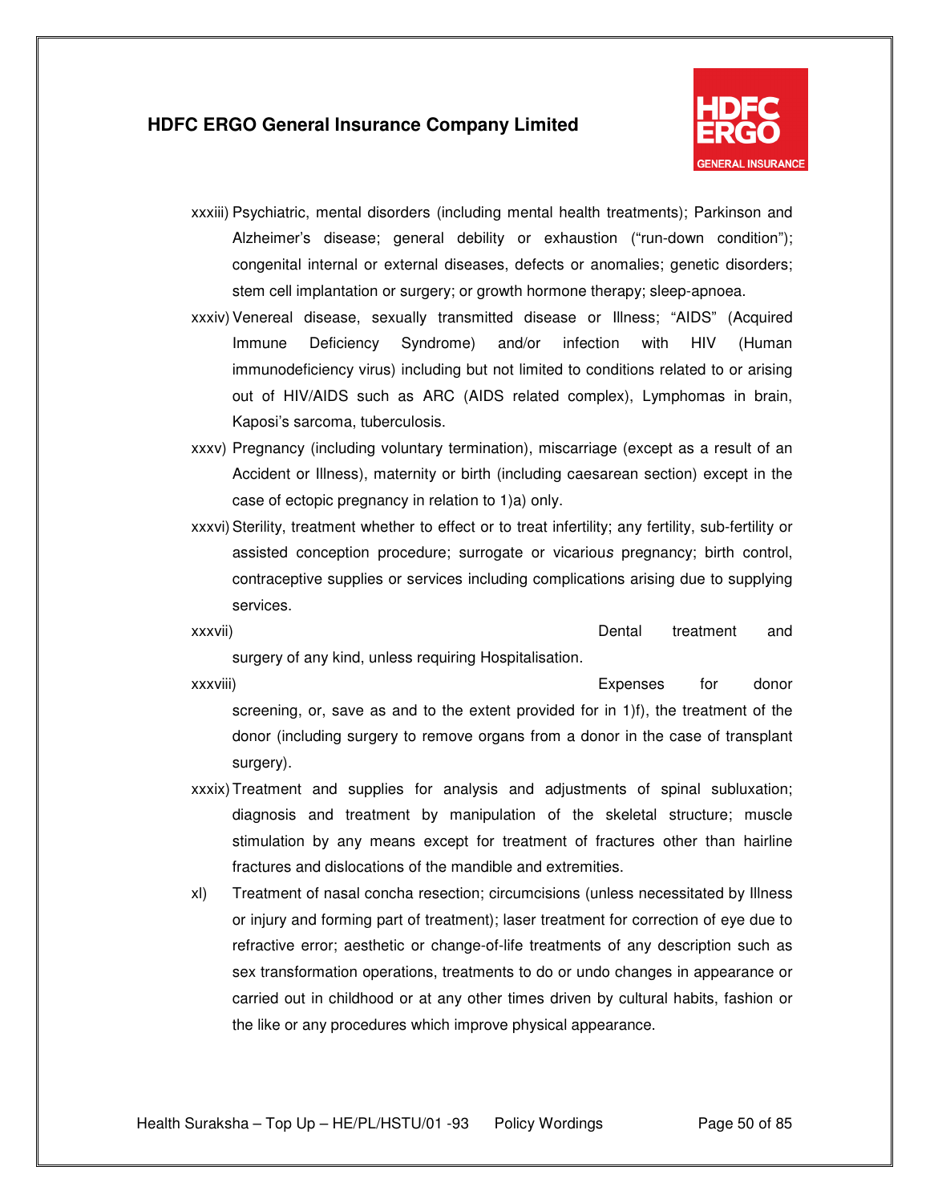xxxiii) Psychiatric, mental disorders (including mental health treatments); Parkinson and Alzheimer's disease; general debility or exhaustion ("run-down condition"); congenital internal or external diseases, defects or anomalies; genetic disorders; stem cell implantation or surgery; or growth hormone therapy; sleep-apnoea.

xxxiv) Venereal disease, sexually transmitted disease or Illness; "AIDS" (Acquired Immune Deficiency Syndrome) and/or infection with HIV (Human immunodeficiency virus) including but not limited to conditions related to or arising out of HIV/AIDS such as ARC (AIDS related complex), Lymphomas in brain, Kaposi's sarcoma, tuberculosis.

xxxv) Pregnancy (including voluntary termination), miscarriage (except as a result of an Accident or Illness), maternity or birth (including caesarean section) except in the case of ectopic pregnancy in relation to 1)a) only.

xxxvi) Sterility, treatment whether to effect or to treat infertility; any fertility, sub-fertility or assisted conception procedure; surrogate or vicarious pregnancy; birth control, contraceptive supplies or services including complications arising due to supplying services.

xxxvii) Dental treatment and surgery of any kind, unless requiring Hospitalisation.

xxxviii) Expenses for donor screening, or, save as and to the extent provided for in 1)f), the treatment of the donor (including surgery to remove organs from a donor in the case of transplant surgery).

xxxix) Treatment and supplies for analysis and adjustments of spinal subluxation; diagnosis and treatment by manipulation of the skeletal structure; muscle stimulation by any means except for treatment of fractures other than hairline fractures and dislocations of the mandible and extremities.

xl) Treatment of nasal concha resection; circumcisions (unless necessitated by Illness or injury and forming part of treatment); laser treatment for correction of eye due to refractive error; aesthetic or change-of-life treatments of any description such as sex transformation operations, treatments to do or undo changes in appearance or carried out in childhood or at any other times driven by cultural habits, fashion or the like or any procedures which improve physical appearance.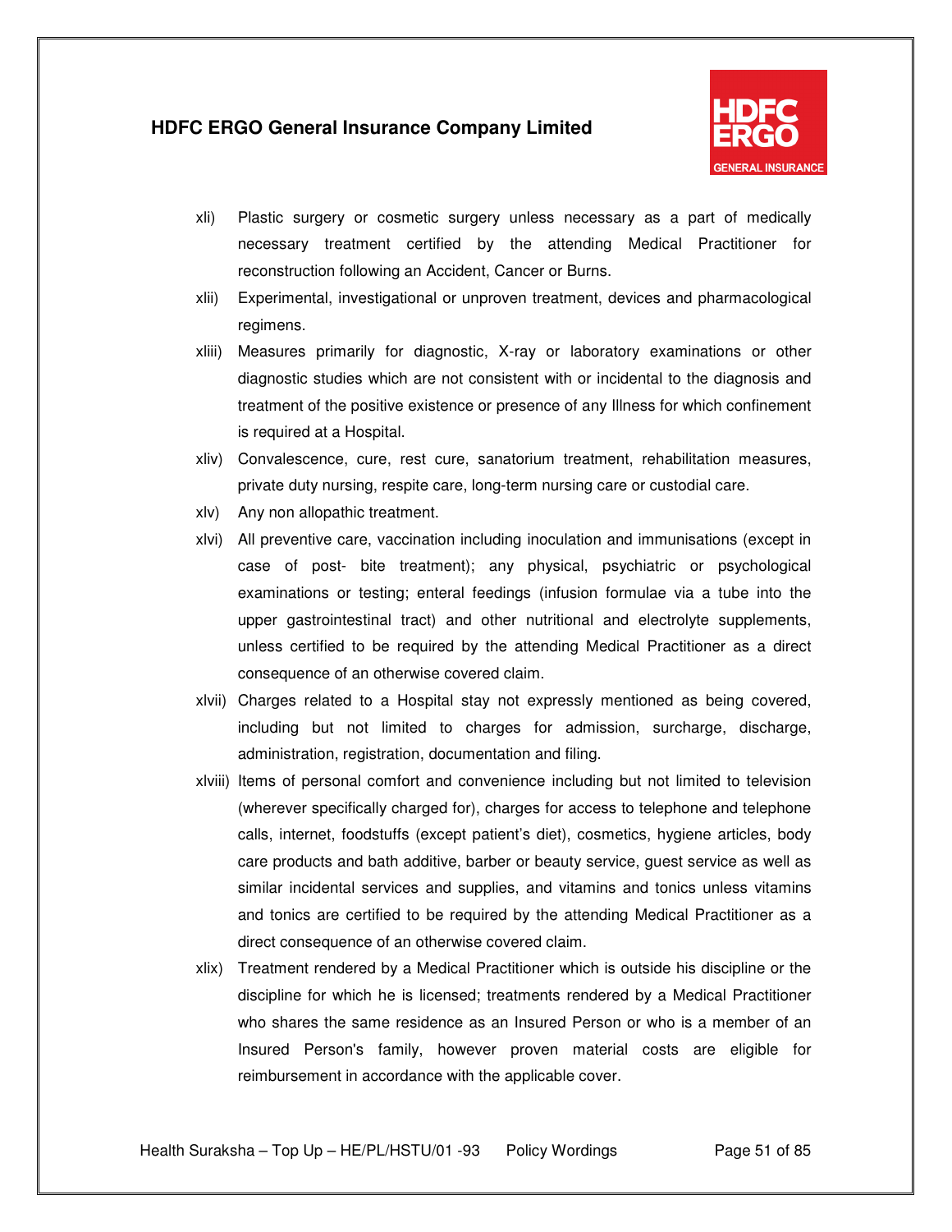xli) Plastic surgery or cosmetic surgery unless necessary as a part of medically necessary treatment certified by the attending Medical Practitioner for reconstruction following an Accident, Cancer or Burns.

xlii) Experimental, investigational or unproven treatment, devices and pharmacological regimens.

xliii) Measures primarily for diagnostic, X-ray or laboratory examinations or other diagnostic studies which are not consistent with or incidental to the diagnosis and treatment of the positive existence or presence of any Illness for which confinement is required at a Hospital.

xliv) Convalescence, cure, rest cure, sanatorium treatment, rehabilitation measures, private duty nursing, respite care, long-term nursing care or custodial care.

xlv) Any non allopathic treatment.

xlvi) All preventive care, vaccination including inoculation and immunisations (except in case of post- bite treatment); any physical, psychiatric or psychological examinations or testing; enteral feedings (infusion formulae via a tube into the upper gastrointestinal tract) and other nutritional and electrolyte supplements, unless certified to be required by the attending Medical Practitioner as a direct consequence of an otherwise covered claim.

xlvii) Charges related to a Hospital stay not expressly mentioned as being covered, including but not limited to charges for admission, surcharge, discharge, administration, registration, documentation and filing.

xlviii) Items of personal comfort and convenience including but not limited to television (wherever specifically charged for), charges for access to telephone and telephone calls, internet, foodstuffs (except patient's diet), cosmetics, hygiene articles, body care products and bath additive, barber or beauty service, guest service as well as similar incidental services and supplies, and vitamins and tonics unless vitamins and tonics are certified to be required by the attending Medical Practitioner as a direct consequence of an otherwise covered claim.

xlix) Treatment rendered by a Medical Practitioner which is outside his discipline or the discipline for which he is licensed; treatments rendered by a Medical Practitioner who shares the same residence as an Insured Person or who is a member of an Insured Person's family, however proven material costs are eligible for reimbursement in accordance with the applicable cover.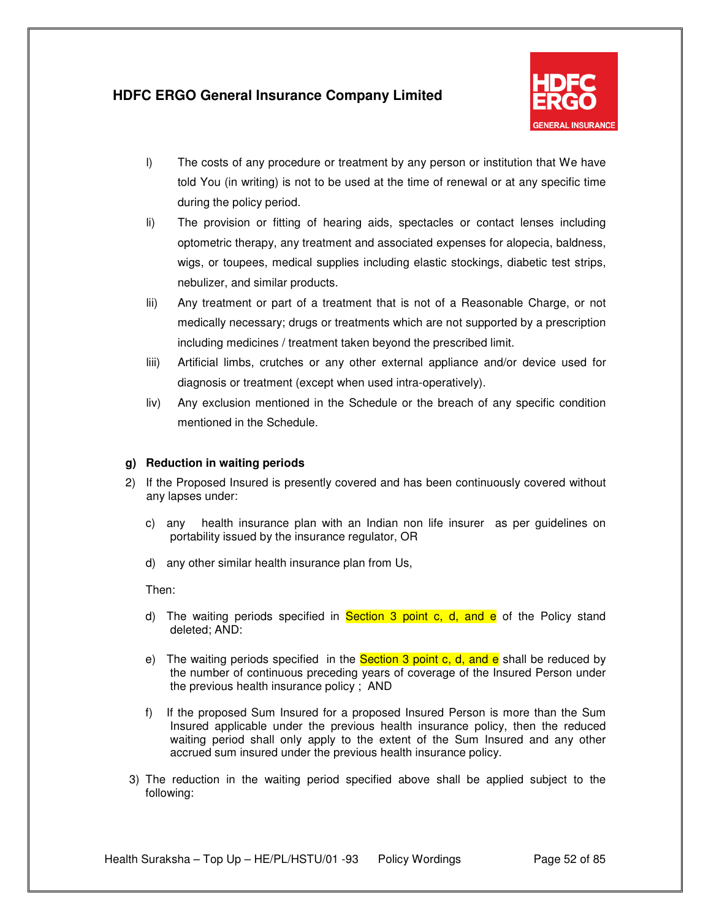l) The costs of any procedure or treatment by any person or institution that We have told You (in writing) is not to be used at the time of renewal or at any specific time during the policy period.

li) The provision or fitting of hearing aids, spectacles or contact lenses including optometric therapy, any treatment and associated expenses for alopecia, baldness, wigs, or toupees, medical supplies including elastic stockings, diabetic test strips, nebulizer, and similar products.

lii) Any treatment or part of a treatment that is not of a Reasonable Charge, or not medically necessary; drugs or treatments which are not supported by a prescription including medicines / treatment taken beyond the prescribed limit.

liii) Artificial limbs, crutches or any other external appliance and/or device used for diagnosis or treatment (except when used intra-operatively).

liv) Any exclusion mentioned in the Schedule or the breach of any specific condition mentioned in the Schedule.

**g) Reduction in waiting periods**

2) If the Proposed Insured is presently covered and has been continuously covered without any lapses under:

   c) any health insurance plan with an Indian non life insurer as per guidelines on portability issued by the insurance regulator, OR

   d) any other similar health insurance plan from Us,

   Then:

   d) The waiting periods specified in Section 3 point c, d, and e of the Policy stand deleted; AND:

   e) The waiting periods specified in the Section 3 point c, d, and e shall be reduced by the number of continuous preceding years of coverage of the Insured Person under the previous health insurance policy ; AND

   f) If the proposed Sum Insured for a proposed Insured Person is more than the Sum Insured applicable under the previous health insurance policy, then the reduced waiting period shall only apply to the extent of the Sum Insured and any other accrued sum insured under the previous health insurance policy.

3) The reduction in the waiting period specified above shall be applied subject to the following: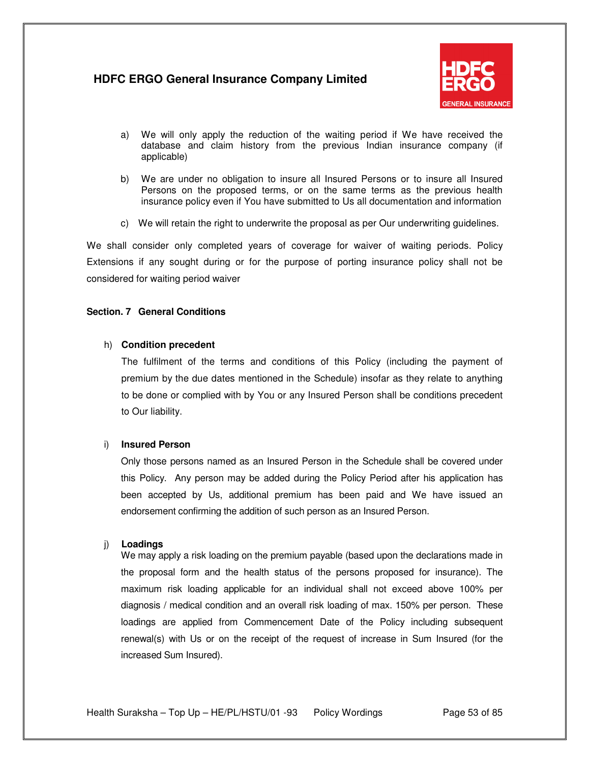a) We will only apply the reduction of the waiting period if We have received the database and claim history from the previous Indian insurance company (if applicable)

b) We are under no obligation to insure all Insured Persons or to insure all Insured Persons on the proposed terms, or on the same terms as the previous health insurance policy even if You have submitted to Us all documentation and information

c) We will retain the right to underwrite the proposal as per Our underwriting guidelines.

We shall consider only completed years of coverage for waiver of waiting periods. Policy Extensions if any sought during or for the purpose of porting insurance policy shall not be considered for waiting period waiver

**Section. 7 General Conditions**

h) **Condition precedent**

The fulfilment of the terms and conditions of this Policy (including the payment of premium by the due dates mentioned in the Schedule) insofar as they relate to anything to be done or complied with by You or any Insured Person shall be conditions precedent to Our liability.

i) **Insured Person**

Only those persons named as an Insured Person in the Schedule shall be covered under this Policy. Any person may be added during the Policy Period after his application has been accepted by Us, additional premium has been paid and We have issued an endorsement confirming the addition of such person as an Insured Person.

j) **Loadings**

We may apply a risk loading on the premium payable (based upon the declarations made in the proposal form and the health status of the persons proposed for insurance). The maximum risk loading applicable for an individual shall not exceed above 100% per diagnosis / medical condition and an overall risk loading of max. 150% per person. These loadings are applied from Commencement Date of the Policy including subsequent renewal(s) with Us or on the receipt of the request of increase in Sum Insured (for the increased Sum Insured).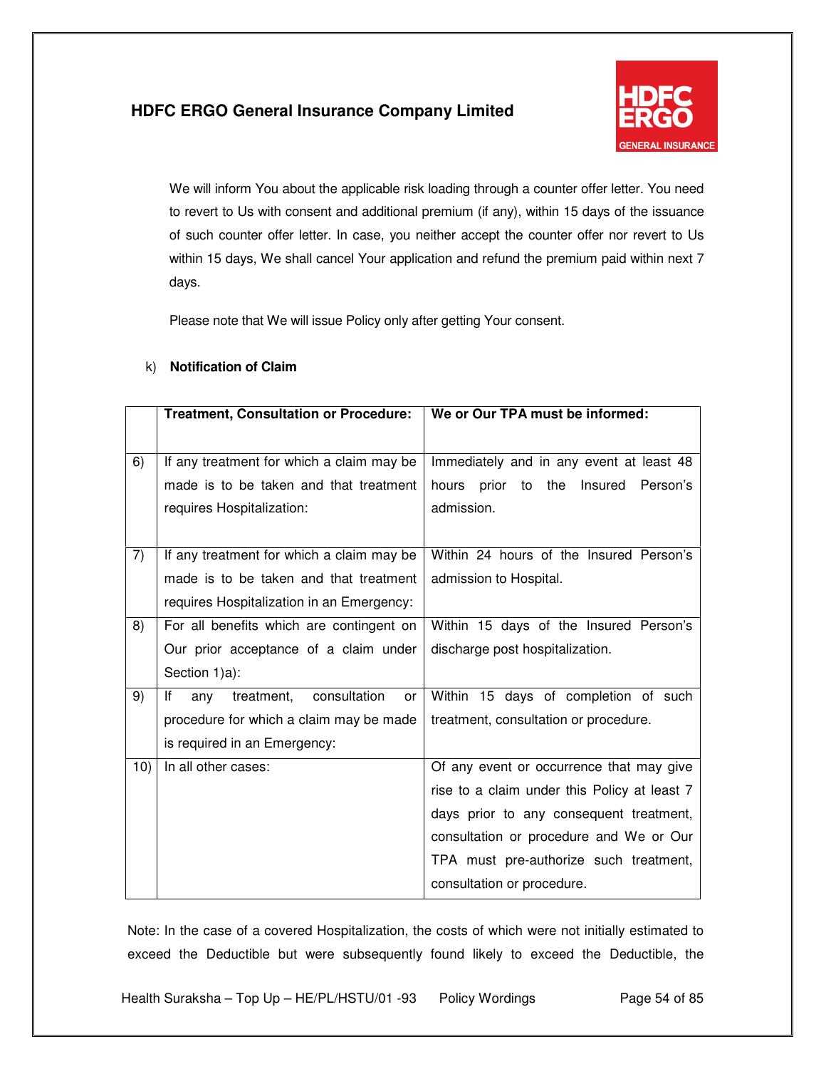We will inform You about the applicable risk loading through a counter offer letter. You need to revert to Us with consent and additional premium (if any), within 15 days of the issuance of such counter offer letter. In case, you neither accept the counter offer nor revert to Us within 15 days, We shall cancel Your application and refund the premium paid within next 7 days.

Please note that We will issue Policy only after getting Your consent.

k) **Notification of Claim**

| | **Treatment, Consultation or Procedure:** | **We or Our TPA must be informed:** |
|---|---|---|
| 6) | If any treatment for which a claim may be made is to be taken and that treatment requires Hospitalization: | Immediately and in any event at least 48 hours prior to the Insured Person's admission. |
| 7) | If any treatment for which a claim may be made is to be taken and that treatment requires Hospitalization in an Emergency: | Within 24 hours of the Insured Person's admission to Hospital. |
| 8) | For all benefits which are contingent on Our prior acceptance of a claim under Section 1)a): | Within 15 days of the Insured Person's discharge post hospitalization. |
| 9) | If any treatment, consultation or procedure for which a claim may be made is required in an Emergency: | Within 15 days of completion of such treatment, consultation or procedure. |
| 10) | In all other cases: | Of any event or occurrence that may give rise to a claim under this Policy at least 7 days prior to any consequent treatment, consultation or procedure and We or Our TPA must pre-authorize such treatment, consultation or procedure. |

Note: In the case of a covered Hospitalization, the costs of which were not initially estimated to exceed the Deductible but were subsequently found likely to exceed the Deductible, the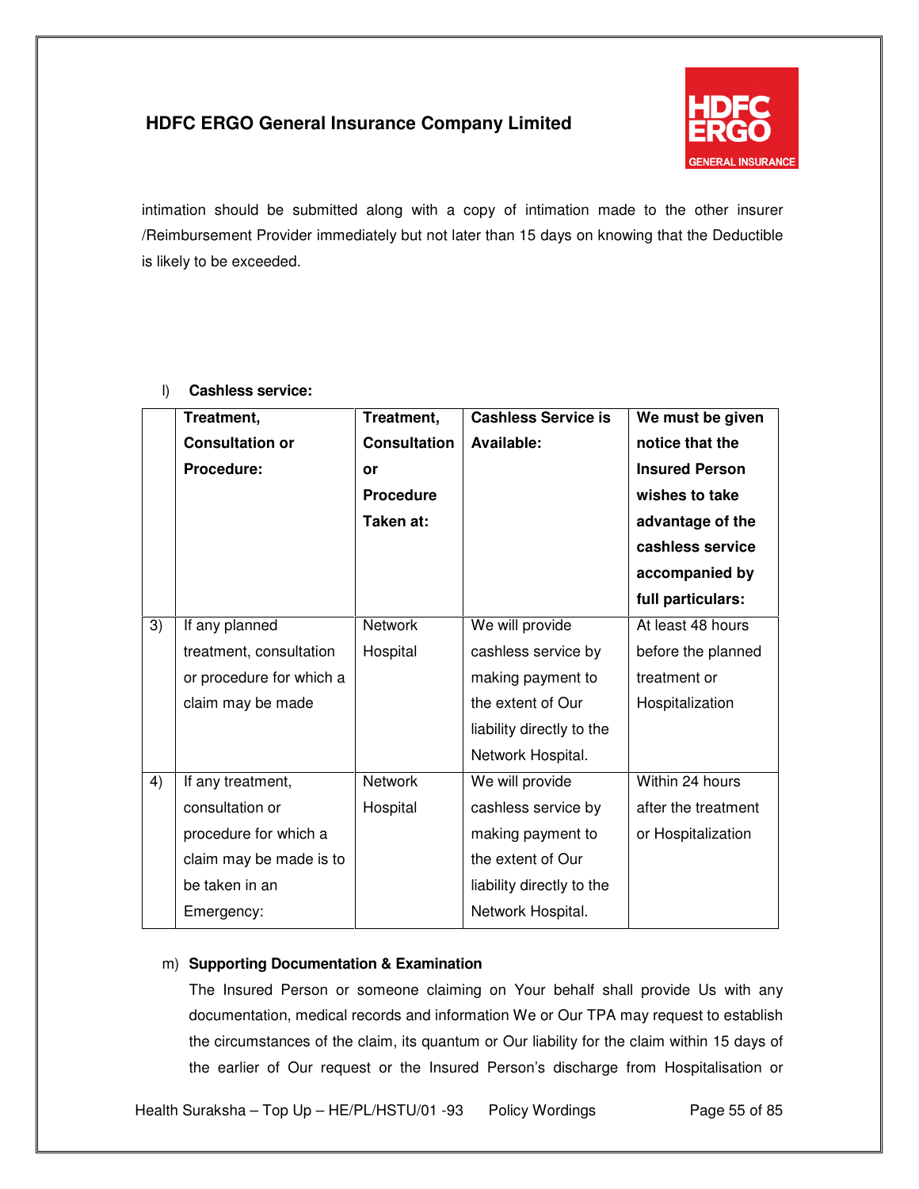intimation should be submitted along with a copy of intimation made to the other insurer /Reimbursement Provider immediately but not later than 15 days on knowing that the Deductible is likely to be exceeded.

l) **Cashless service:**

| | **Treatment, Consultation or Procedure:** | **Treatment, Consultation or Procedure Taken at:** | **Cashless Service is Available:** | **We must be given notice that the Insured Person wishes to take advantage of the cashless service accompanied by full particulars:** |
|---|---|---|---|---|
| 3) | If any planned treatment, consultation or procedure for which a claim may be made | Network Hospital | We will provide cashless service by making payment to the extent of Our liability directly to the Network Hospital. | At least 48 hours before the planned treatment or Hospitalization |
| 4) | If any treatment, consultation or procedure for which a claim may be made is to be taken in an Emergency: | Network Hospital | We will provide cashless service by making payment to the extent of Our liability directly to the Network Hospital. | Within 24 hours after the treatment or Hospitalization |

m) **Supporting Documentation & Examination**

The Insured Person or someone claiming on Your behalf shall provide Us with any documentation, medical records and information We or Our TPA may request to establish the circumstances of the claim, its quantum or Our liability for the claim within 15 days of the earlier of Our request or the Insured Person's discharge from Hospitalisation or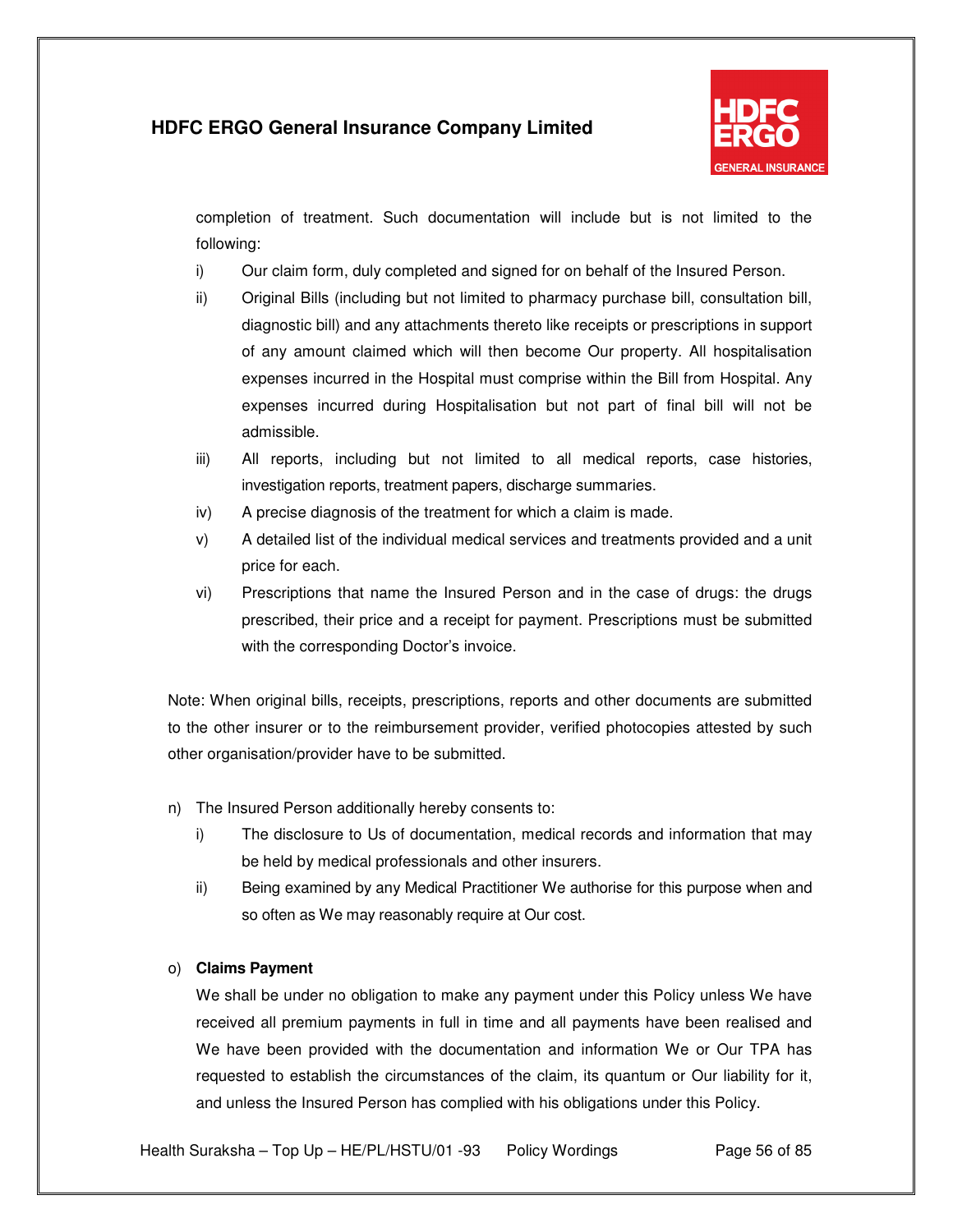completion of treatment. Such documentation will include but is not limited to the following:

i) Our claim form, duly completed and signed for on behalf of the Insured Person.

ii) Original Bills (including but not limited to pharmacy purchase bill, consultation bill, diagnostic bill) and any attachments thereto like receipts or prescriptions in support of any amount claimed which will then become Our property. All hospitalisation expenses incurred in the Hospital must comprise within the Bill from Hospital. Any expenses incurred during Hospitalisation but not part of final bill will not be admissible.

iii) All reports, including but not limited to all medical reports, case histories, investigation reports, treatment papers, discharge summaries.

iv) A precise diagnosis of the treatment for which a claim is made.

v) A detailed list of the individual medical services and treatments provided and a unit price for each.

vi) Prescriptions that name the Insured Person and in the case of drugs: the drugs prescribed, their price and a receipt for payment. Prescriptions must be submitted with the corresponding Doctor's invoice.

Note: When original bills, receipts, prescriptions, reports and other documents are submitted to the other insurer or to the reimbursement provider, verified photocopies attested by such other organisation/provider have to be submitted.

n) The Insured Person additionally hereby consents to:

i) The disclosure to Us of documentation, medical records and information that may be held by medical professionals and other insurers.

ii) Being examined by any Medical Practitioner We authorise for this purpose when and so often as We may reasonably require at Our cost.

o) **Claims Payment**

We shall be under no obligation to make any payment under this Policy unless We have received all premium payments in full in time and all payments have been realised and We have been provided with the documentation and information We or Our TPA has requested to establish the circumstances of the claim, its quantum or Our liability for it, and unless the Insured Person has complied with his obligations under this Policy.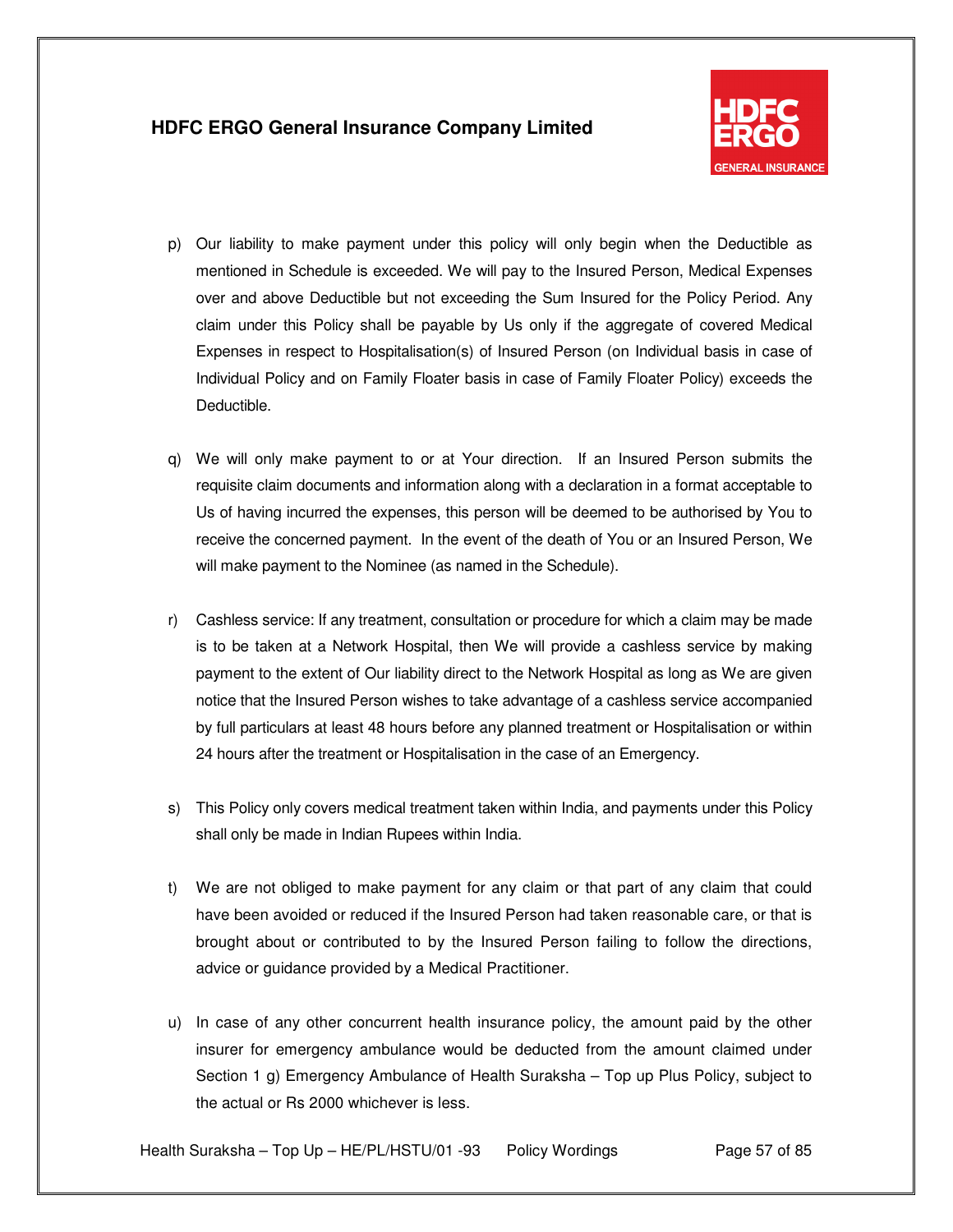p) Our liability to make payment under this policy will only begin when the Deductible as mentioned in Schedule is exceeded. We will pay to the Insured Person, Medical Expenses over and above Deductible but not exceeding the Sum Insured for the Policy Period. Any claim under this Policy shall be payable by Us only if the aggregate of covered Medical Expenses in respect to Hospitalisation(s) of Insured Person (on Individual basis in case of Individual Policy and on Family Floater basis in case of Family Floater Policy) exceeds the Deductible.

q) We will only make payment to or at Your direction. If an Insured Person submits the requisite claim documents and information along with a declaration in a format acceptable to Us of having incurred the expenses, this person will be deemed to be authorised by You to receive the concerned payment. In the event of the death of You or an Insured Person, We will make payment to the Nominee (as named in the Schedule).

r) Cashless service: If any treatment, consultation or procedure for which a claim may be made is to be taken at a Network Hospital, then We will provide a cashless service by making payment to the extent of Our liability direct to the Network Hospital as long as We are given notice that the Insured Person wishes to take advantage of a cashless service accompanied by full particulars at least 48 hours before any planned treatment or Hospitalisation or within 24 hours after the treatment or Hospitalisation in the case of an Emergency.

s) This Policy only covers medical treatment taken within India, and payments under this Policy shall only be made in Indian Rupees within India.

t) We are not obliged to make payment for any claim or that part of any claim that could have been avoided or reduced if the Insured Person had taken reasonable care, or that is brought about or contributed to by the Insured Person failing to follow the directions, advice or guidance provided by a Medical Practitioner.

u) In case of any other concurrent health insurance policy, the amount paid by the other insurer for emergency ambulance would be deducted from the amount claimed under Section 1 g) Emergency Ambulance of Health Suraksha – Top up Plus Policy, subject to the actual or Rs 2000 whichever is less.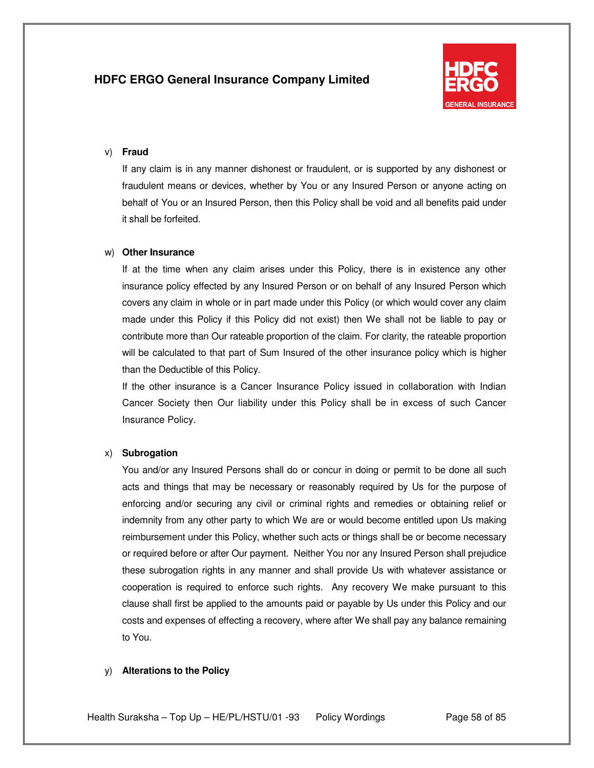v) **Fraud**

If any claim is in any manner dishonest or fraudulent, or is supported by any dishonest or fraudulent means or devices, whether by You or any Insured Person or anyone acting on behalf of You or an Insured Person, then this Policy shall be void and all benefits paid under it shall be forfeited.

w) **Other Insurance**

If at the time when any claim arises under this Policy, there is in existence any other insurance policy effected by any Insured Person or on behalf of any Insured Person which covers any claim in whole or in part made under this Policy (or which would cover any claim made under this Policy if this Policy did not exist) then We shall not be liable to pay or contribute more than Our rateable proportion of the claim. For clarity, the rateable proportion will be calculated to that part of Sum Insured of the other insurance policy which is higher than the Deductible of this Policy.

If the other insurance is a Cancer Insurance Policy issued in collaboration with Indian Cancer Society then Our liability under this Policy shall be in excess of such Cancer Insurance Policy.

x) **Subrogation**

You and/or any Insured Persons shall do or concur in doing or permit to be done all such acts and things that may be necessary or reasonably required by Us for the purpose of enforcing and/or securing any civil or criminal rights and remedies or obtaining relief or indemnity from any other party to which We are or would become entitled upon Us making reimbursement under this Policy, whether such acts or things shall be or become necessary or required before or after Our payment. Neither You nor any Insured Person shall prejudice these subrogation rights in any manner and shall provide Us with whatever assistance or cooperation is required to enforce such rights. Any recovery We make pursuant to this clause shall first be applied to the amounts paid or payable by Us under this Policy and our costs and expenses of effecting a recovery, where after We shall pay any balance remaining to You.

y) **Alterations to the Policy**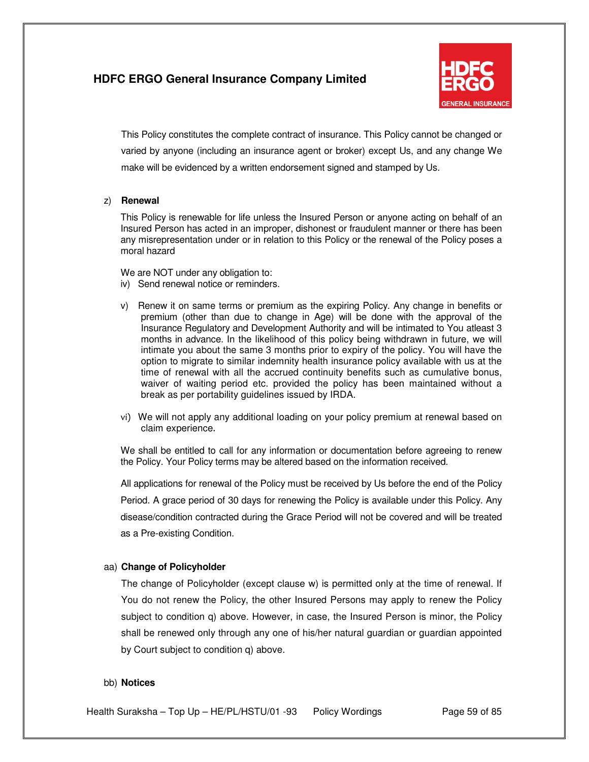This Policy constitutes the complete contract of insurance. This Policy cannot be changed or varied by anyone (including an insurance agent or broker) except Us, and any change We make will be evidenced by a written endorsement signed and stamped by Us.

z) **Renewal**

This Policy is renewable for life unless the Insured Person or anyone acting on behalf of an Insured Person has acted in an improper, dishonest or fraudulent manner or there has been any misrepresentation under or in relation to this Policy or the renewal of the Policy poses a moral hazard

We are NOT under any obligation to:

iv) Send renewal notice or reminders.

v) Renew it on same terms or premium as the expiring Policy. Any change in benefits or premium (other than due to change in Age) will be done with the approval of the Insurance Regulatory and Development Authority and will be intimated to You atleast 3 months in advance. In the likelihood of this policy being withdrawn in future, we will intimate you about the same 3 months prior to expiry of the policy. You will have the option to migrate to similar indemnity health insurance policy available with us at the time of renewal with all the accrued continuity benefits such as cumulative bonus, waiver of waiting period etc. provided the policy has been maintained without a break as per portability guidelines issued by IRDA.

vi) We will not apply any additional loading on your policy premium at renewal based on claim experience.

We shall be entitled to call for any information or documentation before agreeing to renew the Policy. Your Policy terms may be altered based on the information received.

All applications for renewal of the Policy must be received by Us before the end of the Policy Period. A grace period of 30 days for renewing the Policy is available under this Policy. Any disease/condition contracted during the Grace Period will not be covered and will be treated as a Pre-existing Condition.

aa) **Change of Policyholder**

The change of Policyholder (except clause w) is permitted only at the time of renewal. If You do not renew the Policy, the other Insured Persons may apply to renew the Policy subject to condition q) above. However, in case, the Insured Person is minor, the Policy shall be renewed only through any one of his/her natural guardian or guardian appointed by Court subject to condition q) above.

bb) **Notices**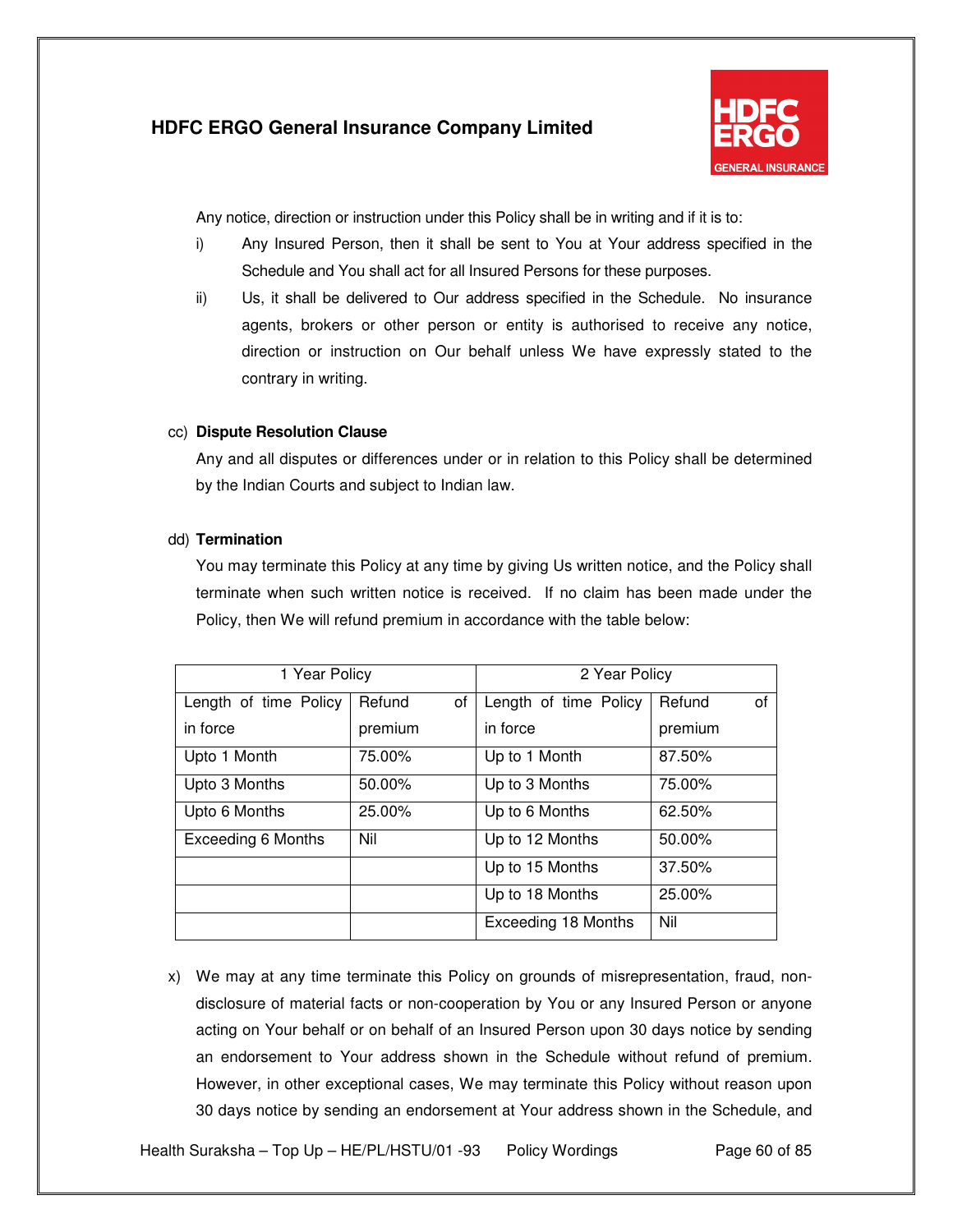Any notice, direction or instruction under this Policy shall be in writing and if it is to:

i) Any Insured Person, then it shall be sent to You at Your address specified in the Schedule and You shall act for all Insured Persons for these purposes.

ii) Us, it shall be delivered to Our address specified in the Schedule. No insurance agents, brokers or other person or entity is authorised to receive any notice, direction or instruction on Our behalf unless We have expressly stated to the contrary in writing.

cc) **Dispute Resolution Clause**

Any and all disputes or differences under or in relation to this Policy shall be determined by the Indian Courts and subject to Indian law.

dd) **Termination**

You may terminate this Policy at any time by giving Us written notice, and the Policy shall terminate when such written notice is received. If no claim has been made under the Policy, then We will refund premium in accordance with the table below:

| 1 Year Policy | | 2 Year Policy | |
|---|---|---|---|
| Length of time Policy in force | Refund of premium | Length of time Policy in force | Refund of premium |
| Upto 1 Month | 75.00% | Up to 1 Month | 87.50% |
| Upto 3 Months | 50.00% | Up to 3 Months | 75.00% |
| Upto 6 Months | 25.00% | Up to 6 Months | 62.50% |
| Exceeding 6 Months | Nil | Up to 12 Months | 50.00% |
| | | Up to 15 Months | 37.50% |
| | | Up to 18 Months | 25.00% |
| | | Exceeding 18 Months | Nil |

x) We may at any time terminate this Policy on grounds of misrepresentation, fraud, non-disclosure of material facts or non-cooperation by You or any Insured Person or anyone acting on Your behalf or on behalf of an Insured Person upon 30 days notice by sending an endorsement to Your address shown in the Schedule without refund of premium. However, in other exceptional cases, We may terminate this Policy without reason upon 30 days notice by sending an endorsement at Your address shown in the Schedule, and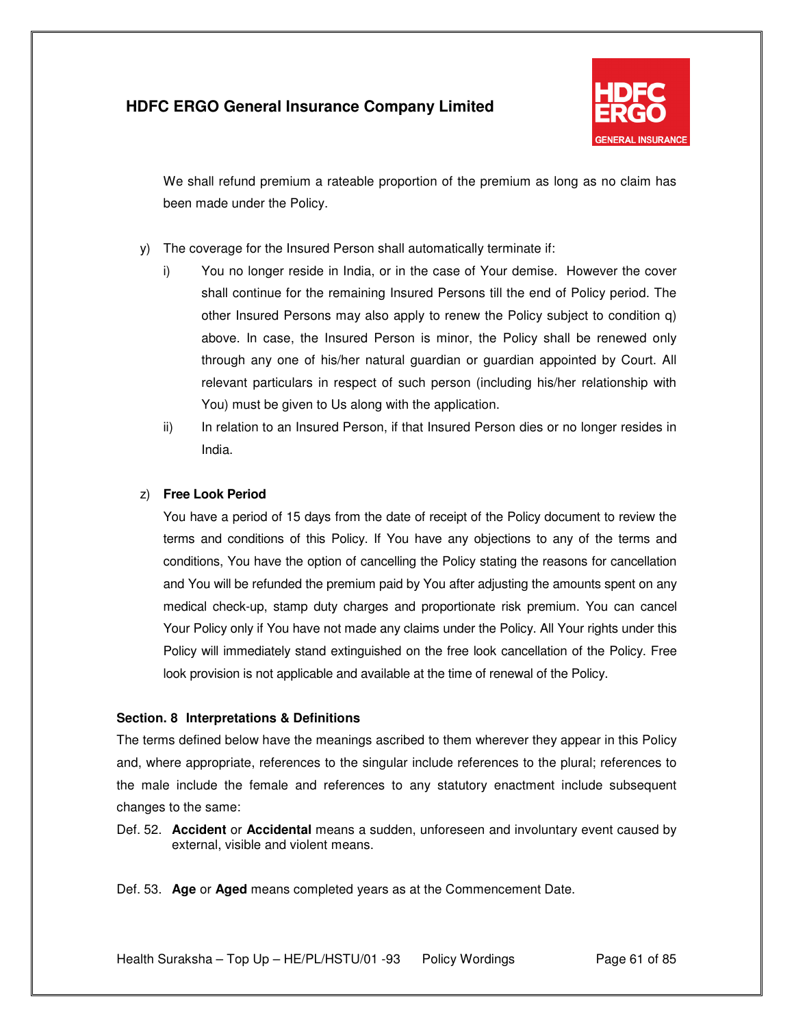We shall refund premium a rateable proportion of the premium as long as no claim has been made under the Policy.

y) The coverage for the Insured Person shall automatically terminate if:

   i) You no longer reside in India, or in the case of Your demise. However the cover shall continue for the remaining Insured Persons till the end of Policy period. The other Insured Persons may also apply to renew the Policy subject to condition q) above. In case, the Insured Person is minor, the Policy shall be renewed only through any one of his/her natural guardian or guardian appointed by Court. All relevant particulars in respect of such person (including his/her relationship with You) must be given to Us along with the application.

   ii) In relation to an Insured Person, if that Insured Person dies or no longer resides in India.

z) **Free Look Period**

   You have a period of 15 days from the date of receipt of the Policy document to review the terms and conditions of this Policy. If You have any objections to any of the terms and conditions, You have the option of cancelling the Policy stating the reasons for cancellation and You will be refunded the premium paid by You after adjusting the amounts spent on any medical check-up, stamp duty charges and proportionate risk premium. You can cancel Your Policy only if You have not made any claims under the Policy. All Your rights under this Policy will immediately stand extinguished on the free look cancellation of the Policy. Free look provision is not applicable and available at the time of renewal of the Policy.

## Section. 8 Interpretations & Definitions

The terms defined below have the meanings ascribed to them wherever they appear in this Policy and, where appropriate, references to the singular include references to the plural; references to the male include the female and references to any statutory enactment include subsequent changes to the same:

Def. 52. **Accident** or **Accidental** means a sudden, unforeseen and involuntary event caused by external, visible and violent means.

Def. 53. **Age** or **Aged** means completed years as at the Commencement Date.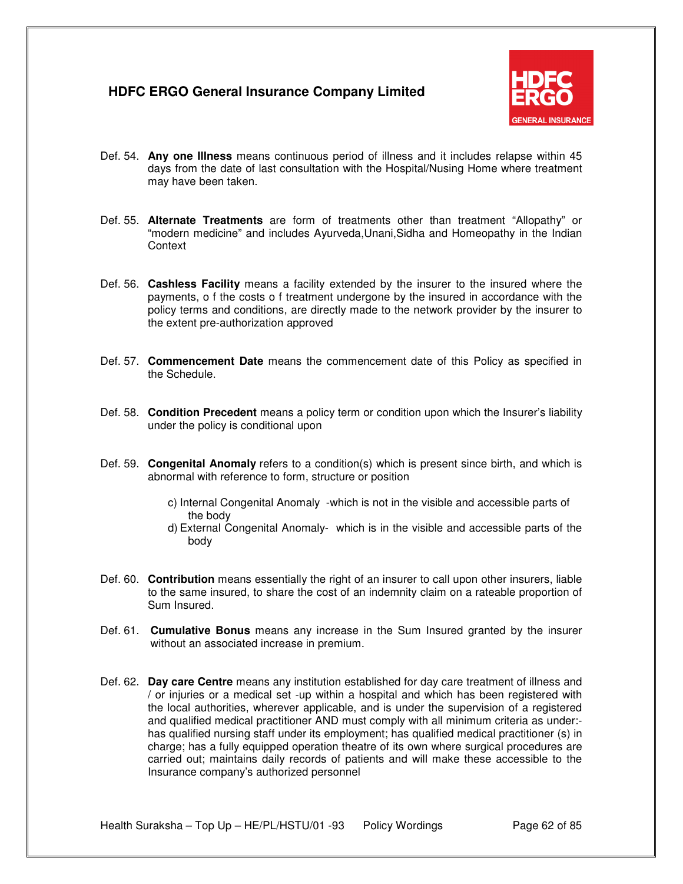Def. 54. **Any one Illness** means continuous period of illness and it includes relapse within 45 days from the date of last consultation with the Hospital/Nusing Home where treatment may have been taken.

Def. 55. **Alternate Treatments** are form of treatments other than treatment "Allopathy" or "modern medicine" and includes Ayurveda,Unani,Sidha and Homeopathy in the Indian Context

Def. 56. **Cashless Facility** means a facility extended by the insurer to the insured where the payments, o f the costs o f treatment undergone by the insured in accordance with the policy terms and conditions, are directly made to the network provider by the insurer to the extent pre-authorization approved

Def. 57. **Commencement Date** means the commencement date of this Policy as specified in the Schedule.

Def. 58. **Condition Precedent** means a policy term or condition upon which the Insurer's liability under the policy is conditional upon

Def. 59. **Congenital Anomaly** refers to a condition(s) which is present since birth, and which is abnormal with reference to form, structure or position

c) Internal Congenital Anomaly -which is not in the visible and accessible parts of the body

d) External Congenital Anomaly- which is in the visible and accessible parts of the body

Def. 60. **Contribution** means essentially the right of an insurer to call upon other insurers, liable to the same insured, to share the cost of an indemnity claim on a rateable proportion of Sum Insured.

Def. 61. **Cumulative Bonus** means any increase in the Sum Insured granted by the insurer without an associated increase in premium.

Def. 62. **Day care Centre** means any institution established for day care treatment of illness and / or injuries or a medical set -up within a hospital and which has been registered with the local authorities, wherever applicable, and is under the supervision of a registered and qualified medical practitioner AND must comply with all minimum criteria as under:- has qualified nursing staff under its employment; has qualified medical practitioner (s) in charge; has a fully equipped operation theatre of its own where surgical procedures are carried out; maintains daily records of patients and will make these accessible to the Insurance company's authorized personnel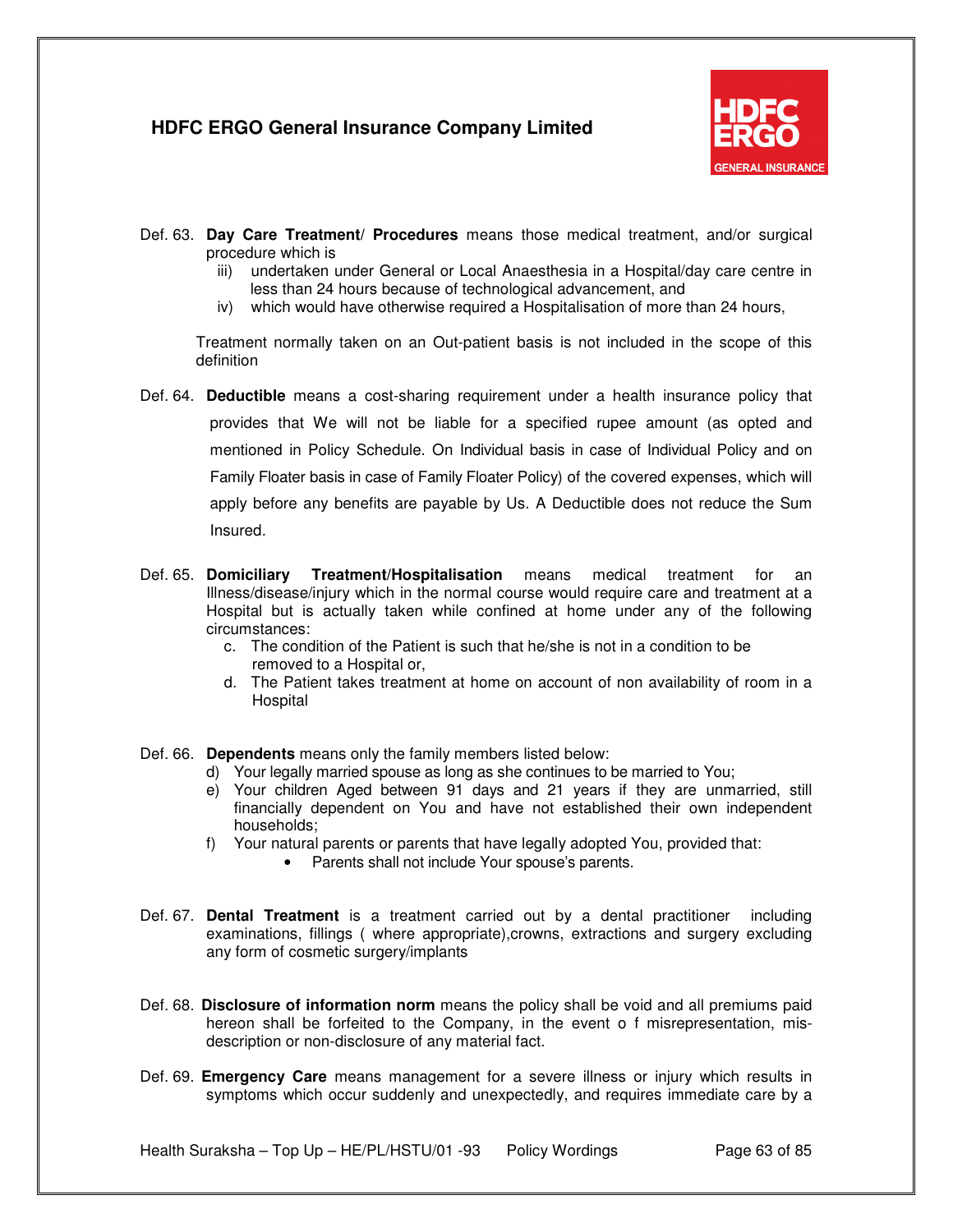Def. 63. **Day Care Treatment**/ **Procedures** means those medical treatment, and/or surgical procedure which is

iii) undertaken under General or Local Anaesthesia in a Hospital/day care centre in less than 24 hours because of technological advancement, and

iv) which would have otherwise required a Hospitalisation of more than 24 hours,

Treatment normally taken on an Out-patient basis is not included in the scope of this definition

Def. 64. **Deductible** means a cost-sharing requirement under a health insurance policy that provides that We will not be liable for a specified rupee amount (as opted and mentioned in Policy Schedule. On Individual basis in case of Individual Policy and on Family Floater basis in case of Family Floater Policy) of the covered expenses, which will apply before any benefits are payable by Us. A Deductible does not reduce the Sum Insured.

Def. 65. **Domiciliary Treatment/Hospitalisation** means medical treatment for an Illness/disease/injury which in the normal course would require care and treatment at a Hospital but is actually taken while confined at home under any of the following circumstances:

c. The condition of the Patient is such that he/she is not in a condition to be removed to a Hospital or,

d. The Patient takes treatment at home on account of non availability of room in a Hospital

Def. 66. **Dependents** means only the family members listed below:

d) Your legally married spouse as long as she continues to be married to You;

e) Your children Aged between 91 days and 21 years if they are unmarried, still financially dependent on You and have not established their own independent households;

f) Your natural parents or parents that have legally adopted You, provided that:
   - Parents shall not include Your spouse's parents.

Def. 67. **Dental Treatment** is a treatment carried out by a dental practitioner including examinations, fillings ( where appropriate),crowns, extractions and surgery excluding any form of cosmetic surgery/implants

Def. 68. **Disclosure of information norm** means the policy shall be void and all premiums paid hereon shall be forfeited to the Company, in the event o f misrepresentation, mis-description or non-disclosure of any material fact.

Def. 69. **Emergency Care** means management for a severe illness or injury which results in symptoms which occur suddenly and unexpectedly, and requires immediate care by a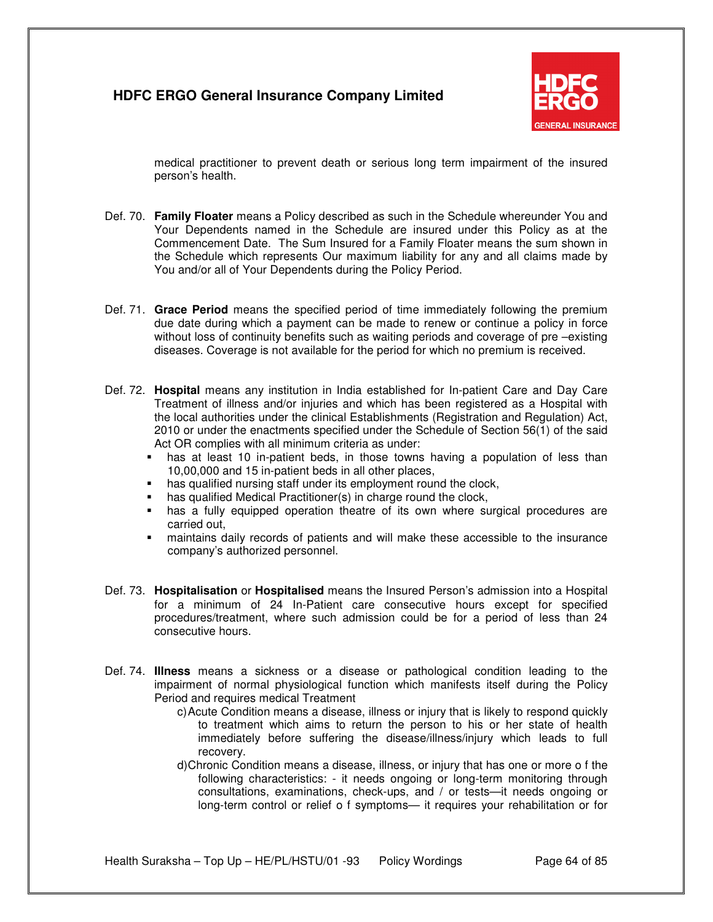medical practitioner to prevent death or serious long term impairment of the insured person's health.

Def. 70. **Family Floater** means a Policy described as such in the Schedule whereunder You and Your Dependents named in the Schedule are insured under this Policy as at the Commencement Date. The Sum Insured for a Family Floater means the sum shown in the Schedule which represents Our maximum liability for any and all claims made by You and/or all of Your Dependents during the Policy Period.

Def. 71. **Grace Period** means the specified period of time immediately following the premium due date during which a payment can be made to renew or continue a policy in force without loss of continuity benefits such as waiting periods and coverage of pre –existing diseases. Coverage is not available for the period for which no premium is received.

Def. 72. **Hospital** means any institution in India established for In-patient Care and Day Care Treatment of illness and/or injuries and which has been registered as a Hospital with the local authorities under the clinical Establishments (Registration and Regulation) Act, 2010 or under the enactments specified under the Schedule of Section 56(1) of the said Act OR complies with all minimum criteria as under:

- has at least 10 in-patient beds, in those towns having a population of less than 10,00,000 and 15 in-patient beds in all other places,
- has qualified nursing staff under its employment round the clock,
- has qualified Medical Practitioner(s) in charge round the clock,
- has a fully equipped operation theatre of its own where surgical procedures are carried out,
- maintains daily records of patients and will make these accessible to the insurance company's authorized personnel.

Def. 73. **Hospitalisation** or **Hospitalised** means the Insured Person's admission into a Hospital for a minimum of 24 In-Patient care consecutive hours except for specified procedures/treatment, where such admission could be for a period of less than 24 consecutive hours.

Def. 74. **Illness** means a sickness or a disease or pathological condition leading to the impairment of normal physiological function which manifests itself during the Policy Period and requires medical Treatment

c) Acute Condition means a disease, illness or injury that is likely to respond quickly to treatment which aims to return the person to his or her state of health immediately before suffering the disease/illness/injury which leads to full recovery.

d) Chronic Condition means a disease, illness, or injury that has one or more o f the following characteristics: - it needs ongoing or long-term monitoring through consultations, examinations, check-ups, and / or tests—it needs ongoing or long-term control or relief o f symptoms— it requires your rehabilitation or for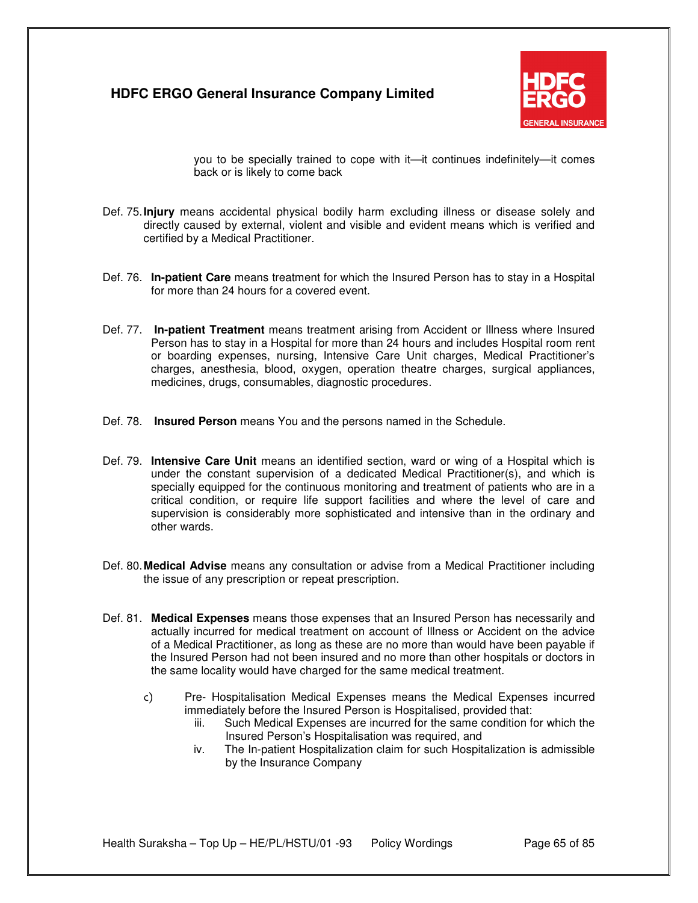you to be specially trained to cope with it—it continues indefinitely—it comes back or is likely to come back

Def. 75. **Injury** means accidental physical bodily harm excluding illness or disease solely and directly caused by external, violent and visible and evident means which is verified and certified by a Medical Practitioner.

Def. 76. **In-patient Care** means treatment for which the Insured Person has to stay in a Hospital for more than 24 hours for a covered event.

Def. 77. **In-patient Treatment** means treatment arising from Accident or Illness where Insured Person has to stay in a Hospital for more than 24 hours and includes Hospital room rent or boarding expenses, nursing, Intensive Care Unit charges, Medical Practitioner's charges, anesthesia, blood, oxygen, operation theatre charges, surgical appliances, medicines, drugs, consumables, diagnostic procedures.

Def. 78. **Insured Person** means You and the persons named in the Schedule.

Def. 79. **Intensive Care Unit** means an identified section, ward or wing of a Hospital which is under the constant supervision of a dedicated Medical Practitioner(s), and which is specially equipped for the continuous monitoring and treatment of patients who are in a critical condition, or require life support facilities and where the level of care and supervision is considerably more sophisticated and intensive than in the ordinary and other wards.

Def. 80. **Medical Advise** means any consultation or advise from a Medical Practitioner including the issue of any prescription or repeat prescription.

Def. 81. **Medical Expenses** means those expenses that an Insured Person has necessarily and actually incurred for medical treatment on account of Illness or Accident on the advice of a Medical Practitioner, as long as these are no more than would have been payable if the Insured Person had not been insured and no more than other hospitals or doctors in the same locality would have charged for the same medical treatment.

c) Pre- Hospitalisation Medical Expenses means the Medical Expenses incurred immediately before the Insured Person is Hospitalised, provided that:

iii. Such Medical Expenses are incurred for the same condition for which the Insured Person's Hospitalisation was required, and

iv. The In-patient Hospitalization claim for such Hospitalization is admissible by the Insurance Company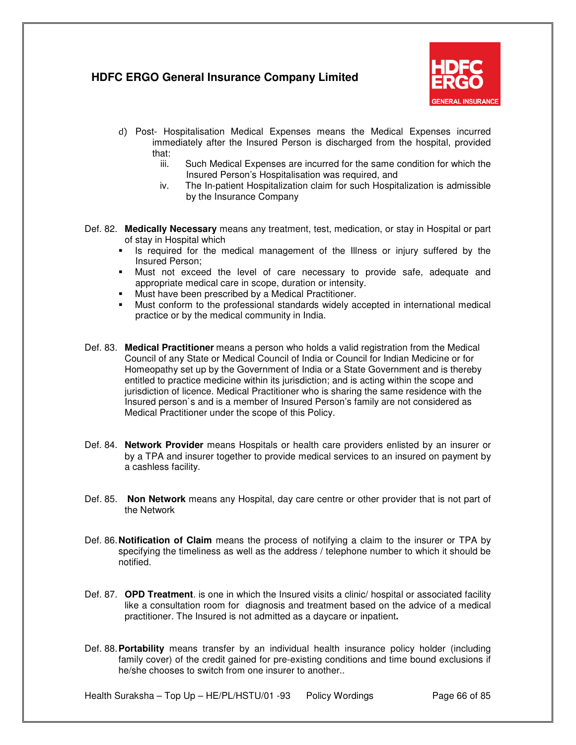d) Post- Hospitalisation Medical Expenses means the Medical Expenses incurred immediately after the Insured Person is discharged from the hospital, provided that:

iii. Such Medical Expenses are incurred for the same condition for which the Insured Person's Hospitalisation was required, and

iv. The In-patient Hospitalization claim for such Hospitalization is admissible by the Insurance Company

Def. 82. **Medically Necessary** means any treatment, test, medication, or stay in Hospital or part of stay in Hospital which

- Is required for the medical management of the Illness or injury suffered by the Insured Person;
- Must not exceed the level of care necessary to provide safe, adequate and appropriate medical care in scope, duration or intensity.
- Must have been prescribed by a Medical Practitioner.
- Must conform to the professional standards widely accepted in international medical practice or by the medical community in India.

Def. 83. **Medical Practitioner** means a person who holds a valid registration from the Medical Council of any State or Medical Council of India or Council for Indian Medicine or for Homeopathy set up by the Government of India or a State Government and is thereby entitled to practice medicine within its jurisdiction; and is acting within the scope and jurisdiction of licence. Medical Practitioner who is sharing the same residence with the Insured person`s and is a member of Insured Person's family are not considered as Medical Practitioner under the scope of this Policy.

Def. 84. **Network Provider** means Hospitals or health care providers enlisted by an insurer or by a TPA and insurer together to provide medical services to an insured on payment by a cashless facility.

Def. 85. **Non Network** means any Hospital, day care centre or other provider that is not part of the Network

Def. 86. **Notification of Claim** means the process of notifying a claim to the insurer or TPA by specifying the timeliness as well as the address / telephone number to which it should be notified.

Def. 87. **OPD Treatment**. is one in which the Insured visits a clinic/ hospital or associated facility like a consultation room for diagnosis and treatment based on the advice of a medical practitioner. The Insured is not admitted as a daycare or inpatient**.**

Def. 88. **Portability** means transfer by an individual health insurance policy holder (including family cover) of the credit gained for pre-existing conditions and time bound exclusions if he/she chooses to switch from one insurer to another..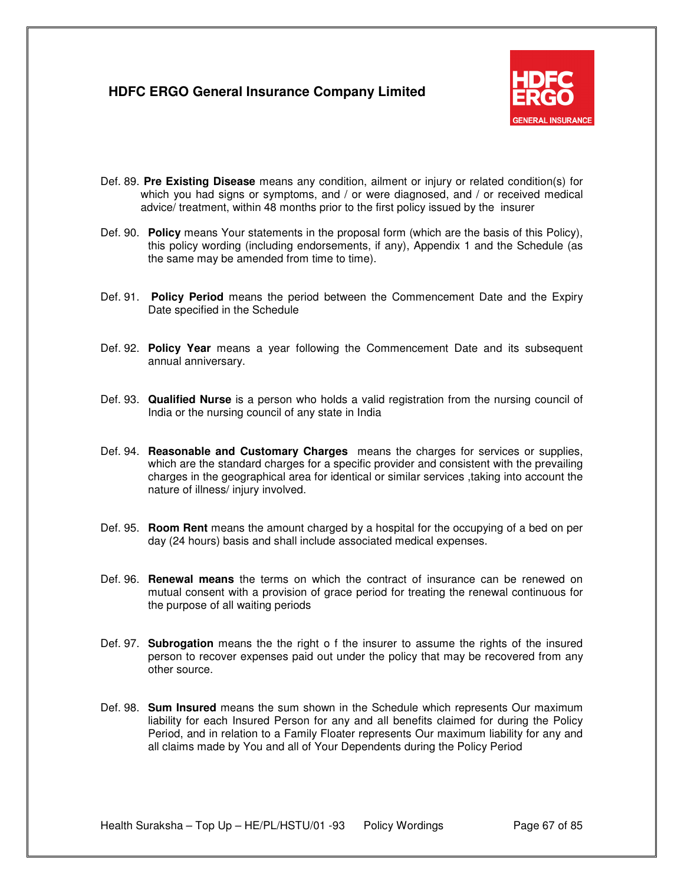Def. 89. **Pre Existing Disease** means any condition, ailment or injury or related condition(s) for which you had signs or symptoms, and / or were diagnosed, and / or received medical advice/ treatment, within 48 months prior to the first policy issued by the insurer

Def. 90. **Policy** means Your statements in the proposal form (which are the basis of this Policy), this policy wording (including endorsements, if any), Appendix 1 and the Schedule (as the same may be amended from time to time).

Def. 91. **Policy Period** means the period between the Commencement Date and the Expiry Date specified in the Schedule

Def. 92. **Policy Year** means a year following the Commencement Date and its subsequent annual anniversary.

Def. 93. **Qualified Nurse** is a person who holds a valid registration from the nursing council of India or the nursing council of any state in India

Def. 94. **Reasonable and Customary Charges** means the charges for services or supplies, which are the standard charges for a specific provider and consistent with the prevailing charges in the geographical area for identical or similar services ,taking into account the nature of illness/ injury involved.

Def. 95. **Room Rent** means the amount charged by a hospital for the occupying of a bed on per day (24 hours) basis and shall include associated medical expenses.

Def. 96. **Renewal means** the terms on which the contract of insurance can be renewed on mutual consent with a provision of grace period for treating the renewal continuous for the purpose of all waiting periods

Def. 97. **Subrogation** means the the right o f the insurer to assume the rights of the insured person to recover expenses paid out under the policy that may be recovered from any other source.

Def. 98. **Sum Insured** means the sum shown in the Schedule which represents Our maximum liability for each Insured Person for any and all benefits claimed for during the Policy Period, and in relation to a Family Floater represents Our maximum liability for any and all claims made by You and all of Your Dependents during the Policy Period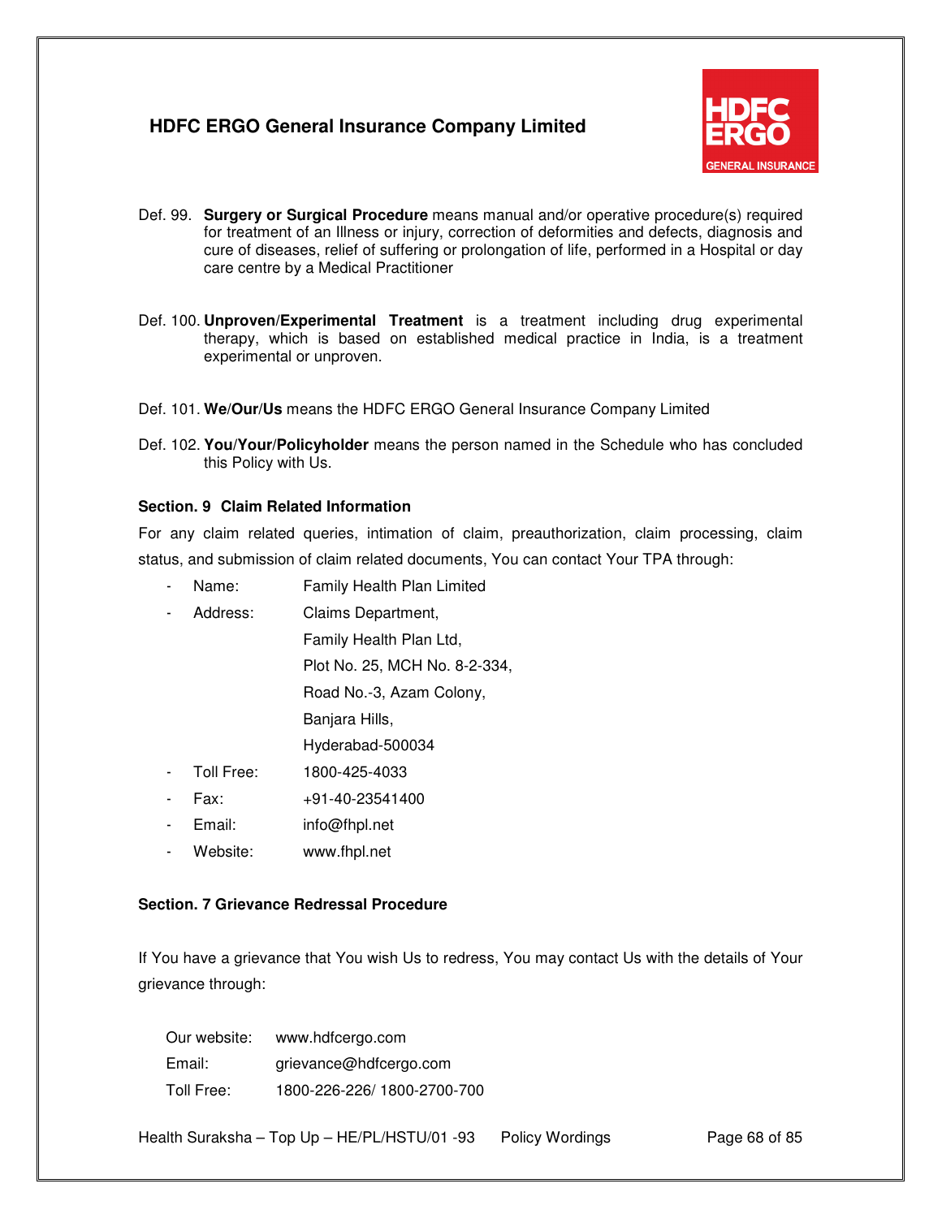Def. 99. **Surgery or Surgical Procedure** means manual and/or operative procedure(s) required for treatment of an Illness or injury, correction of deformities and defects, diagnosis and cure of diseases, relief of suffering or prolongation of life, performed in a Hospital or day care centre by a Medical Practitioner

Def. 100. **Unproven/Experimental Treatment** is a treatment including drug experimental therapy, which is based on established medical practice in India, is a treatment experimental or unproven.

Def. 101. **We/Our/Us** means the HDFC ERGO General Insurance Company Limited

Def. 102. **You/Your/Policyholder** means the person named in the Schedule who has concluded this Policy with Us.

**Section. 9 Claim Related Information**

For any claim related queries, intimation of claim, preauthorization, claim processing, claim status, and submission of claim related documents, You can contact Your TPA through:

- Name: Family Health Plan Limited
- Address: Claims Department,
  Family Health Plan Ltd,
  Plot No. 25, MCH No. 8-2-334,
  Road No.-3, Azam Colony,
  Banjara Hills,
  Hyderabad-500034
- Toll Free: 1800-425-4033
- Fax: +91-40-23541400
- Email: info@fhpl.net
- Website: www.fhpl.net

**Section. 7 Grievance Redressal Procedure**

If You have a grievance that You wish Us to redress, You may contact Us with the details of Your grievance through:

Our website: www.hdfcergo.com
Email: grievance@hdfcergo.com
Toll Free: 1800-226-226/ 1800-2700-700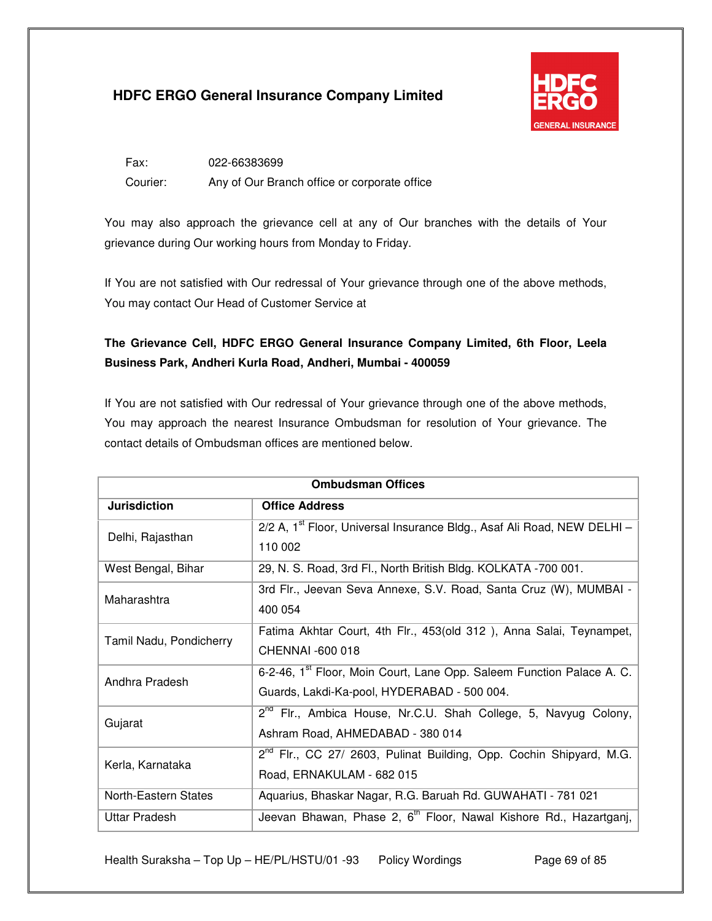Fax: 022-66383699

Courier: Any of Our Branch office or corporate office

You may also approach the grievance cell at any of Our branches with the details of Your grievance during Our working hours from Monday to Friday.

If You are not satisfied with Our redressal of Your grievance through one of the above methods, You may contact Our Head of Customer Service at

**The Grievance Cell, HDFC ERGO General Insurance Company Limited, 6th Floor, Leela Business Park, Andheri Kurla Road, Andheri, Mumbai - 400059**

If You are not satisfied with Our redressal of Your grievance through one of the above methods, You may approach the nearest Insurance Ombudsman for resolution of Your grievance. The contact details of Ombudsman offices are mentioned below.

| **Ombudsman Offices** | |
|---|---|
| **Jurisdiction** | **Office Address** |
| Delhi, Rajasthan | 2/2 A, 1st Floor, Universal Insurance Bldg., Asaf Ali Road, NEW DELHI – 110 002 |
| West Bengal, Bihar | 29, N. S. Road, 3rd Fl., North British Bldg. KOLKATA -700 001. |
| Maharashtra | 3rd Flr., Jeevan Seva Annexe, S.V. Road, Santa Cruz (W), MUMBAI - 400 054 |
| Tamil Nadu, Pondicherry | Fatima Akhtar Court, 4th Flr., 453(old 312 ), Anna Salai, Teynampet, CHENNAI -600 018 |
| Andhra Pradesh | 6-2-46, 1st Floor, Moin Court, Lane Opp. Saleem Function Palace A. C. Guards, Lakdi-Ka-pool, HYDERABAD - 500 004. |
| Gujarat | 2nd Flr., Ambica House, Nr.C.U. Shah College, 5, Navyug Colony, Ashram Road, AHMEDABAD - 380 014 |
| Kerla, Karnataka | 2nd Flr., CC 27/ 2603, Pulinat Building, Opp. Cochin Shipyard, M.G. Road, ERNAKULAM - 682 015 |
| North-Eastern States | Aquarius, Bhaskar Nagar, R.G. Baruah Rd. GUWAHATI - 781 021 |
| Uttar Pradesh | Jeevan Bhawan, Phase 2, 6th Floor, Nawal Kishore Rd., Hazartganj, |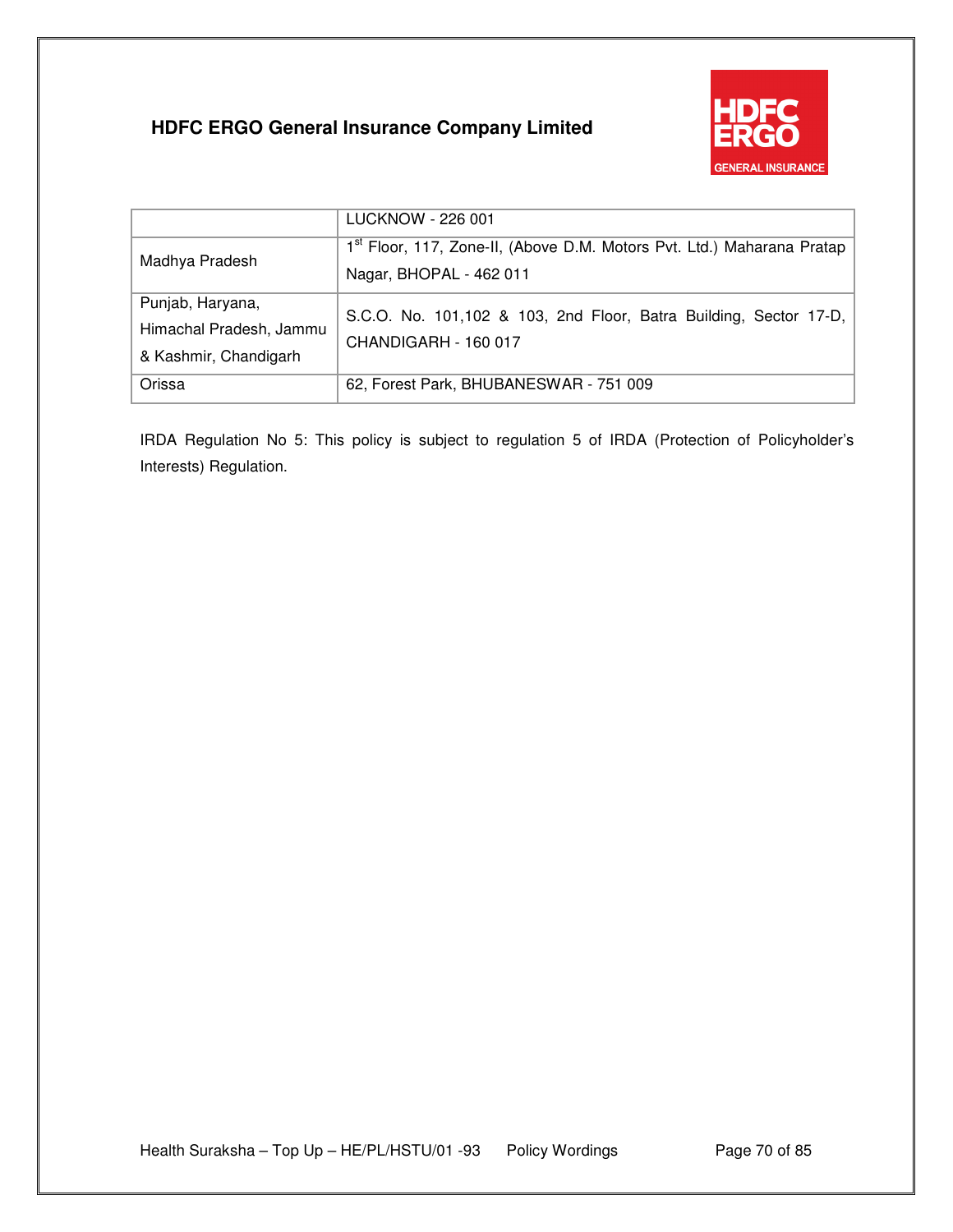| | |
|---|---|
| | LUCKNOW - 226 001 |
| Madhya Pradesh | 1st Floor, 117, Zone-II, (Above D.M. Motors Pvt. Ltd.) Maharana Pratap Nagar, BHOPAL - 462 011 |
| Punjab, Haryana, Himachal Pradesh, Jammu & Kashmir, Chandigarh | S.C.O. No. 101,102 & 103, 2nd Floor, Batra Building, Sector 17-D, CHANDIGARH - 160 017 |
| Orissa | 62, Forest Park, BHUBANESWAR - 751 009 |

IRDA Regulation No 5: This policy is subject to regulation 5 of IRDA (Protection of Policyholder's Interests) Regulation.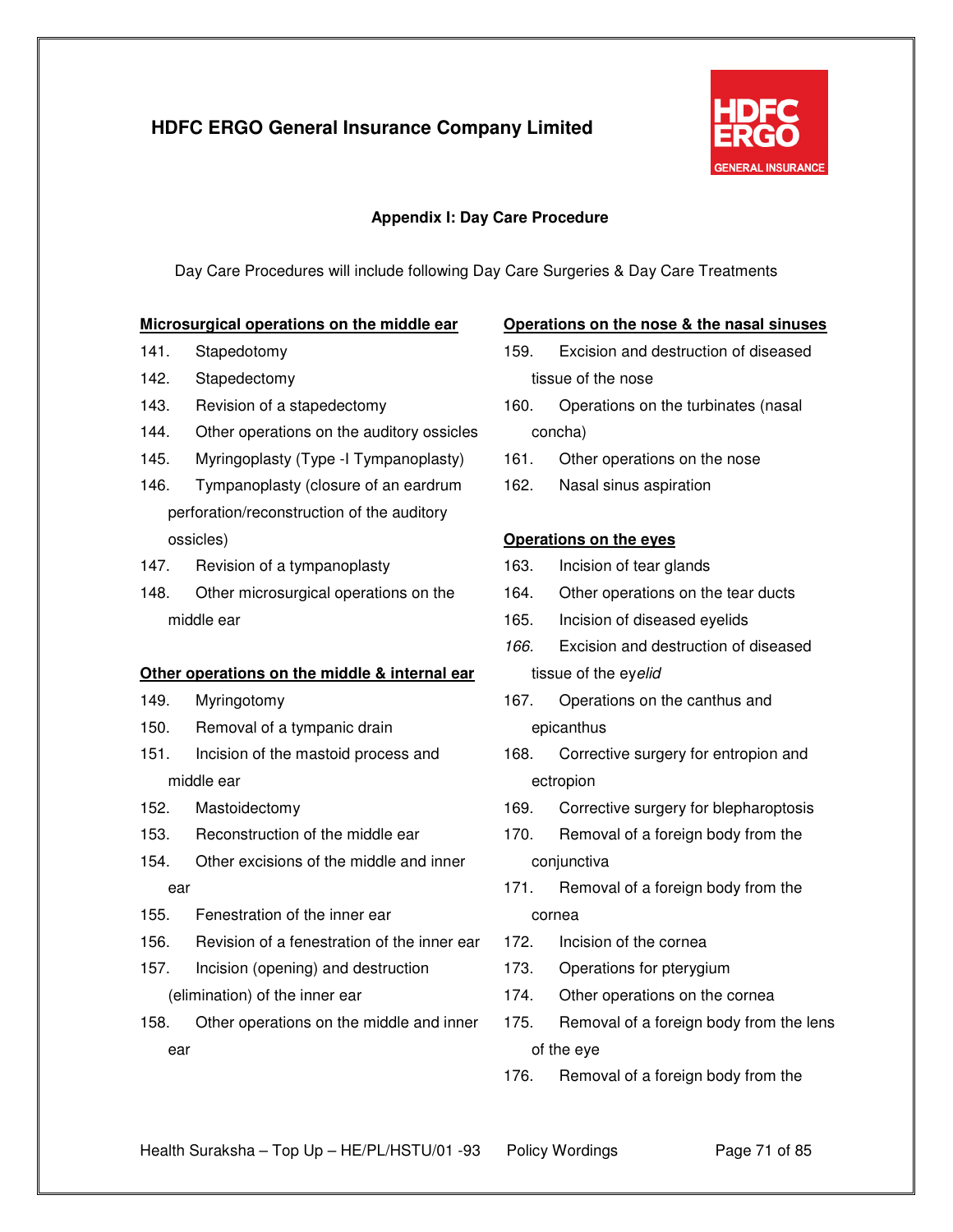HDFC ERGO General Insurance Company Limited

## Appendix I: Day Care Procedure

Day Care Procedures will include following Day Care Surgeries & Day Care Treatments

**Microsurgical operations on the middle ear**

141. Stapedotomy
142. Stapedectomy
143. Revision of a stapedectomy
144. Other operations on the auditory ossicles
145. Myringoplasty (Type -I Tympanoplasty)
146. Tympanoplasty (closure of an eardrum perforation/reconstruction of the auditory ossicles)
147. Revision of a tympanoplasty
148. Other microsurgical operations on the middle ear

**Other operations on the middle & internal ear**

149. Myringotomy
150. Removal of a tympanic drain
151. Incision of the mastoid process and middle ear
152. Mastoidectomy
153. Reconstruction of the middle ear
154. Other excisions of the middle and inner ear
155. Fenestration of the inner ear
156. Revision of a fenestration of the inner ear
157. Incision (opening) and destruction (elimination) of the inner ear
158. Other operations on the middle and inner ear

**Operations on the nose & the nasal sinuses**

159. Excision and destruction of diseased tissue of the nose
160. Operations on the turbinates (nasal concha)
161. Other operations on the nose
162. Nasal sinus aspiration

**Operations on the eyes**

163. Incision of tear glands
164. Other operations on the tear ducts
165. Incision of diseased eyelids
166. Excision and destruction of diseased tissue of the ey*elid*
167. Operations on the canthus and epicanthus
168. Corrective surgery for entropion and ectropion
169. Corrective surgery for blepharoptosis
170. Removal of a foreign body from the conjunctiva
171. Removal of a foreign body from the cornea
172. Incision of the cornea
173. Operations for pterygium
174. Other operations on the cornea
175. Removal of a foreign body from the lens of the eye
176. Removal of a foreign body from the

Health Suraksha – Top Up – HE/PL/HSTU/01 -93 Policy Wordings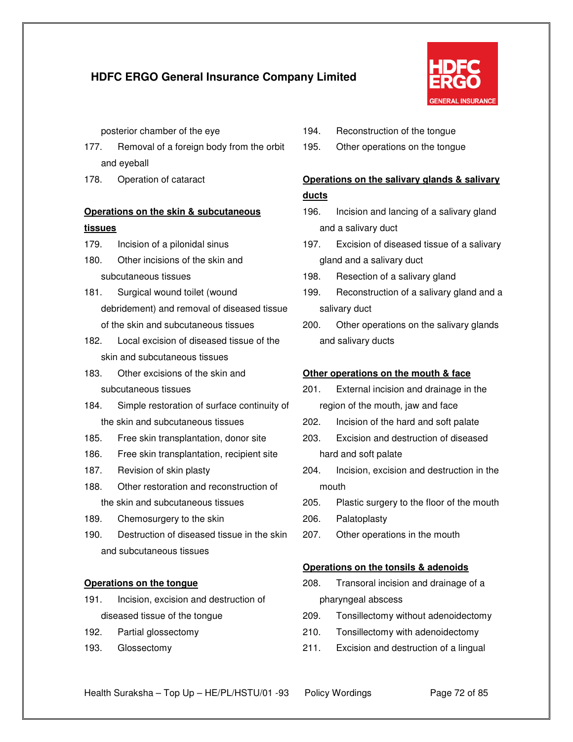posterior chamber of the eye

177. Removal of a foreign body from the orbit and eyeball
178. Operation of cataract

**Operations on the skin & subcutaneous tissues**

179. Incision of a pilonidal sinus
180. Other incisions of the skin and subcutaneous tissues
181. Surgical wound toilet (wound debridement) and removal of diseased tissue of the skin and subcutaneous tissues
182. Local excision of diseased tissue of the skin and subcutaneous tissues
183. Other excisions of the skin and subcutaneous tissues
184. Simple restoration of surface continuity of the skin and subcutaneous tissues
185. Free skin transplantation, donor site
186. Free skin transplantation, recipient site
187. Revision of skin plasty
188. Other restoration and reconstruction of the skin and subcutaneous tissues
189. Chemosurgery to the skin
190. Destruction of diseased tissue in the skin and subcutaneous tissues

**Operations on the tongue**

191. Incision, excision and destruction of diseased tissue of the tongue
192. Partial glossectomy
193. Glossectomy
194. Reconstruction of the tongue
195. Other operations on the tongue

**Operations on the salivary glands & salivary ducts**

196. Incision and lancing of a salivary gland and a salivary duct
197. Excision of diseased tissue of a salivary gland and a salivary duct
198. Resection of a salivary gland
199. Reconstruction of a salivary gland and a salivary duct
200. Other operations on the salivary glands and salivary ducts

**Other operations on the mouth & face**

201. External incision and drainage in the region of the mouth, jaw and face
202. Incision of the hard and soft palate
203. Excision and destruction of diseased hard and soft palate
204. Incision, excision and destruction in the mouth
205. Plastic surgery to the floor of the mouth
206. Palatoplasty
207. Other operations in the mouth

**Operations on the tonsils & adenoids**

208. Transoral incision and drainage of a pharyngeal abscess
209. Tonsillectomy without adenoidectomy
210. Tonsillectomy with adenoidectomy
211. Excision and destruction of a lingual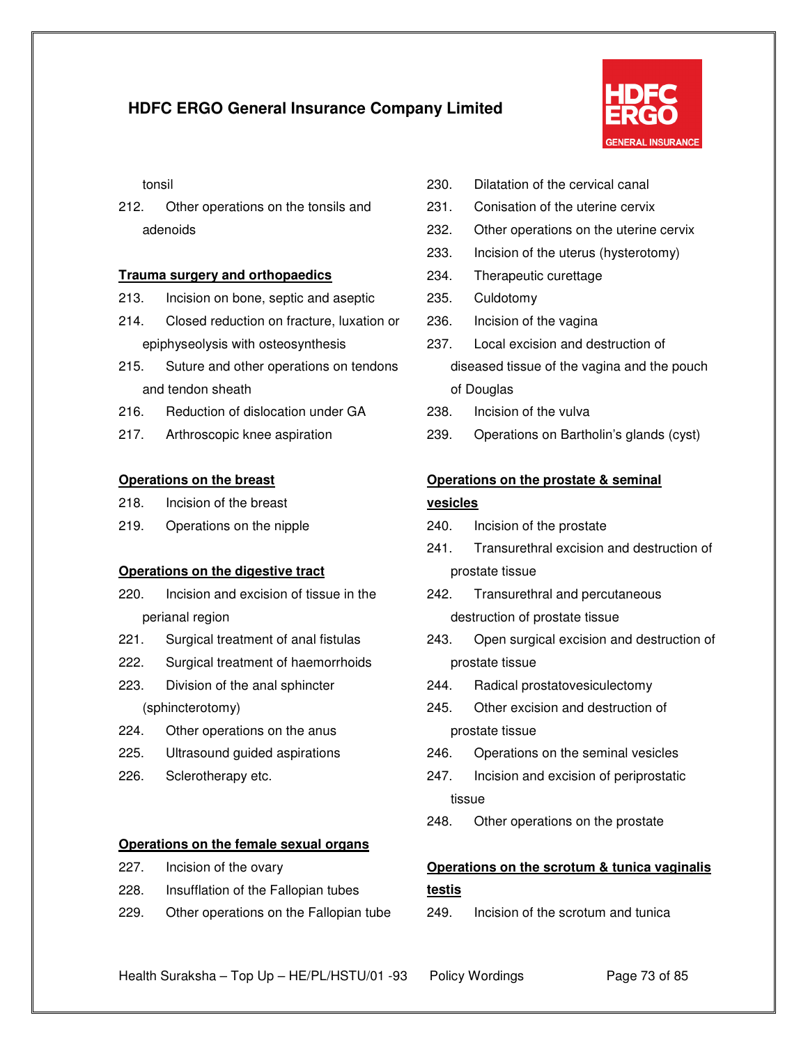tonsil

212. Other operations on the tonsils and adenoids

**Trauma surgery and orthopaedics**

213. Incision on bone, septic and aseptic
214. Closed reduction on fracture, luxation or epiphyseolysis with osteosynthesis
215. Suture and other operations on tendons and tendon sheath
216. Reduction of dislocation under GA
217. Arthroscopic knee aspiration

**Operations on the breast**

218. Incision of the breast
219. Operations on the nipple

**Operations on the digestive tract**

220. Incision and excision of tissue in the perianal region
221. Surgical treatment of anal fistulas
222. Surgical treatment of haemorrhoids
223. Division of the anal sphincter (sphincterotomy)
224. Other operations on the anus
225. Ultrasound guided aspirations
226. Sclerotherapy etc.

**Operations on the female sexual organs**

227. Incision of the ovary
228. Insufflation of the Fallopian tubes
229. Other operations on the Fallopian tube
230. Dilatation of the cervical canal
231. Conisation of the uterine cervix
232. Other operations on the uterine cervix
233. Incision of the uterus (hysterotomy)
234. Therapeutic curettage
235. Culdotomy
236. Incision of the vagina
237. Local excision and destruction of diseased tissue of the vagina and the pouch of Douglas
238. Incision of the vulva
239. Operations on Bartholin's glands (cyst)

**Operations on the prostate & seminal vesicles**

240. Incision of the prostate
241. Transurethral excision and destruction of prostate tissue
242. Transurethral and percutaneous destruction of prostate tissue
243. Open surgical excision and destruction of prostate tissue
244. Radical prostatovesiculectomy
245. Other excision and destruction of prostate tissue
246. Operations on the seminal vesicles
247. Incision and excision of periprostatic tissue
248. Other operations on the prostate

**Operations on the scrotum & tunica vaginalis testis**

249. Incision of the scrotum and tunica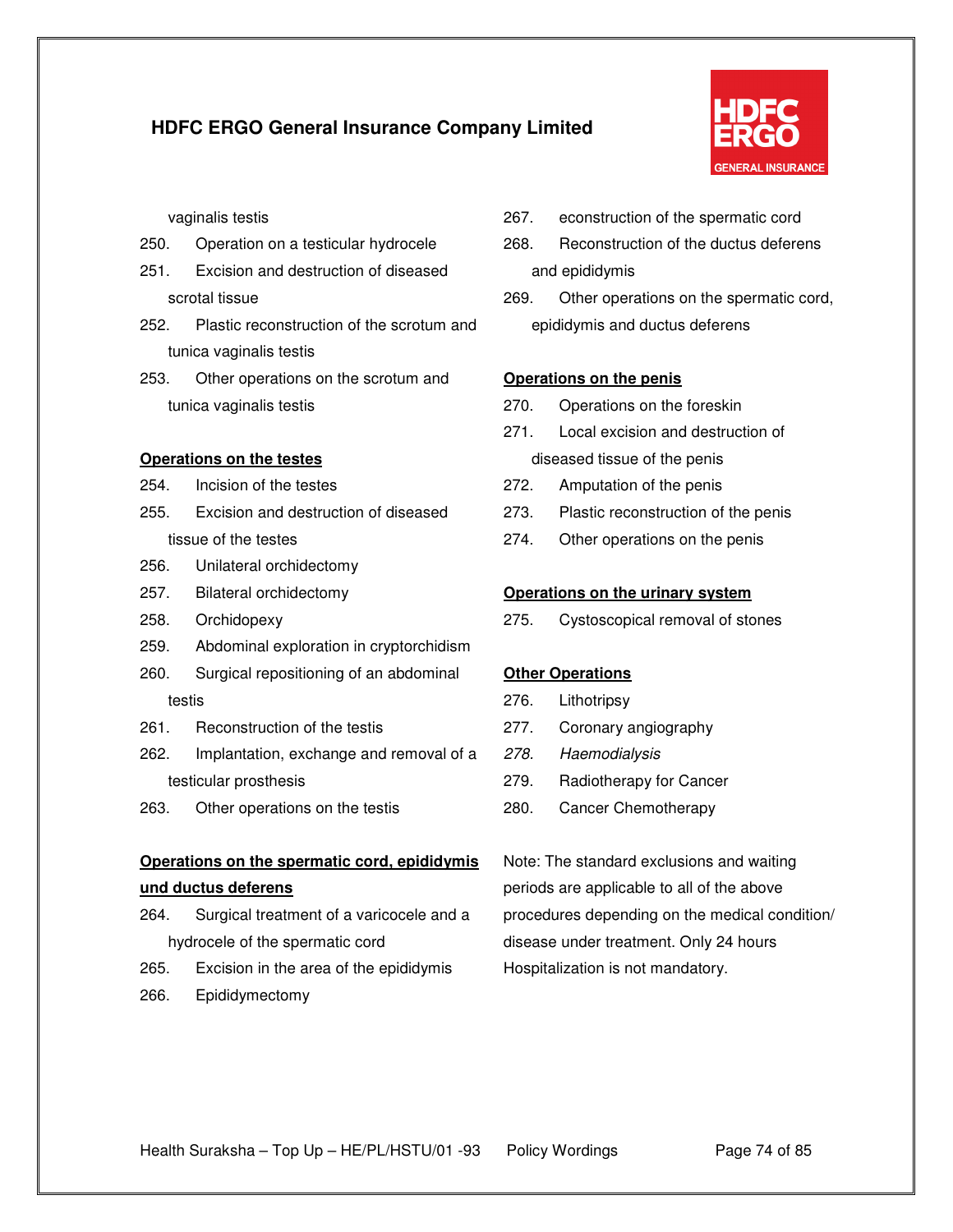vaginalis testis

250. Operation on a testicular hydrocele
251. Excision and destruction of diseased scrotal tissue
252. Plastic reconstruction of the scrotum and tunica vaginalis testis
253. Other operations on the scrotum and tunica vaginalis testis

**Operations on the testes**

254. Incision of the testes
255. Excision and destruction of diseased tissue of the testes
256. Unilateral orchidectomy
257. Bilateral orchidectomy
258. Orchidopexy
259. Abdominal exploration in cryptorchidism
260. Surgical repositioning of an abdominal testis
261. Reconstruction of the testis
262. Implantation, exchange and removal of a testicular prosthesis
263. Other operations on the testis

**Operations on the spermatic cord, epididymis und ductus deferens**

264. Surgical treatment of a varicocele and a hydrocele of the spermatic cord
265. Excision in the area of the epididymis
266. Epididymectomy
267. econstruction of the spermatic cord
268. Reconstruction of the ductus deferens and epididymis
269. Other operations on the spermatic cord, epididymis and ductus deferens

**Operations on the penis**

270. Operations on the foreskin
271. Local excision and destruction of diseased tissue of the penis
272. Amputation of the penis
273. Plastic reconstruction of the penis
274. Other operations on the penis

**Operations on the urinary system**

275. Cystoscopical removal of stones

**Other Operations**

276. Lithotripsy
277. Coronary angiography
278. *Haemodialysis*
279. Radiotherapy for Cancer
280. Cancer Chemotherapy

Note: The standard exclusions and waiting periods are applicable to all of the above procedures depending on the medical condition/ disease under treatment. Only 24 hours Hospitalization is not mandatory.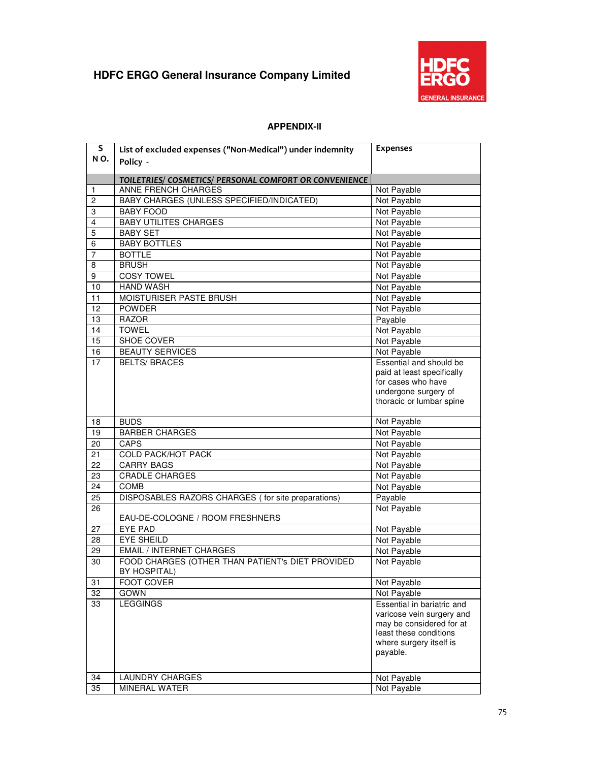HDFC ERGO General Insurance Company Limited

## APPENDIX-II

| S NO. | List of excluded expenses ("Non-Medical") under indemnity Policy - | Expenses |
|---|---|---|
| | ***TOILETRIES/ COSMETICS/ PERSONAL COMFORT OR CONVENIENCE*** | |
| 1 | ANNE FRENCH CHARGES | Not Payable |
| 2 | BABY CHARGES (UNLESS SPECIFIED/INDICATED) | Not Payable |
| 3 | BABY FOOD | Not Payable |
| 4 | BABY UTILITES CHARGES | Not Payable |
| 5 | BABY SET | Not Payable |
| 6 | BABY BOTTLES | Not Payable |
| 7 | BOTTLE | Not Payable |
| 8 | BRUSH | Not Payable |
| 9 | COSY TOWEL | Not Payable |
| 10 | HAND WASH | Not Payable |
| 11 | MOISTURISER PASTE BRUSH | Not Payable |
| 12 | POWDER | Not Payable |
| 13 | RAZOR | Payable |
| 14 | TOWEL | Not Payable |
| 15 | SHOE COVER | Not Payable |
| 16 | BEAUTY SERVICES | Not Payable |
| 17 | BELTS/ BRACES | Essential and should be paid at least specifically for cases who have undergone surgery of thoracic or lumbar spine |
| 18 | BUDS | Not Payable |
| 19 | BARBER CHARGES | Not Payable |
| 20 | CAPS | Not Payable |
| 21 | COLD PACK/HOT PACK | Not Payable |
| 22 | CARRY BAGS | Not Payable |
| 23 | CRADLE CHARGES | Not Payable |
| 24 | COMB | Not Payable |
| 25 | DISPOSABLES RAZORS CHARGES ( for site preparations) | Payable |
| 26 | EAU-DE-COLOGNE / ROOM FRESHNERS | Not Payable |
| 27 | EYE PAD | Not Payable |
| 28 | EYE SHEILD | Not Payable |
| 29 | EMAIL / INTERNET CHARGES | Not Payable |
| 30 | FOOD CHARGES (OTHER THAN PATIENT's DIET PROVIDED BY HOSPITAL) | Not Payable |
| 31 | FOOT COVER | Not Payable |
| 32 | GOWN | Not Payable |
| 33 | LEGGINGS | Essential in bariatric and varicose vein surgery and may be considered for at least these conditions where surgery itself is payable. |
| 34 | LAUNDRY CHARGES | Not Payable |
| 35 | MINERAL WATER | Not Payable |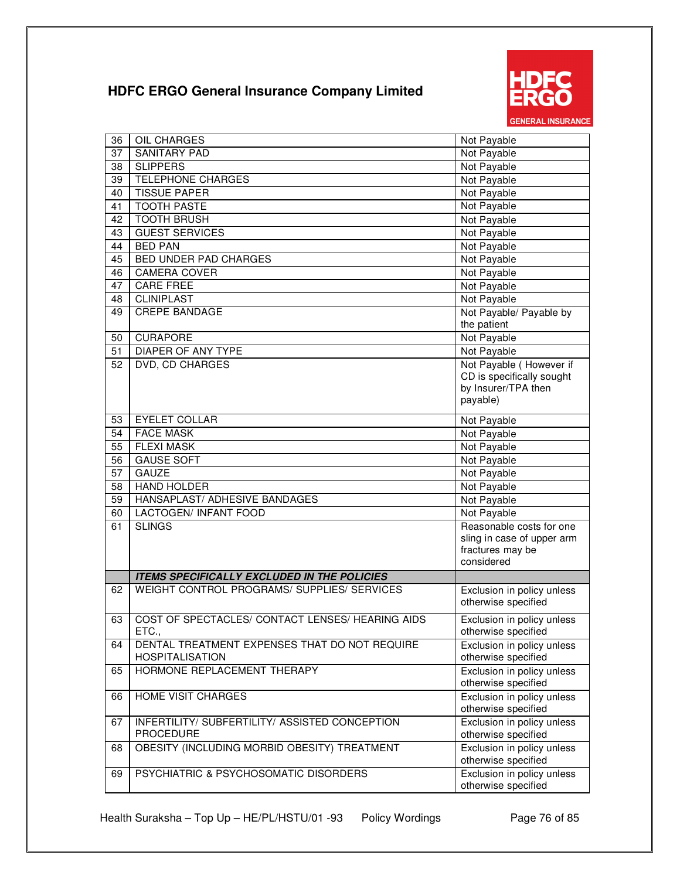## HDFC ERGO General Insurance Company Limited

| | | |
|---|---|---|
| 36 | OIL CHARGES | Not Payable |
| 37 | SANITARY PAD | Not Payable |
| 38 | SLIPPERS | Not Payable |
| 39 | TELEPHONE CHARGES | Not Payable |
| 40 | TISSUE PAPER | Not Payable |
| 41 | TOOTH PASTE | Not Payable |
| 42 | TOOTH BRUSH | Not Payable |
| 43 | GUEST SERVICES | Not Payable |
| 44 | BED PAN | Not Payable |
| 45 | BED UNDER PAD CHARGES | Not Payable |
| 46 | CAMERA COVER | Not Payable |
| 47 | CARE FREE | Not Payable |
| 48 | CLINIPLAST | Not Payable |
| 49 | CREPE BANDAGE | Not Payable/ Payable by the patient |
| 50 | CURAPORE | Not Payable |
| 51 | DIAPER OF ANY TYPE | Not Payable |
| 52 | DVD, CD CHARGES | Not Payable ( However if CD is specifically sought by Insurer/TPA then payable) |
| 53 | EYELET COLLAR | Not Payable |
| 54 | FACE MASK | Not Payable |
| 55 | FLEXI MASK | Not Payable |
| 56 | GAUSE SOFT | Not Payable |
| 57 | GAUZE | Not Payable |
| 58 | HAND HOLDER | Not Payable |
| 59 | HANSAPLAST/ ADHESIVE BANDAGES | Not Payable |
| 60 | LACTOGEN/ INFANT FOOD | Not Payable |
| 61 | SLINGS | Reasonable costs for one sling in case of upper arm fractures may be considered |
| | ***ITEMS SPECIFICALLY EXCLUDED IN THE POLICIES*** | |
| 62 | WEIGHT CONTROL PROGRAMS/ SUPPLIES/ SERVICES | Exclusion in policy unless otherwise specified |
| 63 | COST OF SPECTACLES/ CONTACT LENSES/ HEARING AIDS ETC., | Exclusion in policy unless otherwise specified |
| 64 | DENTAL TREATMENT EXPENSES THAT DO NOT REQUIRE HOSPITALISATION | Exclusion in policy unless otherwise specified |
| 65 | HORMONE REPLACEMENT THERAPY | Exclusion in policy unless otherwise specified |
| 66 | HOME VISIT CHARGES | Exclusion in policy unless otherwise specified |
| 67 | INFERTILITY/ SUBFERTILITY/ ASSISTED CONCEPTION PROCEDURE | Exclusion in policy unless otherwise specified |
| 68 | OBESITY (INCLUDING MORBID OBESITY) TREATMENT | Exclusion in policy unless otherwise specified |
| 69 | PSYCHIATRIC & PSYCHOSOMATIC DISORDERS | Exclusion in policy unless otherwise specified |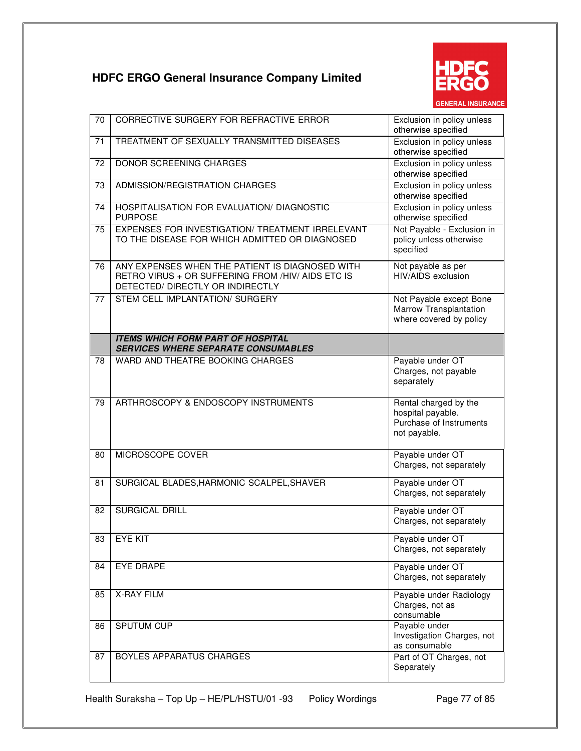| 70 | CORRECTIVE SURGERY FOR REFRACTIVE ERROR | Exclusion in policy unless otherwise specified |
|---|---|---|
| 71 | TREATMENT OF SEXUALLY TRANSMITTED DISEASES | Exclusion in policy unless otherwise specified |
| 72 | DONOR SCREENING CHARGES | Exclusion in policy unless otherwise specified |
| 73 | ADMISSION/REGISTRATION CHARGES | Exclusion in policy unless otherwise specified |
| 74 | HOSPITALISATION FOR EVALUATION/ DIAGNOSTIC PURPOSE | Exclusion in policy unless otherwise specified |
| 75 | EXPENSES FOR INVESTIGATION/ TREATMENT IRRELEVANT TO THE DISEASE FOR WHICH ADMITTED OR DIAGNOSED | Not Payable - Exclusion in policy unless otherwise specified |
| 76 | ANY EXPENSES WHEN THE PATIENT IS DIAGNOSED WITH RETRO VIRUS + OR SUFFERING FROM /HIV/ AIDS ETC IS DETECTED/ DIRECTLY OR INDIRECTLY | Not payable as per HIV/AIDS exclusion |
| 77 | STEM CELL IMPLANTATION/ SURGERY | Not Payable except Bone Marrow Transplantation where covered by policy |
| | ***ITEMS WHICH FORM PART OF HOSPITAL SERVICES WHERE SEPARATE CONSUMABLES*** | |
| 78 | WARD AND THEATRE BOOKING CHARGES | Payable under OT Charges, not payable separately |
| 79 | ARTHROSCOPY & ENDOSCOPY INSTRUMENTS | Rental charged by the hospital payable. Purchase of Instruments not payable. |
| 80 | MICROSCOPE COVER | Payable under OT Charges, not separately |
| 81 | SURGICAL BLADES,HARMONIC SCALPEL,SHAVER | Payable under OT Charges, not separately |
| 82 | SURGICAL DRILL | Payable under OT Charges, not separately |
| 83 | EYE KIT | Payable under OT Charges, not separately |
| 84 | EYE DRAPE | Payable under OT Charges, not separately |
| 85 | X-RAY FILM | Payable under Radiology Charges, not as consumable |
| 86 | SPUTUM CUP | Payable under Investigation Charges, not as consumable |
| 87 | BOYLES APPARATUS CHARGES | Part of OT Charges, not Separately |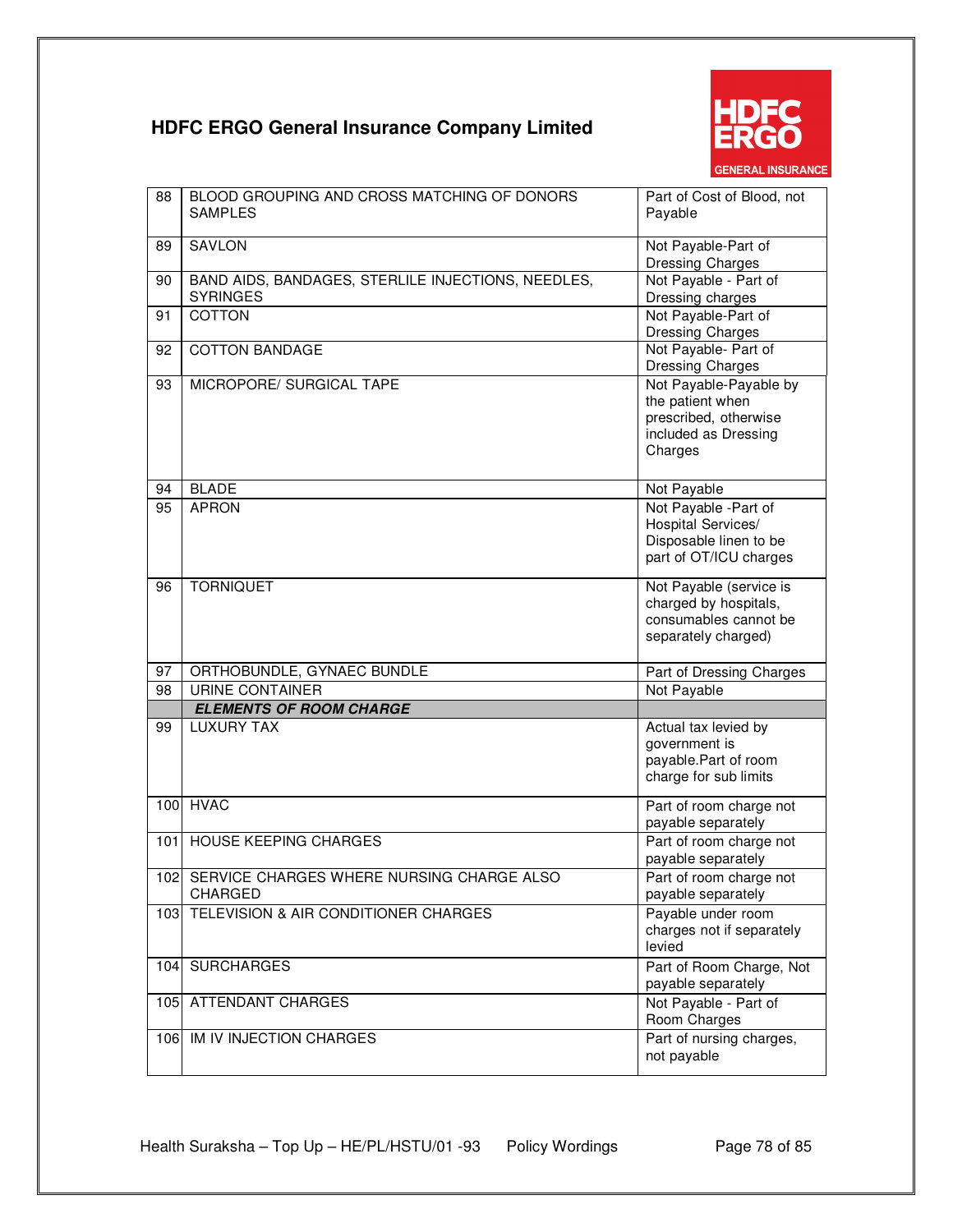| 88 | BLOOD GROUPING AND CROSS MATCHING OF DONORS SAMPLES | Part of Cost of Blood, not Payable |
|---|---|---|
| 89 | SAVLON | Not Payable-Part of Dressing Charges |
| 90 | BAND AIDS, BANDAGES, STERLILE INJECTIONS, NEEDLES, SYRINGES | Not Payable - Part of Dressing charges |
| 91 | COTTON | Not Payable-Part of Dressing Charges |
| 92 | COTTON BANDAGE | Not Payable- Part of Dressing Charges |
| 93 | MICROPORE/ SURGICAL TAPE | Not Payable-Payable by the patient when prescribed, otherwise included as Dressing Charges |
| 94 | BLADE | Not Payable |
| 95 | APRON | Not Payable -Part of Hospital Services/ Disposable linen to be part of OT/ICU charges |
| 96 | TORNIQUET | Not Payable (service is charged by hospitals, consumables cannot be separately charged) |
| 97 | ORTHOBUNDLE, GYNAEC BUNDLE | Part of Dressing Charges |
| 98 | URINE CONTAINER | Not Payable |
| | ***ELEMENTS OF ROOM CHARGE*** | |
| 99 | LUXURY TAX | Actual tax levied by government is payable.Part of room charge for sub limits |
| 100 | HVAC | Part of room charge not payable separately |
| 101 | HOUSE KEEPING CHARGES | Part of room charge not payable separately |
| 102 | SERVICE CHARGES WHERE NURSING CHARGE ALSO CHARGED | Part of room charge not payable separately |
| 103 | TELEVISION & AIR CONDITIONER CHARGES | Payable under room charges not if separately levied |
| 104 | SURCHARGES | Part of Room Charge, Not payable separately |
| 105 | ATTENDANT CHARGES | Not Payable - Part of Room Charges |
| 106 | IM IV INJECTION CHARGES | Part of nursing charges, not payable |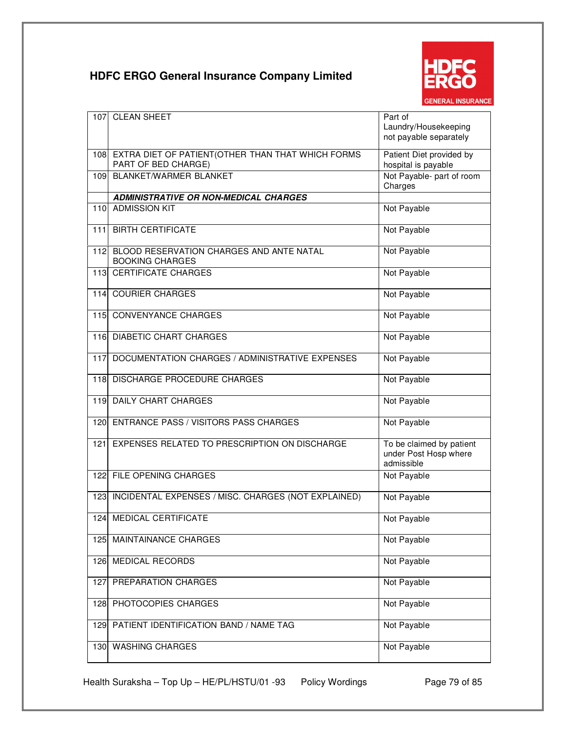| | | |
|---|---|---|
| 107 | CLEAN SHEET | Part of Laundry/Housekeeping not payable separately |
| 108 | EXTRA DIET OF PATIENT(OTHER THAN THAT WHICH FORMS PART OF BED CHARGE) | Patient Diet provided by hospital is payable |
| 109 | BLANKET/WARMER BLANKET | Not Payable- part of room Charges |
| | ***ADMINISTRATIVE OR NON-MEDICAL CHARGES*** | |
| 110 | ADMISSION KIT | Not Payable |
| 111 | BIRTH CERTIFICATE | Not Payable |
| 112 | BLOOD RESERVATION CHARGES AND ANTE NATAL BOOKING CHARGES | Not Payable |
| 113 | CERTIFICATE CHARGES | Not Payable |
| 114 | COURIER CHARGES | Not Payable |
| 115 | CONVENYANCE CHARGES | Not Payable |
| 116 | DIABETIC CHART CHARGES | Not Payable |
| 117 | DOCUMENTATION CHARGES / ADMINISTRATIVE EXPENSES | Not Payable |
| 118 | DISCHARGE PROCEDURE CHARGES | Not Payable |
| 119 | DAILY CHART CHARGES | Not Payable |
| 120 | ENTRANCE PASS / VISITORS PASS CHARGES | Not Payable |
| 121 | EXPENSES RELATED TO PRESCRIPTION ON DISCHARGE | To be claimed by patient under Post Hosp where admissible |
| 122 | FILE OPENING CHARGES | Not Payable |
| 123 | INCIDENTAL EXPENSES / MISC. CHARGES (NOT EXPLAINED) | Not Payable |
| 124 | MEDICAL CERTIFICATE | Not Payable |
| 125 | MAINTAINANCE CHARGES | Not Payable |
| 126 | MEDICAL RECORDS | Not Payable |
| 127 | PREPARATION CHARGES | Not Payable |
| 128 | PHOTOCOPIES CHARGES | Not Payable |
| 129 | PATIENT IDENTIFICATION BAND / NAME TAG | Not Payable |
| 130 | WASHING CHARGES | Not Payable |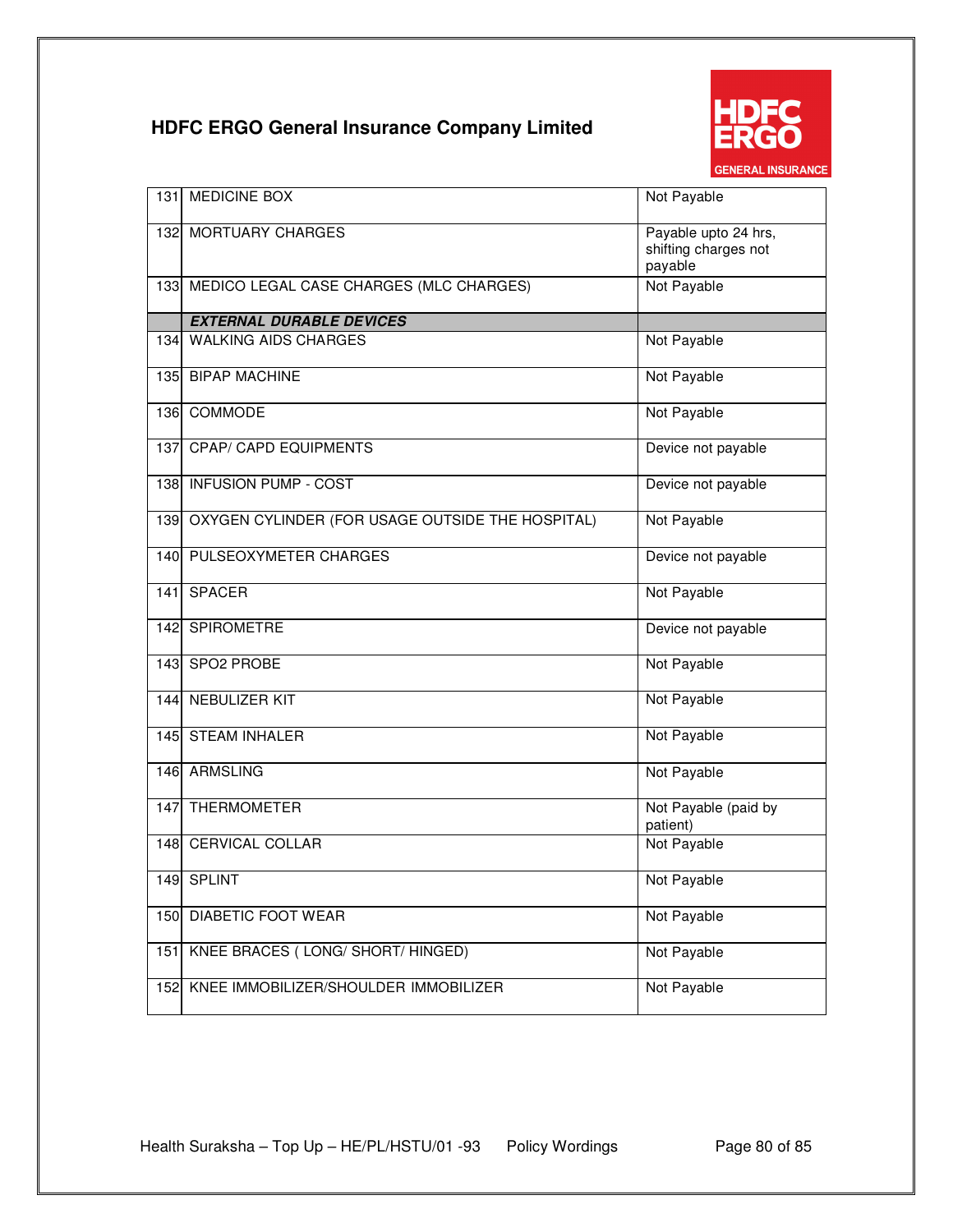| | | |
|---|---|---|
| 131 | MEDICINE BOX | Not Payable |
| 132 | MORTUARY CHARGES | Payable upto 24 hrs, shifting charges not payable |
| 133 | MEDICO LEGAL CASE CHARGES (MLC CHARGES) | Not Payable |
| | ***EXTERNAL DURABLE DEVICES*** | |
| 134 | WALKING AIDS CHARGES | Not Payable |
| 135 | BIPAP MACHINE | Not Payable |
| 136 | COMMODE | Not Payable |
| 137 | CPAP/ CAPD EQUIPMENTS | Device not payable |
| 138 | INFUSION PUMP - COST | Device not payable |
| 139 | OXYGEN CYLINDER (FOR USAGE OUTSIDE THE HOSPITAL) | Not Payable |
| 140 | PULSEOXYMETER CHARGES | Device not payable |
| 141 | SPACER | Not Payable |
| 142 | SPIROMETRE | Device not payable |
| 143 | SPO2 PROBE | Not Payable |
| 144 | NEBULIZER KIT | Not Payable |
| 145 | STEAM INHALER | Not Payable |
| 146 | ARMSLING | Not Payable |
| 147 | THERMOMETER | Not Payable (paid by patient) |
| 148 | CERVICAL COLLAR | Not Payable |
| 149 | SPLINT | Not Payable |
| 150 | DIABETIC FOOT WEAR | Not Payable |
| 151 | KNEE BRACES ( LONG/ SHORT/ HINGED) | Not Payable |
| 152 | KNEE IMMOBILIZER/SHOULDER IMMOBILIZER | Not Payable |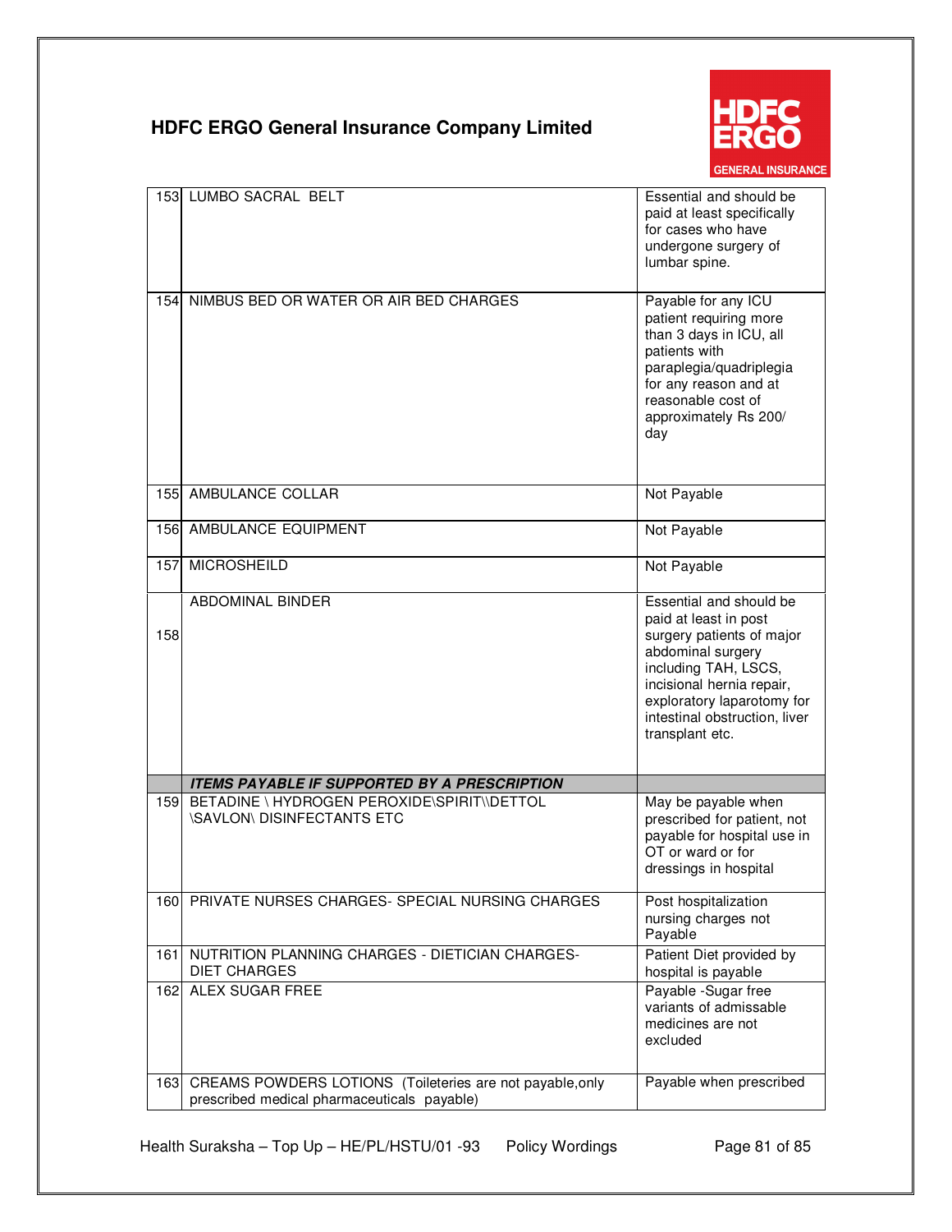## HDFC ERGO General Insurance Company Limited

| | | |
|---|---|---|
| 153 | LUMBO SACRAL BELT | Essential and should be paid at least specifically for cases who have undergone surgery of lumbar spine. |
| 154 | NIMBUS BED OR WATER OR AIR BED CHARGES | Payable for any ICU patient requiring more than 3 days in ICU, all patients with paraplegia/quadriplegia for any reason and at reasonable cost of approximately Rs 200/ day |
| 155 | AMBULANCE COLLAR | Not Payable |
| 156 | AMBULANCE EQUIPMENT | Not Payable |
| 157 | MICROSHEILD | Not Payable |
| 158 | ABDOMINAL BINDER | Essential and should be paid at least in post surgery patients of major abdominal surgery including TAH, LSCS, incisional hernia repair, exploratory laparotomy for intestinal obstruction, liver transplant etc. |
| | ***ITEMS PAYABLE IF SUPPORTED BY A PRESCRIPTION*** | |
| 159 | BETADINE \ HYDROGEN PEROXIDE\SPIRIT\\DETTOL \SAVLON\ DISINFECTANTS ETC | May be payable when prescribed for patient, not payable for hospital use in OT or ward or for dressings in hospital |
| 160 | PRIVATE NURSES CHARGES- SPECIAL NURSING CHARGES | Post hospitalization nursing charges not Payable |
| 161 | NUTRITION PLANNING CHARGES - DIETICIAN CHARGES- DIET CHARGES | Patient Diet provided by hospital is payable |
| 162 | ALEX SUGAR FREE | Payable -Sugar free variants of admissable medicines are not excluded |
| 163 | CREAMS POWDERS LOTIONS (Toileteries are not payable,only prescribed medical pharmaceuticals payable) | Payable when prescribed |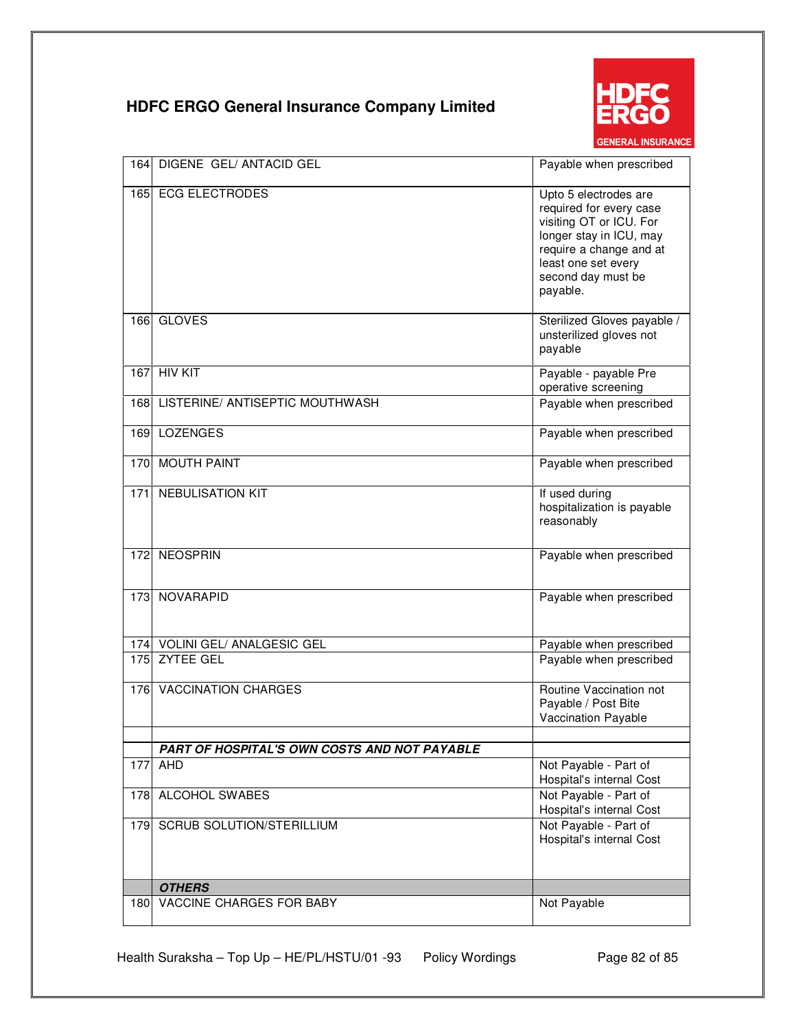| | | |
|---|---|---|
| 164 | DIGENE GEL/ ANTACID GEL | Payable when prescribed |
| 165 | ECG ELECTRODES | Upto 5 electrodes are required for every case visiting OT or ICU. For longer stay in ICU, may require a change and at least one set every second day must be payable. |
| 166 | GLOVES | Sterilized Gloves payable / unsterilized gloves not payable |
| 167 | HIV KIT | Payable - payable Pre operative screening |
| 168 | LISTERINE/ ANTISEPTIC MOUTHWASH | Payable when prescribed |
| 169 | LOZENGES | Payable when prescribed |
| 170 | MOUTH PAINT | Payable when prescribed |
| 171 | NEBULISATION KIT | If used during hospitalization is payable reasonably |
| 172 | NEOSPRIN | Payable when prescribed |
| 173 | NOVARAPID | Payable when prescribed |
| 174 | VOLINI GEL/ ANALGESIC GEL | Payable when prescribed |
| 175 | ZYTEE GEL | Payable when prescribed |
| 176 | VACCINATION CHARGES | Routine Vaccination not Payable / Post Bite Vaccination Payable |
| | | |
| | ***PART OF HOSPITAL'S OWN COSTS AND NOT PAYABLE*** | |
| 177 | AHD | Not Payable - Part of Hospital's internal Cost |
| 178 | ALCOHOL SWABES | Not Payable - Part of Hospital's internal Cost |
| 179 | SCRUB SOLUTION/STERILLIUM | Not Payable - Part of Hospital's internal Cost |
| | ***OTHERS*** | |
| 180 | VACCINE CHARGES FOR BABY | Not Payable |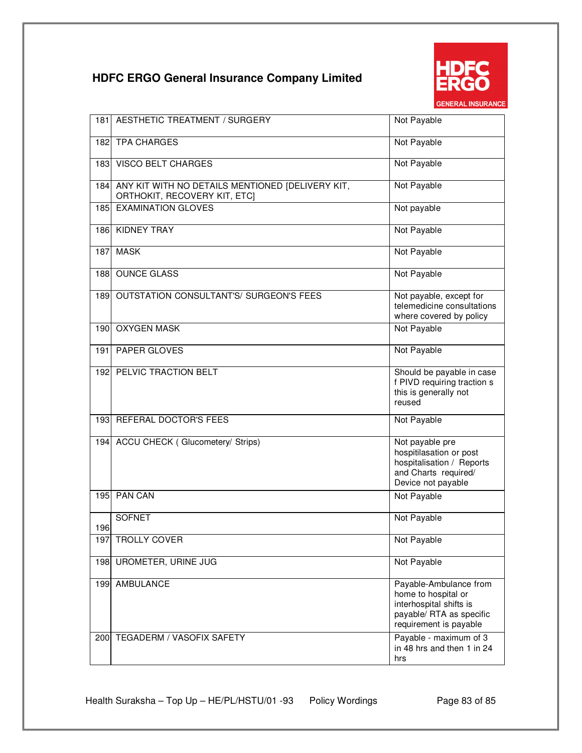| 181 | AESTHETIC TREATMENT / SURGERY | Not Payable |
|---|---|---|
| 182 | TPA CHARGES | Not Payable |
| 183 | VISCO BELT CHARGES | Not Payable |
| 184 | ANY KIT WITH NO DETAILS MENTIONED [DELIVERY KIT, ORTHOKIT, RECOVERY KIT, ETC] | Not Payable |
| 185 | EXAMINATION GLOVES | Not payable |
| 186 | KIDNEY TRAY | Not Payable |
| 187 | MASK | Not Payable |
| 188 | OUNCE GLASS | Not Payable |
| 189 | OUTSTATION CONSULTANT'S/ SURGEON'S FEES | Not payable, except for telemedicine consultations where covered by policy |
| 190 | OXYGEN MASK | Not Payable |
| 191 | PAPER GLOVES | Not Payable |
| 192 | PELVIC TRACTION BELT | Should be payable in case f PIVD requiring traction s this is generally not reused |
| 193 | REFERAL DOCTOR'S FEES | Not Payable |
| 194 | ACCU CHECK ( Glucometery/ Strips) | Not payable pre hospitilasation or post hospitalisation / Reports and Charts required/ Device not payable |
| 195 | PAN CAN | Not Payable |
| 196 | SOFNET | Not Payable |
| 197 | TROLLY COVER | Not Payable |
| 198 | UROMETER, URINE JUG | Not Payable |
| 199 | AMBULANCE | Payable-Ambulance from home to hospital or interhospital shifts is payable/ RTA as specific requirement is payable |
| 200 | TEGADERM / VASOFIX SAFETY | Payable - maximum of 3 in 48 hrs and then 1 in 24 hrs |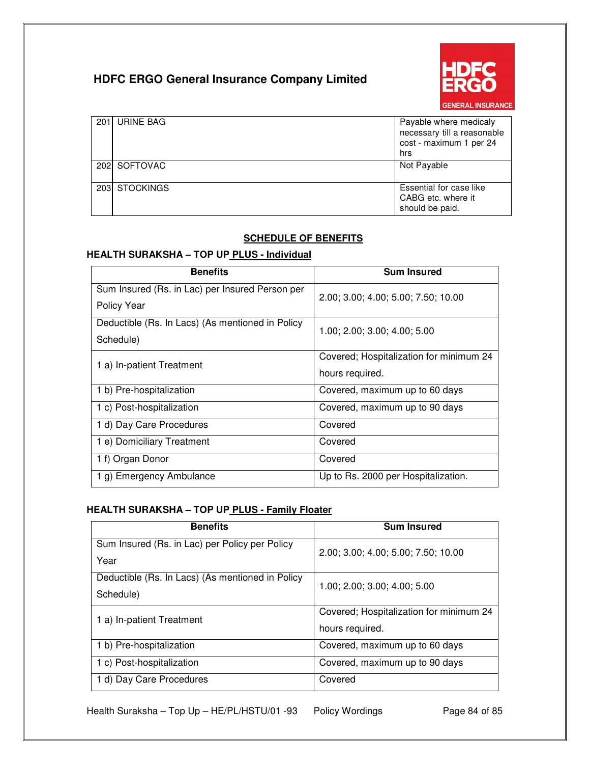| | | |
|---|---|---|
| 201 | URINE BAG | Payable where medicaly necessary till a reasonable cost - maximum 1 per 24 hrs |
| 202 | SOFTOVAC | Not Payable |
| 203 | STOCKINGS | Essential for case like CABG etc. where it should be paid. |

## SCHEDULE OF BENEFITS

### HEALTH SURAKSHA – TOP UP PLUS - Individual

| Benefits | Sum Insured |
|---|---|
| Sum Insured (Rs. in Lac) per Insured Person per Policy Year | 2.00; 3.00; 4.00; 5.00; 7.50; 10.00 |
| Deductible (Rs. In Lacs) (As mentioned in Policy Schedule) | 1.00; 2.00; 3.00; 4.00; 5.00 |
| 1 a) In-patient Treatment | Covered; Hospitalization for minimum 24 hours required. |
| 1 b) Pre-hospitalization | Covered, maximum up to 60 days |
| 1 c) Post-hospitalization | Covered, maximum up to 90 days |
| 1 d) Day Care Procedures | Covered |
| 1 e) Domiciliary Treatment | Covered |
| 1 f) Organ Donor | Covered |
| 1 g) Emergency Ambulance | Up to Rs. 2000 per Hospitalization. |

### HEALTH SURAKSHA – TOP UP PLUS - Family Floater

| Benefits | Sum Insured |
|---|---|
| Sum Insured (Rs. in Lac) per Policy per Policy Year | 2.00; 3.00; 4.00; 5.00; 7.50; 10.00 |
| Deductible (Rs. In Lacs) (As mentioned in Policy Schedule) | 1.00; 2.00; 3.00; 4.00; 5.00 |
| 1 a) In-patient Treatment | Covered; Hospitalization for minimum 24 hours required. |
| 1 b) Pre-hospitalization | Covered, maximum up to 60 days |
| 1 c) Post-hospitalization | Covered, maximum up to 90 days |
| 1 d) Day Care Procedures | Covered |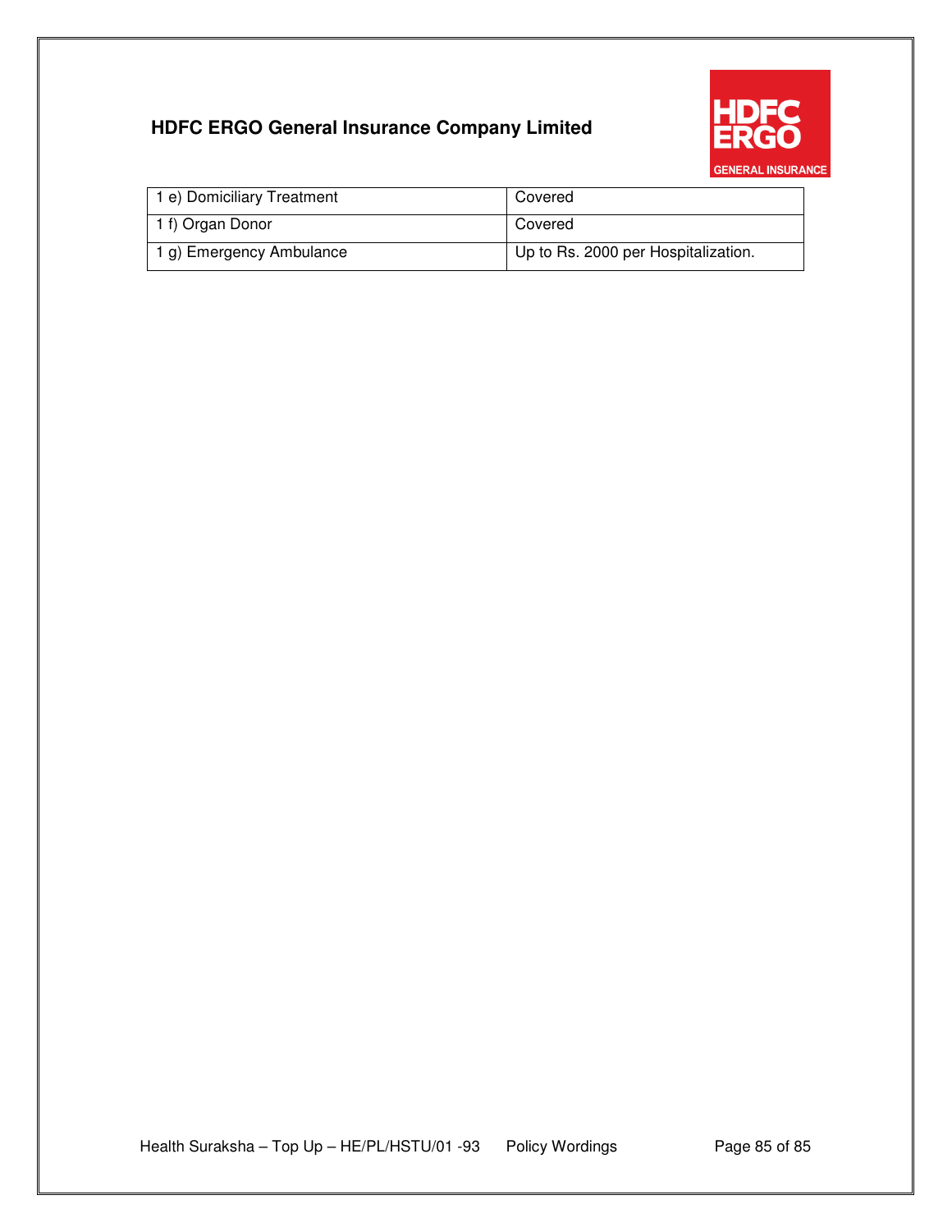| | |
|---|---|
| 1 e) Domiciliary Treatment | Covered |
| 1 f) Organ Donor | Covered |
| 1 g) Emergency Ambulance | Up to Rs. 2000 per Hospitalization. |